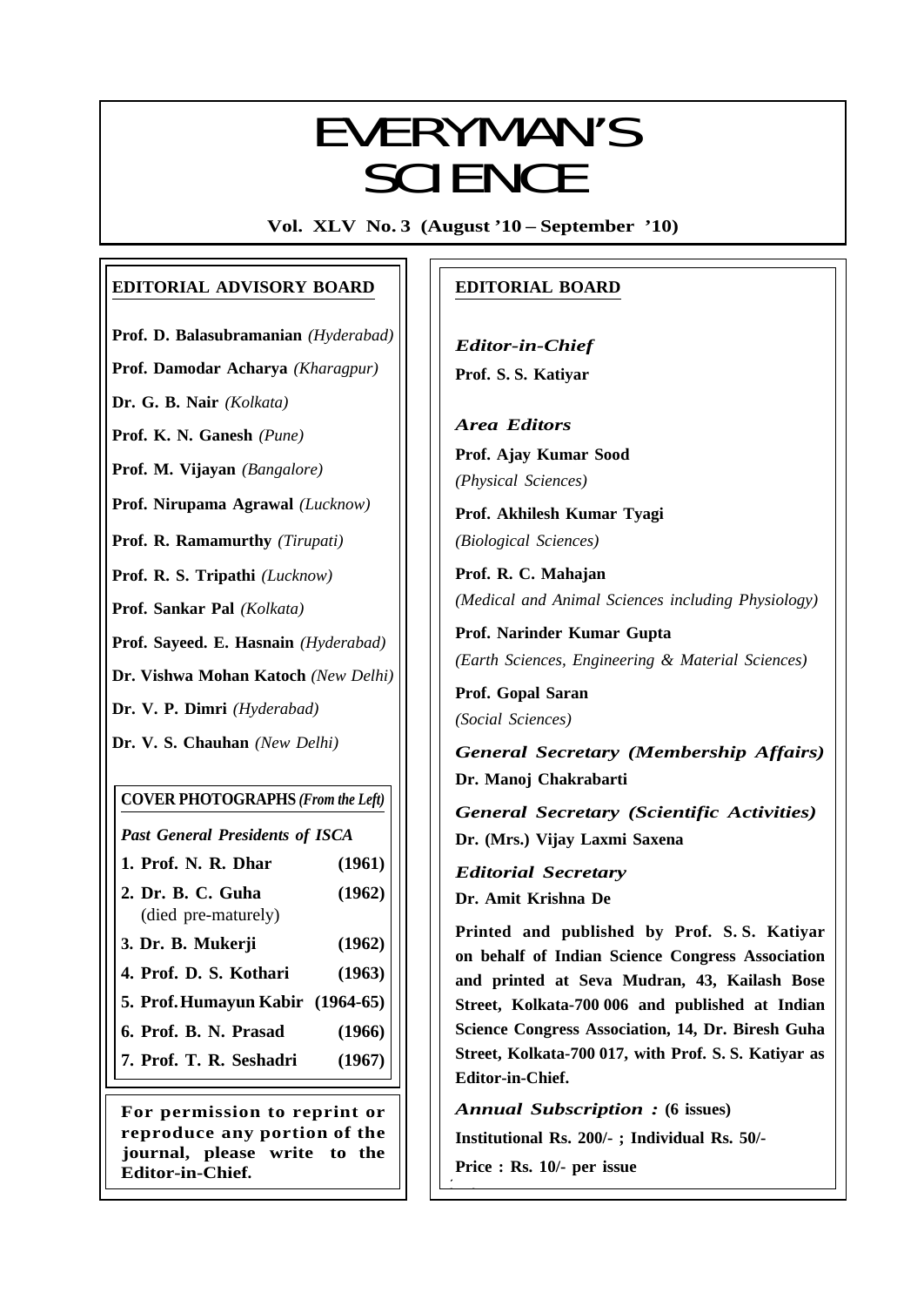# EVERYMAN'S SCIENCE

**Vol. XLV No. 3 (August '10 – September '10)**

## EDITORIAL ADVISORY BOARD

**Prof. D. Balasubramanian** *(Hyderabad)*

**Prof. Damodar Acharya** *(Kharagpur)*

**Dr. G. B. Nair** *(Kolkata)*

**Prof. K. N. Ganesh** *(Pune)*

**Prof. M. Vijayan** *(Bangalore)*

**Prof. Nirupama Agrawal** *(Lucknow)*

**Prof. R. Ramamurthy** *(Tirupati)*

**Prof. R. S. Tripathi** *(Lucknow)*

**Prof. Sankar Pal** *(Kolkata)*

**Prof. Sayeed. E. Hasnain** *(Hyderabad)*

**Dr. Vishwa Mohan Katoch** *(New Delhi)*

**Dr. V. P. Dimri** *(Hyderabad)*

**Dr. V. S. Chauhan** *(New Delhi)*

**COVER PHOTOGRAPHS** ***(From the Left)***

*Past General Presidents of ISCA*

| | |
|---|---|
| **1. Prof. N. R. Dhar** | **(1961)** |
| **2. Dr. B. C. Guha** (died pre-maturely) | **(1962)** |
| **3. Dr. B. Mukerji** | **(1962)** |
| **4. Prof. D. S. Kothari** | **(1963)** |
| **5. Prof. Humayun Kabir** | **(1964-65)** |
| **6. Prof. B. N. Prasad** | **(1966)** |
| **7. Prof. T. R. Seshadri** | **(1967)** |

**For permission to reprint or reproduce any portion of the journal, please write to the Editor-in-Chief.**

## EDITORIAL BOARD

***Editor-in-Chief***
**Prof. S. S. Katiyar**

***Area Editors***

**Prof. Ajay Kumar Sood**
*(Physical Sciences)*

**Prof. Akhilesh Kumar Tyagi**
*(Biological Sciences)*

**Prof. R. C. Mahajan**
*(Medical and Animal Sciences including Physiology)*

**Prof. Narinder Kumar Gupta**
*(Earth Sciences, Engineering & Material Sciences)*

**Prof. Gopal Saran**
*(Social Sciences)*

***General Secretary (Membership Affairs)***
**Dr. Manoj Chakrabarti**

***General Secretary (Scientific Activities)***
**Dr. (Mrs.) Vijay Laxmi Saxena**

***Editorial Secretary***
**Dr. Amit Krishna De**

**Printed and published by Prof. S. S. Katiyar on behalf of Indian Science Congress Association and printed at Seva Mudran, 43, Kailash Bose Street, Kolkata-700 006 and published at Indian Science Congress Association, 14, Dr. Biresh Guha Street, Kolkata-700 017, with Prof. S. S. Katiyar as Editor-in-Chief.**

***Annual Subscription :*** **(6 issues)**

**Institutional Rs. 200/- ; Individual Rs. 50/-**

**Price : Rs. 10/- per issue**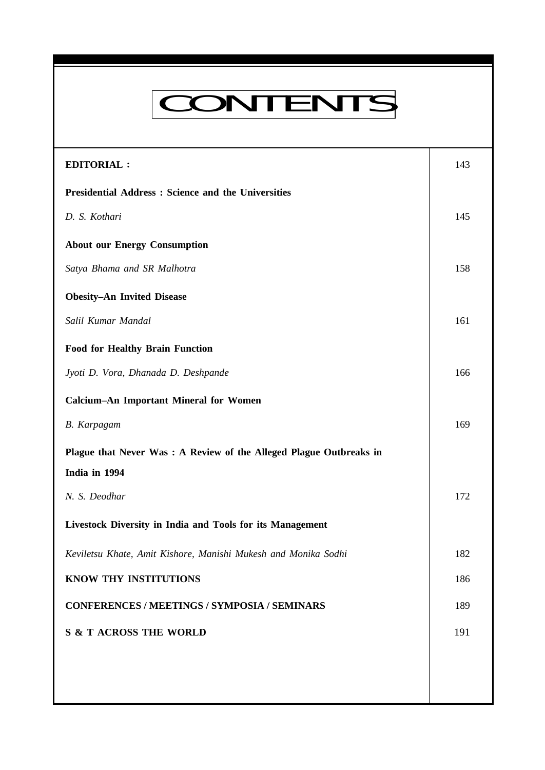# CONTENTS

| | |
|---|---|
| **EDITORIAL :** | 143 |
| **Presidential Address : Science and the Universities** | |
| *D. S. Kothari* | 145 |
| **About our Energy Consumption** | |
| *Satya Bhama and SR Malhotra* | 158 |
| **Obesity–An Invited Disease** | |
| *Salil Kumar Mandal* | 161 |
| **Food for Healthy Brain Function** | |
| *Jyoti D. Vora, Dhanada D. Deshpande* | 166 |
| **Calcium–An Important Mineral for Women** | |
| *B. Karpagam* | 169 |
| **Plague that Never Was : A Review of the Alleged Plague Outbreaks in India in 1994** | |
| *N. S. Deodhar* | 172 |
| **Livestock Diversity in India and Tools for its Management** | |
| *Keviletsu Khate, Amit Kishore, Manishi Mukesh and Monika Sodhi* | 182 |
| **KNOW THY INSTITUTIONS** | 186 |
| **CONFERENCES / MEETINGS / SYMPOSIA / SEMINARS** | 189 |
| **S & T ACROSS THE WORLD** | 191 |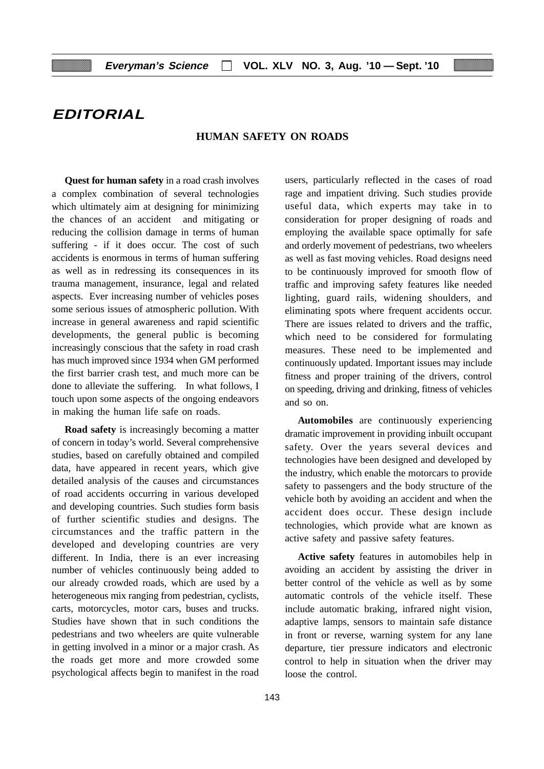# EDITORIAL

## HUMAN SAFETY ON ROADS

**Quest for human safety** in a road crash involves a complex combination of several technologies which ultimately aim at designing for minimizing the chances of an accident and mitigating or reducing the collision damage in terms of human suffering - if it does occur. The cost of such accidents is enormous in terms of human suffering as well as in redressing its consequences in its trauma management, insurance, legal and related aspects. Ever increasing number of vehicles poses some serious issues of atmospheric pollution. With increase in general awareness and rapid scientific developments, the general public is becoming increasingly conscious that the safety in road crash has much improved since 1934 when GM performed the first barrier crash test, and much more can be done to alleviate the suffering. In what follows, I touch upon some aspects of the ongoing endeavors in making the human life safe on roads.

**Road safety** is increasingly becoming a matter of concern in today's world. Several comprehensive studies, based on carefully obtained and compiled data, have appeared in recent years, which give detailed analysis of the causes and circumstances of road accidents occurring in various developed and developing countries. Such studies form basis of further scientific studies and designs. The circumstances and the traffic pattern in the developed and developing countries are very different. In India, there is an ever increasing number of vehicles continuously being added to our already crowded roads, which are used by a heterogeneous mix ranging from pedestrian, cyclists, carts, motorcycles, motor cars, buses and trucks. Studies have shown that in such conditions the pedestrians and two wheelers are quite vulnerable in getting involved in a minor or a major crash. As the roads get more and more crowded some psychological affects begin to manifest in the road users, particularly reflected in the cases of road rage and impatient driving. Such studies provide useful data, which experts may take in to consideration for proper designing of roads and employing the available space optimally for safe and orderly movement of pedestrians, two wheelers as well as fast moving vehicles. Road designs need to be continuously improved for smooth flow of traffic and improving safety features like needed lighting, guard rails, widening shoulders, and eliminating spots where frequent accidents occur. There are issues related to drivers and the traffic, which need to be considered for formulating measures. These need to be implemented and continuously updated. Important issues may include fitness and proper training of the drivers, control on speeding, driving and drinking, fitness of vehicles and so on.

**Automobiles** are continuously experiencing dramatic improvement in providing inbuilt occupant safety. Over the years several devices and technologies have been designed and developed by the industry, which enable the motorcars to provide safety to passengers and the body structure of the vehicle both by avoiding an accident and when the accident does occur. These design include technologies, which provide what are known as active safety and passive safety features.

**Active safety** features in automobiles help in avoiding an accident by assisting the driver in better control of the vehicle as well as by some automatic controls of the vehicle itself. These include automatic braking, infrared night vision, adaptive lamps, sensors to maintain safe distance in front or reverse, warning system for any lane departure, tier pressure indicators and electronic control to help in situation when the driver may loose the control.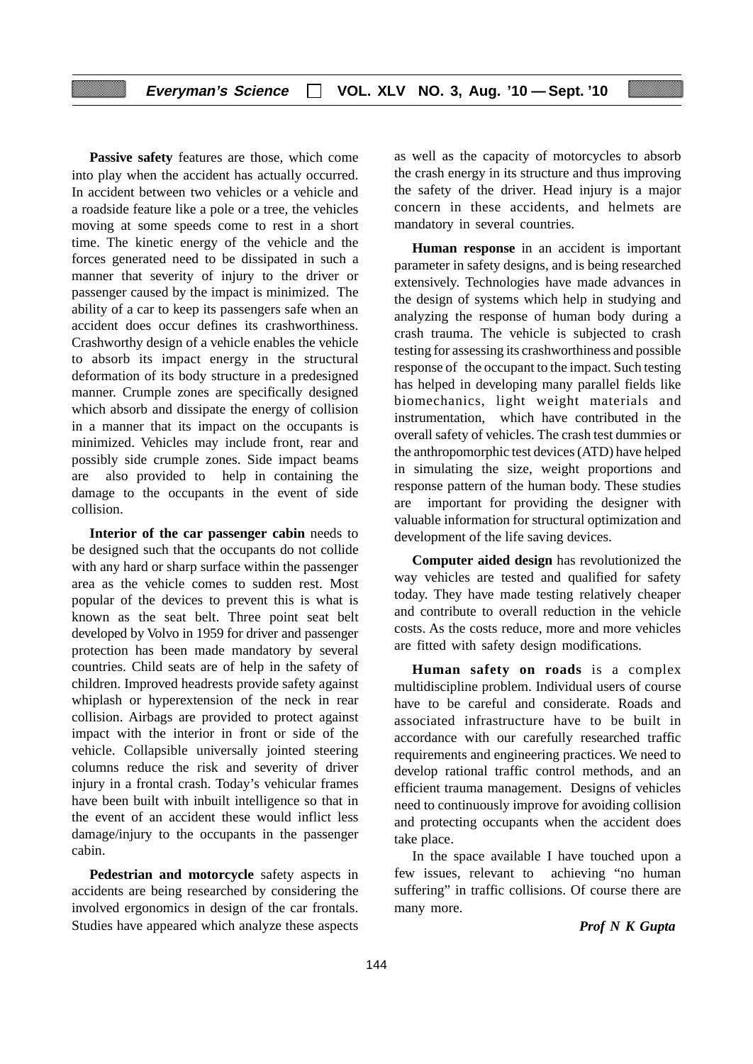**Passive safety** features are those, which come into play when the accident has actually occurred. In accident between two vehicles or a vehicle and a roadside feature like a pole or a tree, the vehicles moving at some speeds come to rest in a short time. The kinetic energy of the vehicle and the forces generated need to be dissipated in such a manner that severity of injury to the driver or passenger caused by the impact is minimized. The ability of a car to keep its passengers safe when an accident does occur defines its crashworthiness. Crashworthy design of a vehicle enables the vehicle to absorb its impact energy in the structural deformation of its body structure in a predesigned manner. Crumple zones are specifically designed which absorb and dissipate the energy of collision in a manner that its impact on the occupants is minimized. Vehicles may include front, rear and possibly side crumple zones. Side impact beams are also provided to help in containing the damage to the occupants in the event of side collision.

**Interior of the car passenger cabin** needs to be designed such that the occupants do not collide with any hard or sharp surface within the passenger area as the vehicle comes to sudden rest. Most popular of the devices to prevent this is what is known as the seat belt. Three point seat belt developed by Volvo in 1959 for driver and passenger protection has been made mandatory by several countries. Child seats are of help in the safety of children. Improved headrests provide safety against whiplash or hyperextension of the neck in rear collision. Airbags are provided to protect against impact with the interior in front or side of the vehicle. Collapsible universally jointed steering columns reduce the risk and severity of driver injury in a frontal crash. Today's vehicular frames have been built with inbuilt intelligence so that in the event of an accident these would inflict less damage/injury to the occupants in the passenger cabin.

**Pedestrian and motorcycle** safety aspects in accidents are being researched by considering the involved ergonomics in design of the car frontals. Studies have appeared which analyze these aspects as well as the capacity of motorcycles to absorb the crash energy in its structure and thus improving the safety of the driver. Head injury is a major concern in these accidents, and helmets are mandatory in several countries.

**Human response** in an accident is important parameter in safety designs, and is being researched extensively. Technologies have made advances in the design of systems which help in studying and analyzing the response of human body during a crash trauma. The vehicle is subjected to crash testing for assessing its crashworthiness and possible response of the occupant to the impact. Such testing has helped in developing many parallel fields like biomechanics, light weight materials and instrumentation, which have contributed in the overall safety of vehicles. The crash test dummies or the anthropomorphic test devices (ATD) have helped in simulating the size, weight proportions and response pattern of the human body. These studies are important for providing the designer with valuable information for structural optimization and development of the life saving devices.

**Computer aided design** has revolutionized the way vehicles are tested and qualified for safety today. They have made testing relatively cheaper and contribute to overall reduction in the vehicle costs. As the costs reduce, more and more vehicles are fitted with safety design modifications.

**Human safety on roads** is a complex multidiscipline problem. Individual users of course have to be careful and considerate. Roads and associated infrastructure have to be built in accordance with our carefully researched traffic requirements and engineering practices. We need to develop rational traffic control methods, and an efficient trauma management. Designs of vehicles need to continuously improve for avoiding collision and protecting occupants when the accident does take place.

In the space available I have touched upon a few issues, relevant to achieving "no human suffering" in traffic collisions. Of course there are many more.

***Prof N K Gupta***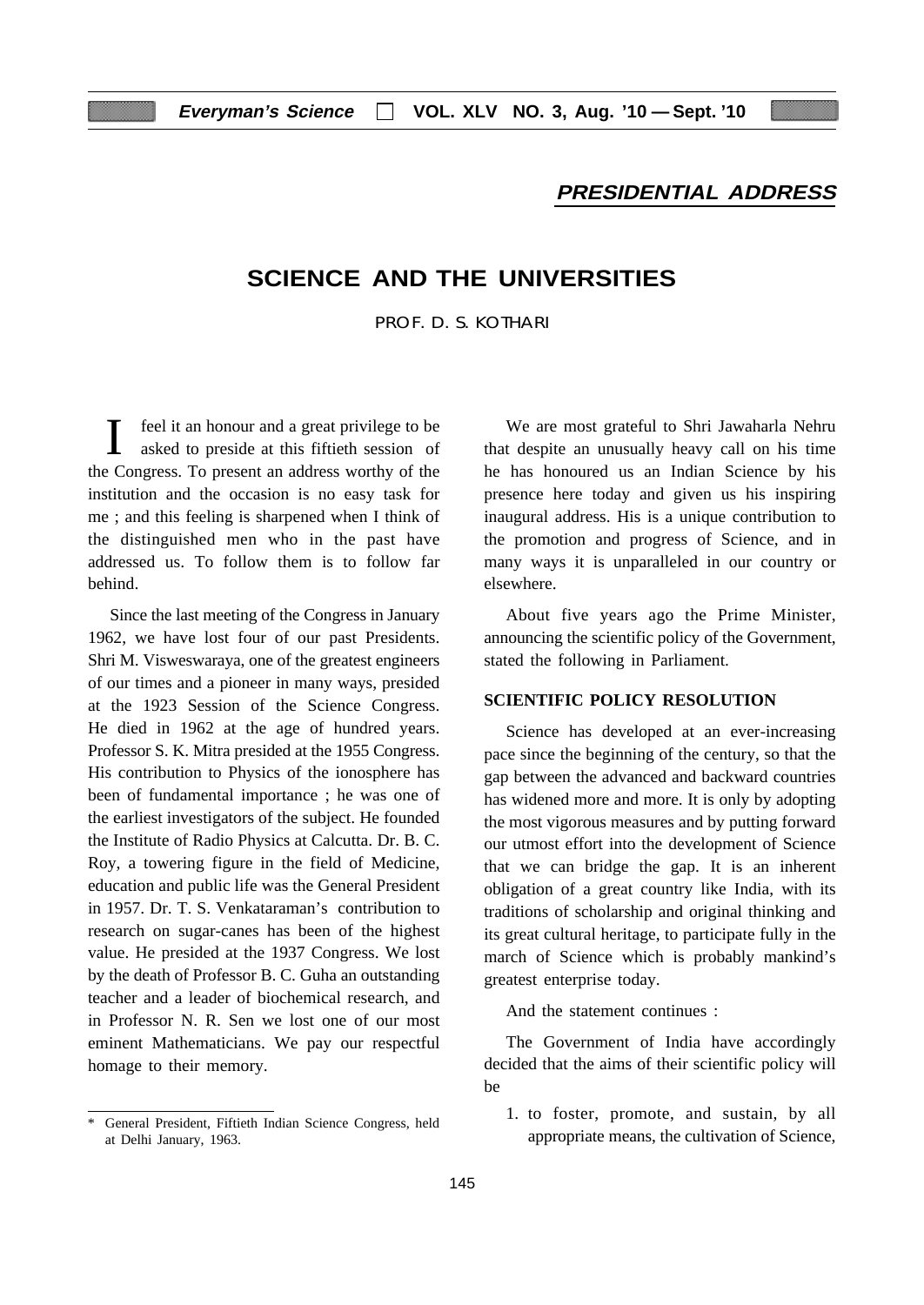## PRESIDENTIAL ADDRESS

# SCIENCE AND THE UNIVERSITIES

PROF. D. S. KOTHARI

I feel it an honour and a great privilege to be asked to preside at this fiftieth session of the Congress. To present an address worthy of the institution and the occasion is no easy task for me ; and this feeling is sharpened when I think of the distinguished men who in the past have addressed us. To follow them is to follow far behind.

Since the last meeting of the Congress in January 1962, we have lost four of our past Presidents. Shri M. Visweswaraya, one of the greatest engineers of our times and a pioneer in many ways, presided at the 1923 Session of the Science Congress. He died in 1962 at the age of hundred years. Professor S. K. Mitra presided at the 1955 Congress. His contribution to Physics of the ionosphere has been of fundamental importance ; he was one of the earliest investigators of the subject. He founded the Institute of Radio Physics at Calcutta. Dr. B. C. Roy, a towering figure in the field of Medicine, education and public life was the General President in 1957. Dr. T. S. Venkataraman's contribution to research on sugar-canes has been of the highest value. He presided at the 1937 Congress. We lost by the death of Professor B. C. Guha an outstanding teacher and a leader of biochemical research, and in Professor N. R. Sen we lost one of our most eminent Mathematicians. We pay our respectful homage to their memory.

We are most grateful to Shri Jawaharla Nehru that despite an unusually heavy call on his time he has honoured us an Indian Science by his presence here today and given us his inspiring inaugural address. His is a unique contribution to the promotion and progress of Science, and in many ways it is unparalleled in our country or elsewhere.

About five years ago the Prime Minister, announcing the scientific policy of the Government, stated the following in Parliament.

### SCIENTIFIC POLICY RESOLUTION

Science has developed at an ever-increasing pace since the beginning of the century, so that the gap between the advanced and backward countries has widened more and more. It is only by adopting the most vigorous measures and by putting forward our utmost effort into the development of Science that we can bridge the gap. It is an inherent obligation of a great country like India, with its traditions of scholarship and original thinking and its great cultural heritage, to participate fully in the march of Science which is probably mankind's greatest enterprise today.

And the statement continues :

The Government of India have accordingly decided that the aims of their scientific policy will be

1. to foster, promote, and sustain, by all appropriate means, the cultivation of Science,

---

\* General President, Fiftieth Indian Science Congress, held at Delhi January, 1963.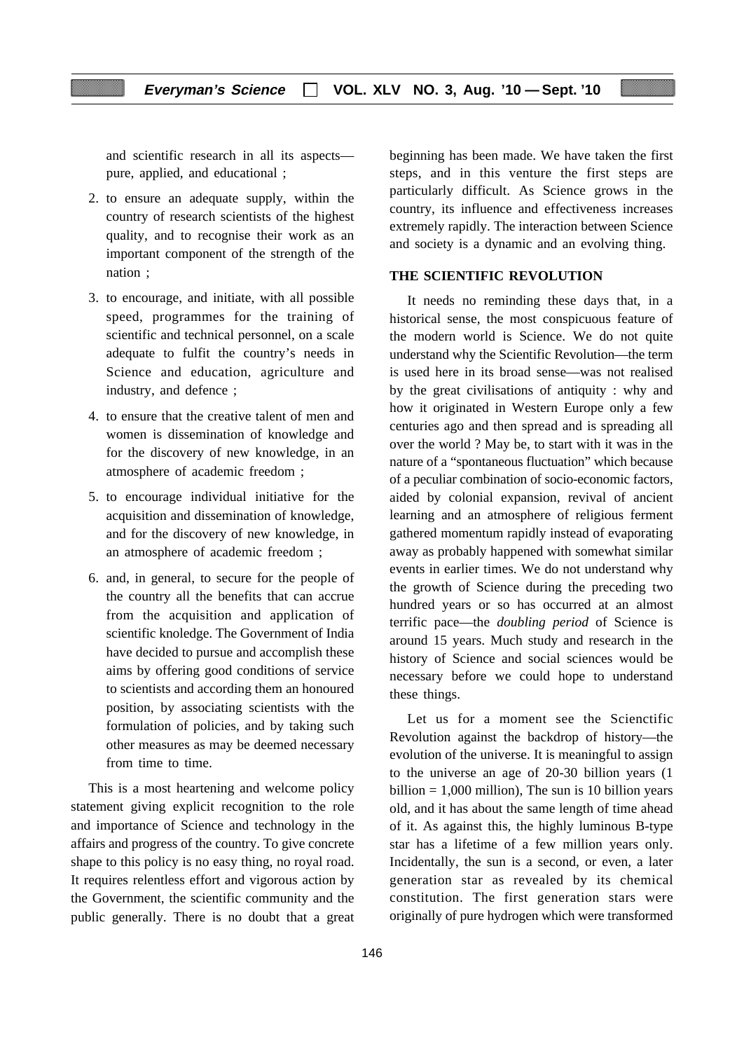and scientific research in all its aspects—pure, applied, and educational ;

2. to ensure an adequate supply, within the country of research scientists of the highest quality, and to recognise their work as an important component of the strength of the nation ;
3. to encourage, and initiate, with all possible speed, programmes for the training of scientific and technical personnel, on a scale adequate to fulfit the country's needs in Science and education, agriculture and industry, and defence ;
4. to ensure that the creative talent of men and women is dissemination of knowledge and for the discovery of new knowledge, in an atmosphere of academic freedom ;
5. to encourage individual initiative for the acquisition and dissemination of knowledge, and for the discovery of new knowledge, in an atmosphere of academic freedom ;
6. and, in general, to secure for the people of the country all the benefits that can accrue from the acquisition and application of scientific knoledge. The Government of India have decided to pursue and accomplish these aims by offering good conditions of service to scientists and according them an honoured position, by associating scientists with the formulation of policies, and by taking such other measures as may be deemed necessary from time to time.

This is a most heartening and welcome policy statement giving explicit recognition to the role and importance of Science and technology in the affairs and progress of the country. To give concrete shape to this policy is no easy thing, no royal road. It requires relentless effort and vigorous action by the Government, the scientific community and the public generally. There is no doubt that a great beginning has been made. We have taken the first steps, and in this venture the first steps are particularly difficult. As Science grows in the country, its influence and effectiveness increases extremely rapidly. The interaction between Science and society is a dynamic and an evolving thing.

## THE SCIENTIFIC REVOLUTION

It needs no reminding these days that, in a historical sense, the most conspicuous feature of the modern world is Science. We do not quite understand why the Scientific Revolution—the term is used here in its broad sense—was not realised by the great civilisations of antiquity : why and how it originated in Western Europe only a few centuries ago and then spread and is spreading all over the world ? May be, to start with it was in the nature of a "spontaneous fluctuation" which because of a peculiar combination of socio-economic factors, aided by colonial expansion, revival of ancient learning and an atmosphere of religious ferment gathered momentum rapidly instead of evaporating away as probably happened with somewhat similar events in earlier times. We do not understand why the growth of Science during the preceding two hundred years or so has occurred at an almost terrific pace—the *doubling period* of Science is around 15 years. Much study and research in the history of Science and social sciences would be necessary before we could hope to understand these things.

Let us for a moment see the Scienctific Revolution against the backdrop of history—the evolution of the universe. It is meaningful to assign to the universe an age of 20-30 billion years (1 billion = 1,000 million), The sun is 10 billion years old, and it has about the same length of time ahead of it. As against this, the highly luminous B-type star has a lifetime of a few million years only. Incidentally, the sun is a second, or even, a later generation star as revealed by its chemical constitution. The first generation stars were originally of pure hydrogen which were transformed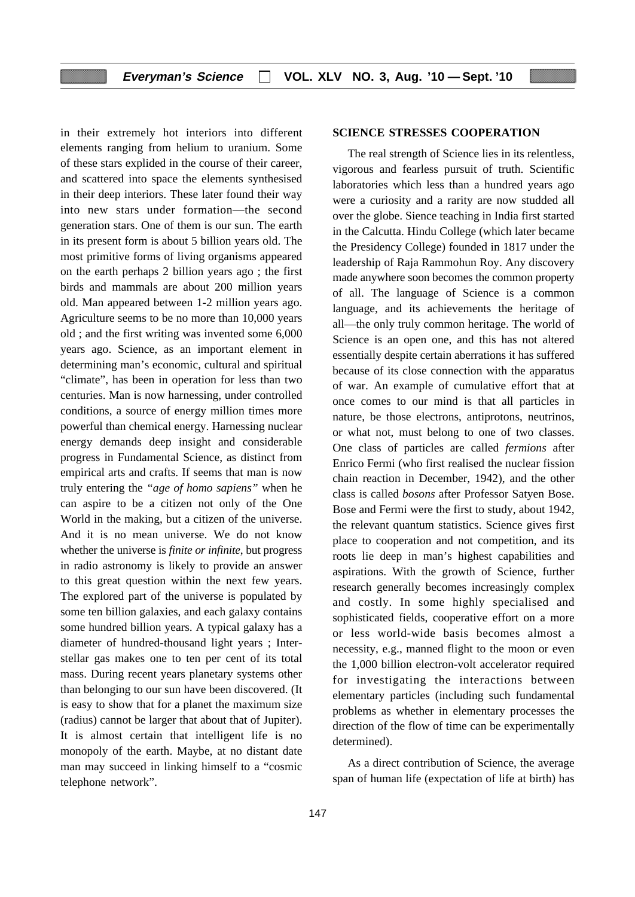in their extremely hot interiors into different elements ranging from helium to uranium. Some of these stars explided in the course of their career, and scattered into space the elements synthesised in their deep interiors. These later found their way into new stars under formation—the second generation stars. One of them is our sun. The earth in its present form is about 5 billion years old. The most primitive forms of living organisms appeared on the earth perhaps 2 billion years ago ; the first birds and mammals are about 200 million years old. Man appeared between 1-2 million years ago. Agriculture seems to be no more than 10,000 years old ; and the first writing was invented some 6,000 years ago. Science, as an important element in determining man's economic, cultural and spiritual "climate", has been in operation for less than two centuries. Man is now harnessing, under controlled conditions, a source of energy million times more powerful than chemical energy. Harnessing nuclear energy demands deep insight and considerable progress in Fundamental Science, as distinct from empirical arts and crafts. If seems that man is now truly entering the *"age of homo sapiens"* when he can aspire to be a citizen not only of the One World in the making, but a citizen of the universe. And it is no mean universe. We do not know whether the universe is *finite or infinite*, but progress in radio astronomy is likely to provide an answer to this great question within the next few years. The explored part of the universe is populated by some ten billion galaxies, and each galaxy contains some hundred billion years. A typical galaxy has a diameter of hundred-thousand light years ; Inter-stellar gas makes one to ten per cent of its total mass. During recent years planetary systems other than belonging to our sun have been discovered. (It is easy to show that for a planet the maximum size (radius) cannot be larger that about that of Jupiter). It is almost certain that intelligent life is no monopoly of the earth. Maybe, at no distant date man may succeed in linking himself to a "cosmic telephone network".

**SCIENCE STRESSES COOPERATION**

The real strength of Science lies in its relentless, vigorous and fearless pursuit of truth. Scientific laboratories which less than a hundred years ago were a curiosity and a rarity are now studded all over the globe. Sience teaching in India first started in the Calcutta. Hindu College (which later became the Presidency College) founded in 1817 under the leadership of Raja Rammohun Roy. Any discovery made anywhere soon becomes the common property of all. The language of Science is a common language, and its achievements the heritage of all—the only truly common heritage. The world of Science is an open one, and this has not altered essentially despite certain aberrations it has suffered because of its close connection with the apparatus of war. An example of cumulative effort that at once comes to our mind is that all particles in nature, be those electrons, antiprotons, neutrinos, or what not, must belong to one of two classes. One class of particles are called *fermions* after Enrico Fermi (who first realised the nuclear fission chain reaction in December, 1942), and the other class is called *bosons* after Professor Satyen Bose. Bose and Fermi were the first to study, about 1942, the relevant quantum statistics. Science gives first place to cooperation and not competition, and its roots lie deep in man's highest capabilities and aspirations. With the growth of Science, further research generally becomes increasingly complex and costly. In some highly specialised and sophisticated fields, cooperative effort on a more or less world-wide basis becomes almost a necessity, e.g., manned flight to the moon or even the 1,000 billion electron-volt accelerator required for investigating the interactions between elementary particles (including such fundamental problems as whether in elementary processes the direction of the flow of time can be experimentally determined).

As a direct contribution of Science, the average span of human life (expectation of life at birth) has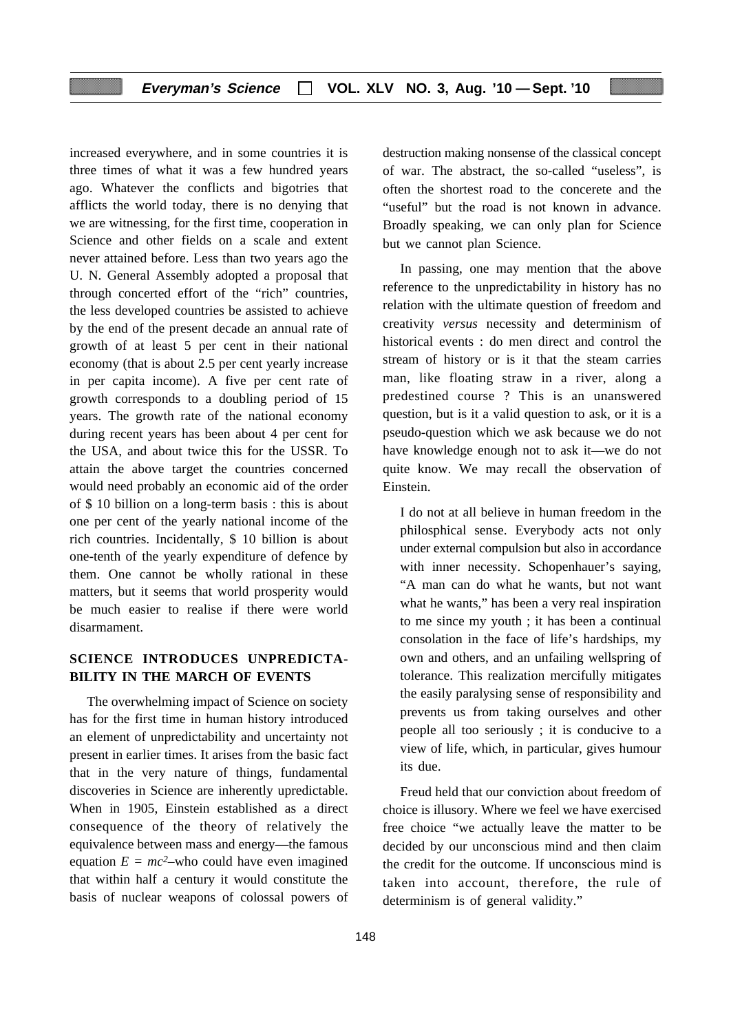increased everywhere, and in some countries it is three times of what it was a few hundred years ago. Whatever the conflicts and bigotries that afflicts the world today, there is no denying that we are witnessing, for the first time, cooperation in Science and other fields on a scale and extent never attained before. Less than two years ago the U. N. General Assembly adopted a proposal that through concerted effort of the "rich" countries, the less developed countries be assisted to achieve by the end of the present decade an annual rate of growth of at least 5 per cent in their national economy (that is about 2.5 per cent yearly increase in per capita income). A five per cent rate of growth corresponds to a doubling period of 15 years. The growth rate of the national economy during recent years has been about 4 per cent for the USA, and about twice this for the USSR. To attain the above target the countries concerned would need probably an economic aid of the order of $ 10 billion on a long-term basis : this is about one per cent of the yearly national income of the rich countries. Incidentally, $ 10 billion is about one-tenth of the yearly expenditure of defence by them. One cannot be wholly rational in these matters, but it seems that world prosperity would be much easier to realise if there were world disarmament.

## SCIENCE INTRODUCES UNPREDICTABILITY IN THE MARCH OF EVENTS

The overwhelming impact of Science on society has for the first time in human history introduced an element of unpredictability and uncertainty not present in earlier times. It arises from the basic fact that in the very nature of things, fundamental discoveries in Science are inherently upredictable. When in 1905, Einstein established as a direct consequence of the theory of relatively the equivalence between mass and energy—the famous equation $E = mc^2$–who could have even imagined that within half a century it would constitute the basis of nuclear weapons of colossal powers of destruction making nonsense of the classical concept of war. The abstract, the so-called "useless", is often the shortest road to the concerete and the "useful" but the road is not known in advance. Broadly speaking, we can only plan for Science but we cannot plan Science.

In passing, one may mention that the above reference to the unpredictability in history has no relation with the ultimate question of freedom and creativity *versus* necessity and determinism of historical events : do men direct and control the stream of history or is it that the steam carries man, like floating straw in a river, along a predestined course ? This is an unanswered question, but is it a valid question to ask, or it is a pseudo-question which we ask because we do not have knowledge enough not to ask it—we do not quite know. We may recall the observation of Einstein.

> I do not at all believe in human freedom in the philosphical sense. Everybody acts not only under external compulsion but also in accordance with inner necessity. Schopenhauer's saying, "A man can do what he wants, but not want what he wants," has been a very real inspiration to me since my youth ; it has been a continual consolation in the face of life's hardships, my own and others, and an unfailing wellspring of tolerance. This realization mercifully mitigates the easily paralysing sense of responsibility and prevents us from taking ourselves and other people all too seriously ; it is conducive to a view of life, which, in particular, gives humour its due.

Freud held that our conviction about freedom of choice is illusory. Where we feel we have exercised free choice "we actually leave the matter to be decided by our unconscious mind and then claim the credit for the outcome. If unconscious mind is taken into account, therefore, the rule of determinism is of general validity."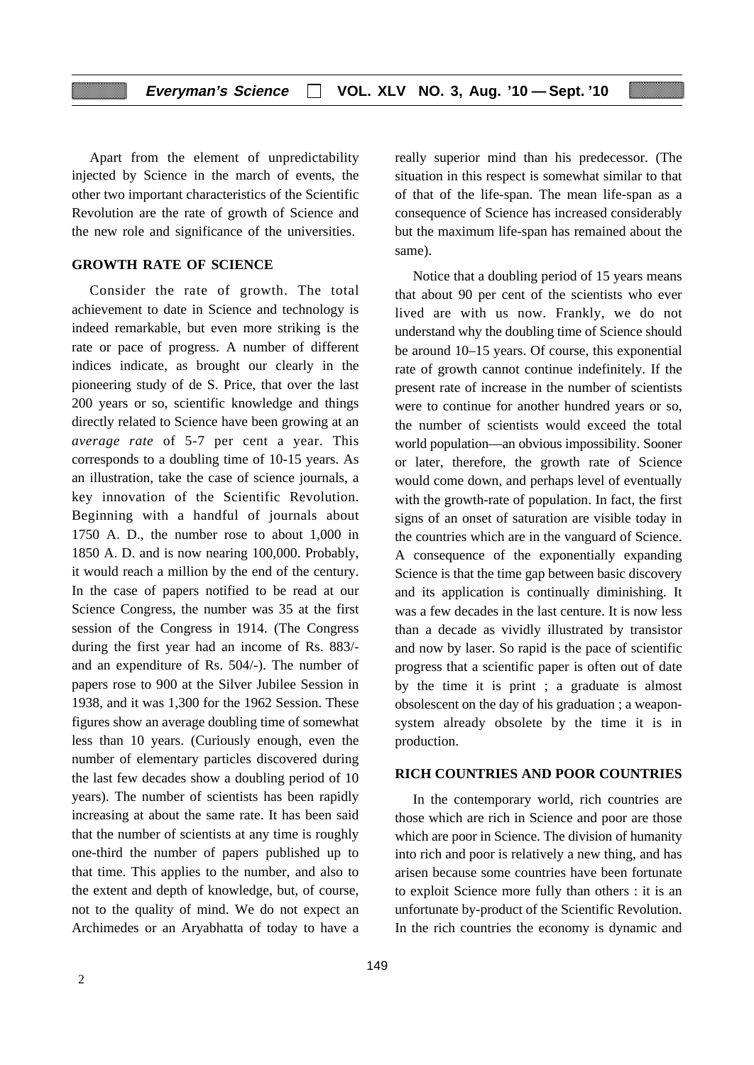Apart from the element of unpredictability injected by Science in the march of events, the other two important characteristics of the Scientific Revolution are the rate of growth of Science and the new role and significance of the universities.

## GROWTH RATE OF SCIENCE

Consider the rate of growth. The total achievement to date in Science and technology is indeed remarkable, but even more striking is the rate or pace of progress. A number of different indices indicate, as brought our clearly in the pioneering study of de S. Price, that over the last 200 years or so, scientific knowledge and things directly related to Science have been growing at an *average rate* of 5-7 per cent a year. This corresponds to a doubling time of 10-15 years. As an illustration, take the case of science journals, a key innovation of the Scientific Revolution. Beginning with a handful of journals about 1750 A. D., the number rose to about 1,000 in 1850 A. D. and is now nearing 100,000. Probably, it would reach a million by the end of the century. In the case of papers notified to be read at our Science Congress, the number was 35 at the first session of the Congress in 1914. (The Congress during the first year had an income of Rs. 883/- and an expenditure of Rs. 504/-). The number of papers rose to 900 at the Silver Jubilee Session in 1938, and it was 1,300 for the 1962 Session. These figures show an average doubling time of somewhat less than 10 years. (Curiously enough, even the number of elementary particles discovered during the last few decades show a doubling period of 10 years). The number of scientists has been rapidly increasing at about the same rate. It has been said that the number of scientists at any time is roughly one-third the number of papers published up to that time. This applies to the number, and also to the extent and depth of knowledge, but, of course, not to the quality of mind. We do not expect an Archimedes or an Aryabhatta of today to have a really superior mind than his predecessor. (The situation in this respect is somewhat similar to that of that of the life-span. The mean life-span as a consequence of Science has increased considerably but the maximum life-span has remained about the same).

Notice that a doubling period of 15 years means that about 90 per cent of the scientists who ever lived are with us now. Frankly, we do not understand why the doubling time of Science should be around 10–15 years. Of course, this exponential rate of growth cannot continue indefinitely. If the present rate of increase in the number of scientists were to continue for another hundred years or so, the number of scientists would exceed the total world population—an obvious impossibility. Sooner or later, therefore, the growth rate of Science would come down, and perhaps level of eventually with the growth-rate of population. In fact, the first signs of an onset of saturation are visible today in the countries which are in the vanguard of Science. A consequence of the exponentially expanding Science is that the time gap between basic discovery and its application is continually diminishing. It was a few decades in the last centure. It is now less than a decade as vividly illustrated by transistor and now by laser. So rapid is the pace of scientific progress that a scientific paper is often out of date by the time it is print ; a graduate is almost obsolescent on the day of his graduation ; a weapon-system already obsolete by the time it is in production.

## RICH COUNTRIES AND POOR COUNTRIES

In the contemporary world, rich countries are those which are rich in Science and poor are those which are poor in Science. The division of humanity into rich and poor is relatively a new thing, and has arisen because some countries have been fortunate to exploit Science more fully than others : it is an unfortunate by-product of the Scientific Revolution. In the rich countries the economy is dynamic and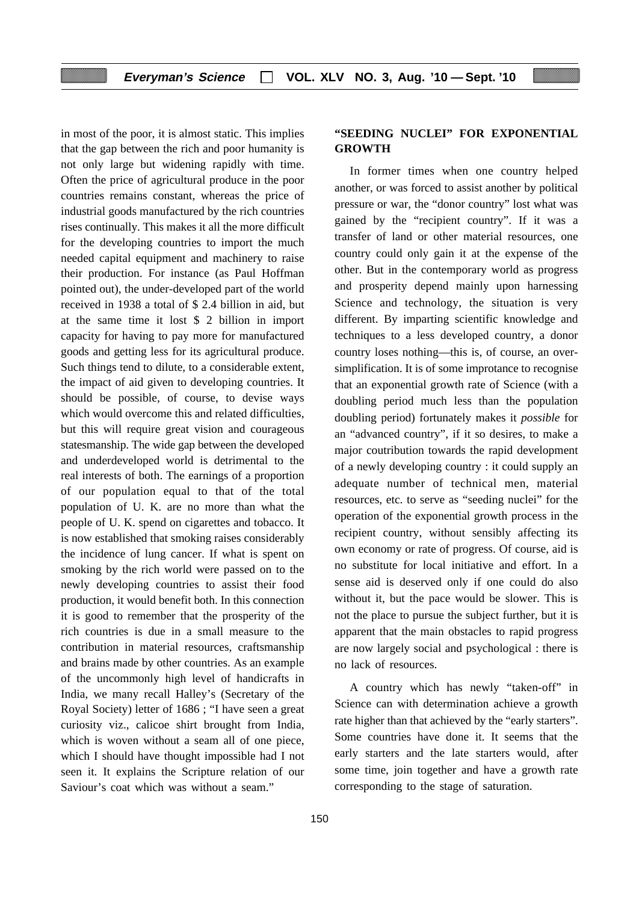in most of the poor, it is almost static. This implies that the gap between the rich and poor humanity is not only large but widening rapidly with time. Often the price of agricultural produce in the poor countries remains constant, whereas the price of industrial goods manufactured by the rich countries rises continually. This makes it all the more difficult for the developing countries to import the much needed capital equipment and machinery to raise their production. For instance (as Paul Hoffman pointed out), the under-developed part of the world received in 1938 a total of $ 2.4 billion in aid, but at the same time it lost $ 2 billion in import capacity for having to pay more for manufactured goods and getting less for its agricultural produce. Such things tend to dilute, to a considerable extent, the impact of aid given to developing countries. It should be possible, of course, to devise ways which would overcome this and related difficulties, but this will require great vision and courageous statesmanship. The wide gap between the developed and underdeveloped world is detrimental to the real interests of both. The earnings of a proportion of our population equal to that of the total population of U. K. are no more than what the people of U. K. spend on cigarettes and tobacco. It is now established that smoking raises considerably the incidence of lung cancer. If what is spent on smoking by the rich world were passed on to the newly developing countries to assist their food production, it would benefit both. In this connection it is good to remember that the prosperity of the rich countries is due in a small measure to the contribution in material resources, craftsmanship and brains made by other countries. As an example of the uncommonly high level of handicrafts in India, we many recall Halley's (Secretary of the Royal Society) letter of 1686 ; "I have seen a great curiosity viz., calicoe shirt brought from India, which is woven without a seam all of one piece, which I should have thought impossible had I not seen it. It explains the Scripture relation of our Saviour's coat which was without a seam."

## "SEEDING NUCLEI" FOR EXPONENTIAL GROWTH

In former times when one country helped another, or was forced to assist another by political pressure or war, the "donor country" lost what was gained by the "recipient country". If it was a transfer of land or other material resources, one country could only gain it at the expense of the other. But in the contemporary world as progress and prosperity depend mainly upon harnessing Science and technology, the situation is very different. By imparting scientific knowledge and techniques to a less developed country, a donor country loses nothing—this is, of course, an over-simplification. It is of some improtance to recognise that an exponential growth rate of Science (with a doubling period much less than the population doubling period) fortunately makes it *possible* for an "advanced country", if it so desires, to make a major coutribution towards the rapid development of a newly developing country : it could supply an adequate number of technical men, material resources, etc. to serve as "seeding nuclei" for the operation of the exponential growth process in the recipient country, without sensibly affecting its own economy or rate of progress. Of course, aid is no substitute for local initiative and effort. In a sense aid is deserved only if one could do also without it, but the pace would be slower. This is not the place to pursue the subject further, but it is apparent that the main obstacles to rapid progress are now largely social and psychological : there is no lack of resources.

A country which has newly "taken-off" in Science can with determination achieve a growth rate higher than that achieved by the "early starters". Some countries have done it. It seems that the early starters and the late starters would, after some time, join together and have a growth rate corresponding to the stage of saturation.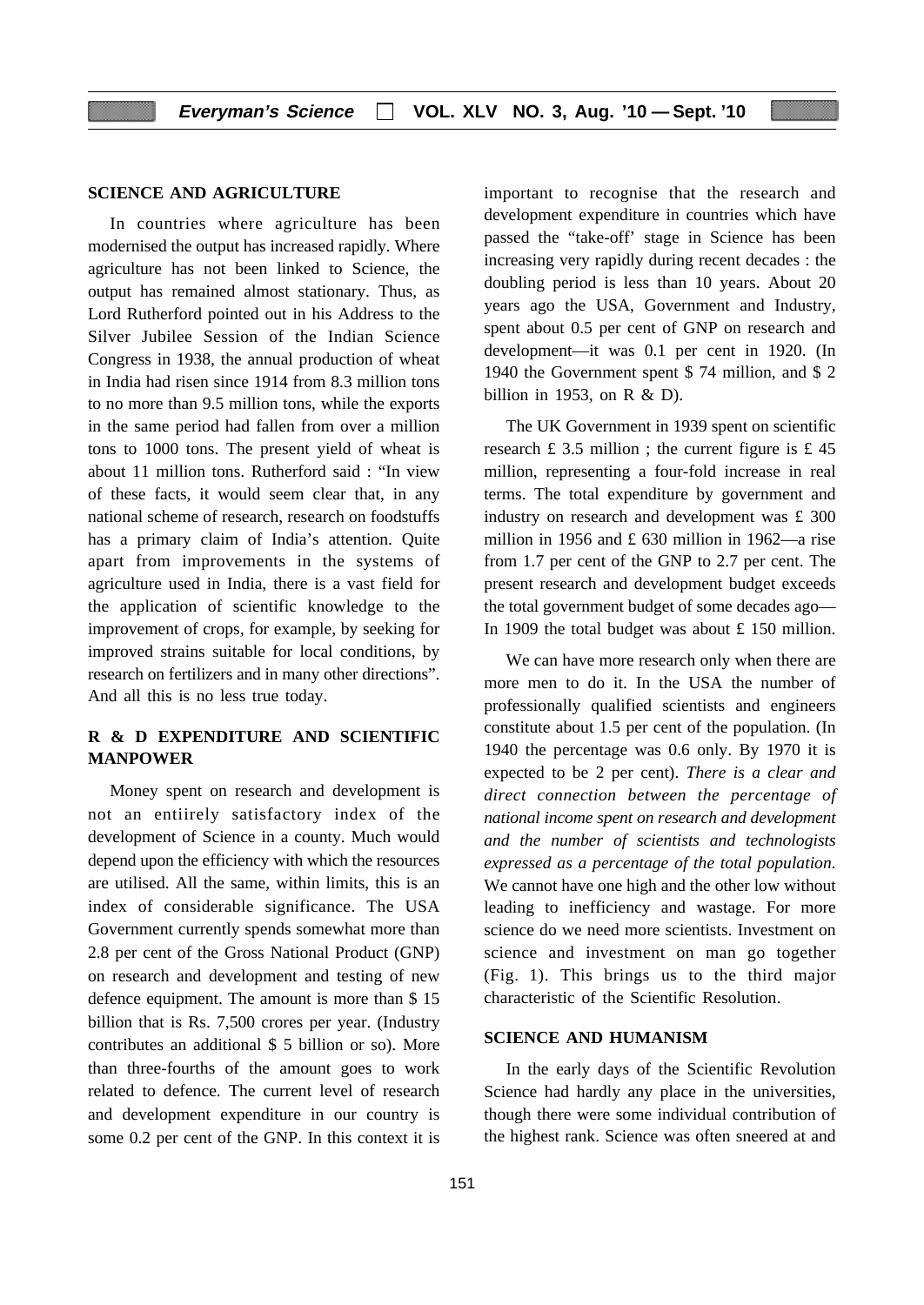## SCIENCE AND AGRICULTURE

In countries where agriculture has been modernised the output has increased rapidly. Where agriculture has not been linked to Science, the output has remained almost stationary. Thus, as Lord Rutherford pointed out in his Address to the Silver Jubilee Session of the Indian Science Congress in 1938, the annual production of wheat in India had risen since 1914 from 8.3 million tons to no more than 9.5 million tons, while the exports in the same period had fallen from over a million tons to 1000 tons. The present yield of wheat is about 11 million tons. Rutherford said : "In view of these facts, it would seem clear that, in any national scheme of research, research on foodstuffs has a primary claim of India's attention. Quite apart from improvements in the systems of agriculture used in India, there is a vast field for the application of scientific knowledge to the improvement of crops, for example, by seeking for improved strains suitable for local conditions, by research on fertilizers and in many other directions". And all this is no less true today.

## R & D EXPENDITURE AND SCIENTIFIC MANPOWER

Money spent on research and development is not an entiirely satisfactory index of the development of Science in a county. Much would depend upon the efficiency with which the resources are utilised. All the same, within limits, this is an index of considerable significance. The USA Government currently spends somewhat more than 2.8 per cent of the Gross National Product (GNP) on research and development and testing of new defence equipment. The amount is more than $ 15 billion that is Rs. 7,500 crores per year. (Industry contributes an additional $ 5 billion or so). More than three-fourths of the amount goes to work related to defence. The current level of research and development expenditure in our country is some 0.2 per cent of the GNP. In this context it is important to recognise that the research and development expenditure in countries which have passed the "take-off' stage in Science has been increasing very rapidly during recent decades : the doubling period is less than 10 years. About 20 years ago the USA, Government and Industry, spent about 0.5 per cent of GNP on research and development—it was 0.1 per cent in 1920. (In 1940 the Government spent $ 74 million, and $ 2 billion in 1953, on R & D).

The UK Government in 1939 spent on scientific research £ 3.5 million ; the current figure is £ 45 million, representing a four-fold increase in real terms. The total expenditure by government and industry on research and development was £ 300 million in 1956 and £ 630 million in 1962—a rise from 1.7 per cent of the GNP to 2.7 per cent. The present research and development budget exceeds the total government budget of some decades ago— In 1909 the total budget was about £ 150 million.

We can have more research only when there are more men to do it. In the USA the number of professionally qualified scientists and engineers constitute about 1.5 per cent of the population. (In 1940 the percentage was 0.6 only. By 1970 it is expected to be 2 per cent). *There is a clear and direct connection between the percentage of national income spent on research and development and the number of scientists and technologists expressed as a percentage of the total population.* We cannot have one high and the other low without leading to inefficiency and wastage. For more science do we need more scientists. Investment on science and investment on man go together (Fig. 1). This brings us to the third major characteristic of the Scientific Resolution.

## SCIENCE AND HUMANISM

In the early days of the Scientific Revolution Science had hardly any place in the universities, though there were some individual contribution of the highest rank. Science was often sneered at and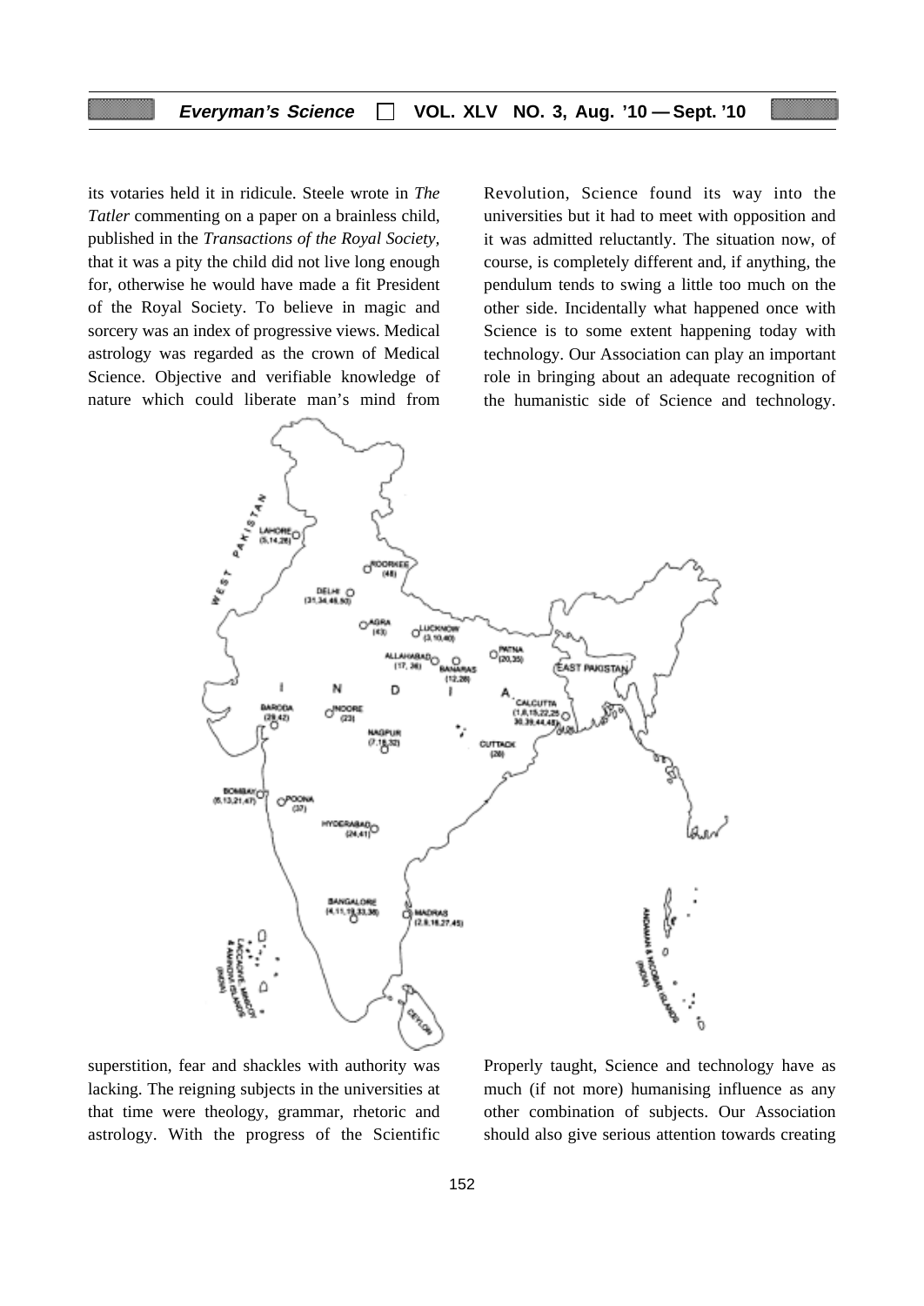its votaries held it in ridicule. Steele wrote in *The Tatler* commenting on a paper on a brainless child, published in the *Transactions of the Royal Society*, that it was a pity the child did not live long enough for, otherwise he would have made a fit President of the Royal Society. To believe in magic and sorcery was an index of progressive views. Medical astrology was regarded as the crown of Medical Science. Objective and verifiable knowledge of nature which could liberate man's mind from superstition, fear and shackles with authority was lacking. The reigning subjects in the universities at that time were theology, grammar, rhetoric and astrology. With the progress of the Scientific Revolution, Science found its way into the universities but it had to meet with opposition and it was admitted reluctantly. The situation now, of course, is completely different and, if anything, the pendulum tends to swing a little too much on the other side. Incidentally what happened once with Science is to some extent happening today with technology. Our Association can play an important role in bringing about an adequate recognition of the humanistic side of Science and technology. Properly taught, Science and technology have as much (if not more) humanising influence as any other combination of subjects. Our Association should also give serious attention towards creating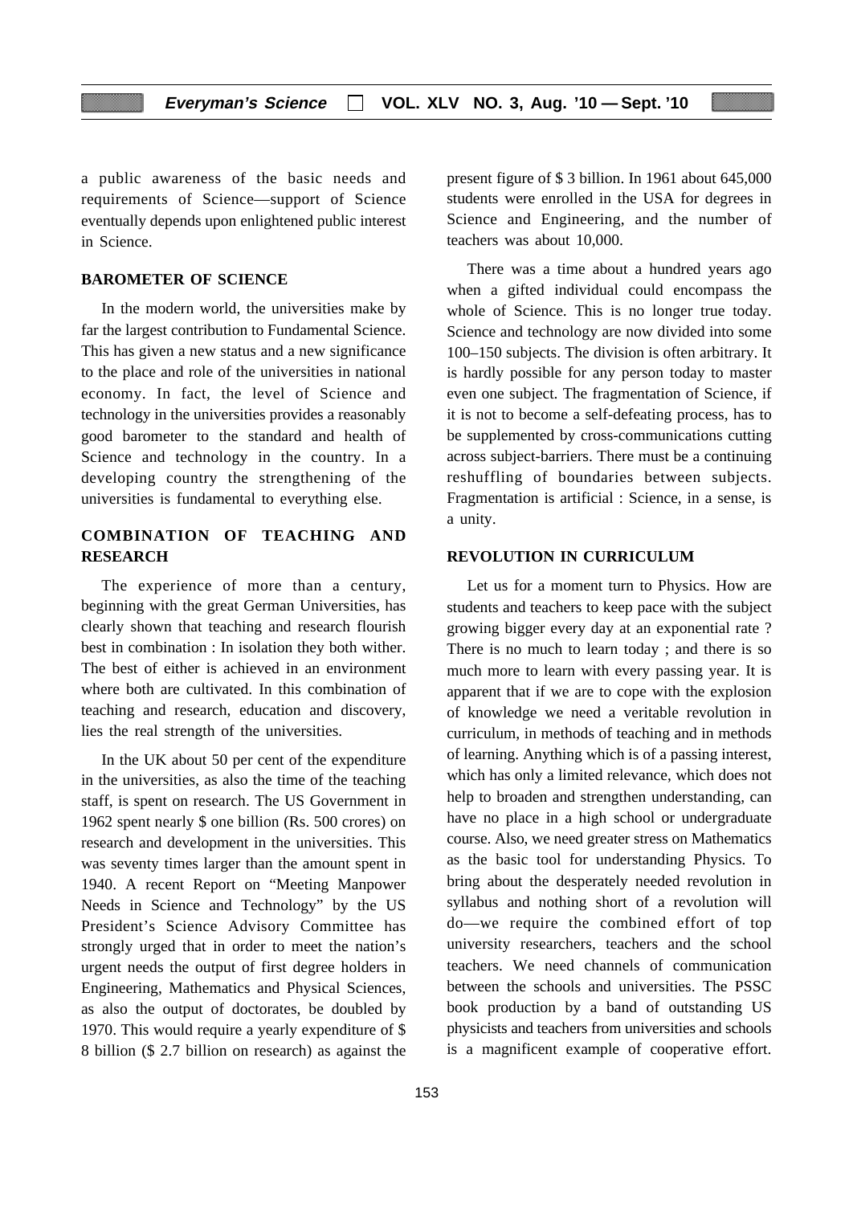a public awareness of the basic needs and requirements of Science—support of Science eventually depends upon enlightened public interest in Science.

## BAROMETER OF SCIENCE

In the modern world, the universities make by far the largest contribution to Fundamental Science. This has given a new status and a new significance to the place and role of the universities in national economy. In fact, the level of Science and technology in the universities provides a reasonably good barometer to the standard and health of Science and technology in the country. In a developing country the strengthening of the universities is fundamental to everything else.

## COMBINATION OF TEACHING AND RESEARCH

The experience of more than a century, beginning with the great German Universities, has clearly shown that teaching and research flourish best in combination : In isolation they both wither. The best of either is achieved in an environment where both are cultivated. In this combination of teaching and research, education and discovery, lies the real strength of the universities.

In the UK about 50 per cent of the expenditure in the universities, as also the time of the teaching staff, is spent on research. The US Government in 1962 spent nearly $ one billion (Rs. 500 crores) on research and development in the universities. This was seventy times larger than the amount spent in 1940. A recent Report on "Meeting Manpower Needs in Science and Technology" by the US President's Science Advisory Committee has strongly urged that in order to meet the nation's urgent needs the output of first degree holders in Engineering, Mathematics and Physical Sciences, as also the output of doctorates, be doubled by 1970. This would require a yearly expenditure of $ 8 billion ($ 2.7 billion on research) as against the present figure of $ 3 billion. In 1961 about 645,000 students were enrolled in the USA for degrees in Science and Engineering, and the number of teachers was about 10,000.

There was a time about a hundred years ago when a gifted individual could encompass the whole of Science. This is no longer true today. Science and technology are now divided into some 100–150 subjects. The division is often arbitrary. It is hardly possible for any person today to master even one subject. The fragmentation of Science, if it is not to become a self-defeating process, has to be supplemented by cross-communications cutting across subject-barriers. There must be a continuing reshuffling of boundaries between subjects. Fragmentation is artificial : Science, in a sense, is a unity.

## REVOLUTION IN CURRICULUM

Let us for a moment turn to Physics. How are students and teachers to keep pace with the subject growing bigger every day at an exponential rate ? There is no much to learn today ; and there is so much more to learn with every passing year. It is apparent that if we are to cope with the explosion of knowledge we need a veritable revolution in curriculum, in methods of teaching and in methods of learning. Anything which is of a passing interest, which has only a limited relevance, which does not help to broaden and strengthen understanding, can have no place in a high school or undergraduate course. Also, we need greater stress on Mathematics as the basic tool for understanding Physics. To bring about the desperately needed revolution in syllabus and nothing short of a revolution will do—we require the combined effort of top university researchers, teachers and the school teachers. We need channels of communication between the schools and universities. The PSSC book production by a band of outstanding US physicists and teachers from universities and schools is a magnificent example of cooperative effort.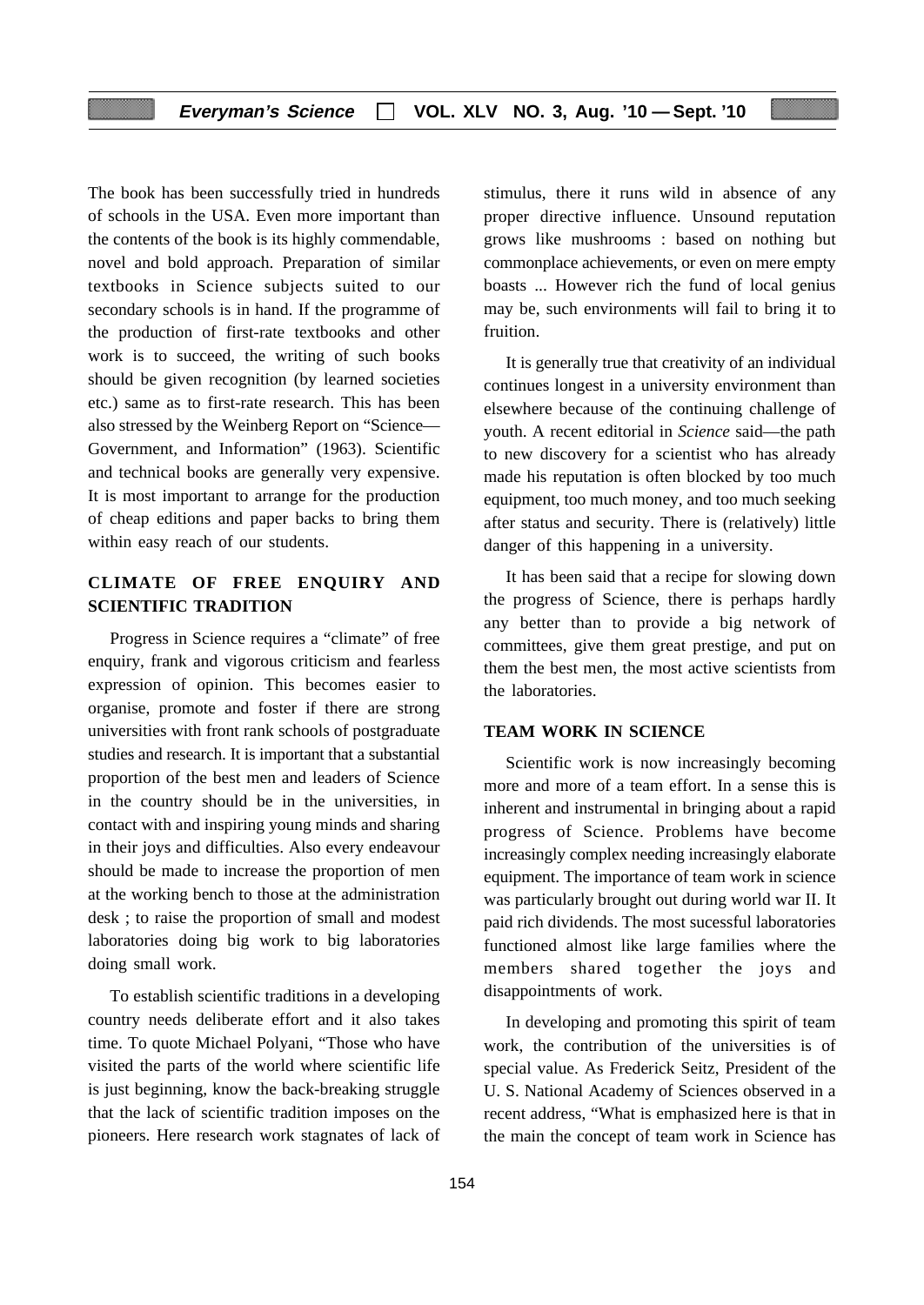The book has been successfully tried in hundreds of schools in the USA. Even more important than the contents of the book is its highly commendable, novel and bold approach. Preparation of similar textbooks in Science subjects suited to our secondary schools is in hand. If the programme of the production of first-rate textbooks and other work is to succeed, the writing of such books should be given recognition (by learned societies etc.) same as to first-rate research. This has been also stressed by the Weinberg Report on "Science—Government, and Information" (1963). Scientific and technical books are generally very expensive. It is most important to arrange for the production of cheap editions and paper backs to bring them within easy reach of our students.

## CLIMATE OF FREE ENQUIRY AND SCIENTIFIC TRADITION

Progress in Science requires a "climate" of free enquiry, frank and vigorous criticism and fearless expression of opinion. This becomes easier to organise, promote and foster if there are strong universities with front rank schools of postgraduate studies and research. It is important that a substantial proportion of the best men and leaders of Science in the country should be in the universities, in contact with and inspiring young minds and sharing in their joys and difficulties. Also every endeavour should be made to increase the proportion of men at the working bench to those at the administration desk ; to raise the proportion of small and modest laboratories doing big work to big laboratories doing small work.

To establish scientific traditions in a developing country needs deliberate effort and it also takes time. To quote Michael Polyani, "Those who have visited the parts of the world where scientific life is just beginning, know the back-breaking struggle that the lack of scientific tradition imposes on the pioneers. Here research work stagnates of lack of stimulus, there it runs wild in absence of any proper directive influence. Unsound reputation grows like mushrooms : based on nothing but commonplace achievements, or even on mere empty boasts ... However rich the fund of local genius may be, such environments will fail to bring it to fruition.

It is generally true that creativity of an individual continues longest in a university environment than elsewhere because of the continuing challenge of youth. A recent editorial in *Science* said—the path to new discovery for a scientist who has already made his reputation is often blocked by too much equipment, too much money, and too much seeking after status and security. There is (relatively) little danger of this happening in a university.

It has been said that a recipe for slowing down the progress of Science, there is perhaps hardly any better than to provide a big network of committees, give them great prestige, and put on them the best men, the most active scientists from the laboratories.

## TEAM WORK IN SCIENCE

Scientific work is now increasingly becoming more and more of a team effort. In a sense this is inherent and instrumental in bringing about a rapid progress of Science. Problems have become increasingly complex needing increasingly elaborate equipment. The importance of team work in science was particularly brought out during world war II. It paid rich dividends. The most sucessful laboratories functioned almost like large families where the members shared together the joys and disappointments of work.

In developing and promoting this spirit of team work, the contribution of the universities is of special value. As Frederick Seitz, President of the U. S. National Academy of Sciences observed in a recent address, "What is emphasized here is that in the main the concept of team work in Science has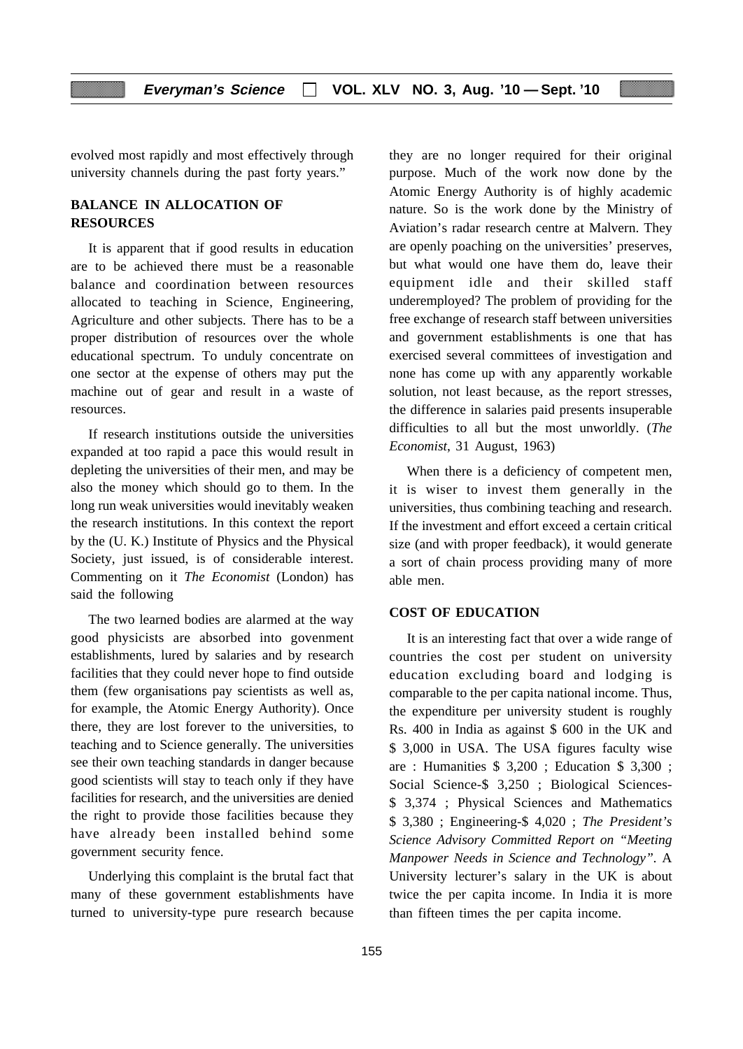evolved most rapidly and most effectively through university channels during the past forty years."

## BALANCE IN ALLOCATION OF RESOURCES

It is apparent that if good results in education are to be achieved there must be a reasonable balance and coordination between resources allocated to teaching in Science, Engineering, Agriculture and other subjects. There has to be a proper distribution of resources over the whole educational spectrum. To unduly concentrate on one sector at the expense of others may put the machine out of gear and result in a waste of resources.

If research institutions outside the universities expanded at too rapid a pace this would result in depleting the universities of their men, and may be also the money which should go to them. In the long run weak universities would inevitably weaken the research institutions. In this context the report by the (U. K.) Institute of Physics and the Physical Society, just issued, is of considerable interest. Commenting on it *The Economist* (London) has said the following

The two learned bodies are alarmed at the way good physicists are absorbed into govenment establishments, lured by salaries and by research facilities that they could never hope to find outside them (few organisations pay scientists as well as, for example, the Atomic Energy Authority). Once there, they are lost forever to the universities, to teaching and to Science generally. The universities see their own teaching standards in danger because good scientists will stay to teach only if they have facilities for research, and the universities are denied the right to provide those facilities because they have already been installed behind some government security fence.

Underlying this complaint is the brutal fact that many of these government establishments have turned to university-type pure research because they are no longer required for their original purpose. Much of the work now done by the Atomic Energy Authority is of highly academic nature. So is the work done by the Ministry of Aviation's radar research centre at Malvern. They are openly poaching on the universities' preserves, but what would one have them do, leave their equipment idle and their skilled staff underemployed? The problem of providing for the free exchange of research staff between universities and government establishments is one that has exercised several committees of investigation and none has come up with any apparently workable solution, not least because, as the report stresses, the difference in salaries paid presents insuperable difficulties to all but the most unworldly. (*The Economist*, 31 August, 1963)

When there is a deficiency of competent men, it is wiser to invest them generally in the universities, thus combining teaching and research. If the investment and effort exceed a certain critical size (and with proper feedback), it would generate a sort of chain process providing many of more able men.

## COST OF EDUCATION

It is an interesting fact that over a wide range of countries the cost per student on university education excluding board and lodging is comparable to the per capita national income. Thus, the expenditure per university student is roughly Rs. 400 in India as against $ 600 in the UK and $ 3,000 in USA. The USA figures faculty wise are : Humanities $ 3,200 ; Education $ 3,300 ; Social Science-$ 3,250 ; Biological Sciences-$ 3,374 ; Physical Sciences and Mathematics $ 3,380 ; Engineering-$ 4,020 ; *The President's Science Advisory Committed Report on "Meeting Manpower Needs in Science and Technology"*. A University lecturer's salary in the UK is about twice the per capita income. In India it is more than fifteen times the per capita income.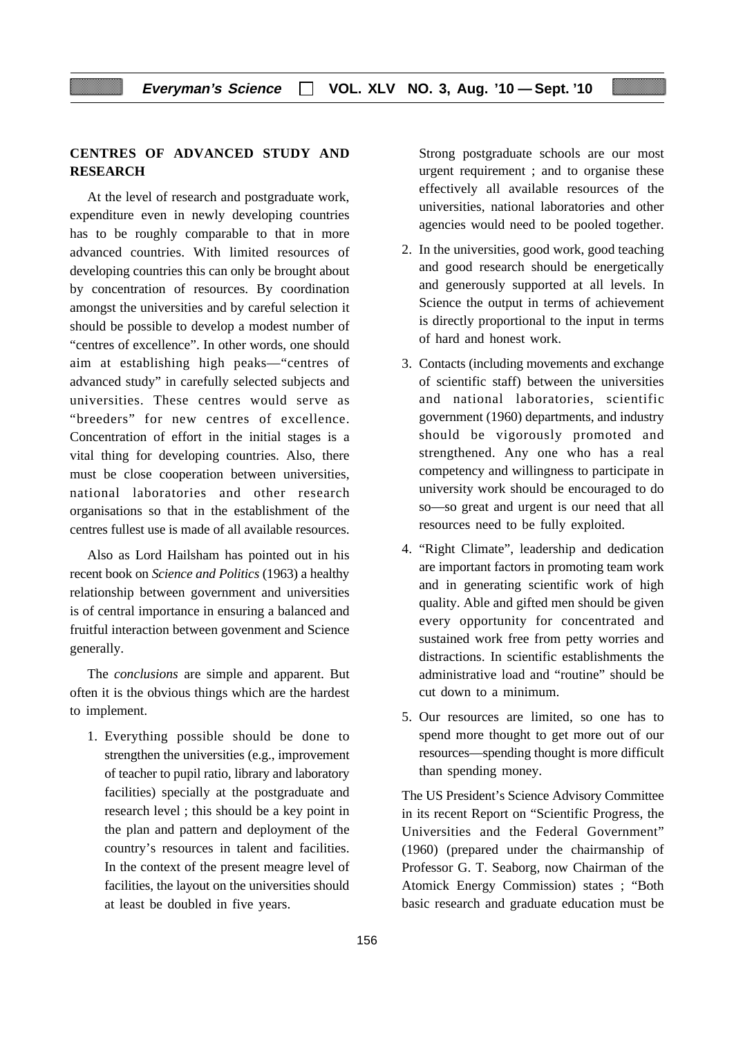## CENTRES OF ADVANCED STUDY AND RESEARCH

At the level of research and postgraduate work, expenditure even in newly developing countries has to be roughly comparable to that in more advanced countries. With limited resources of developing countries this can only be brought about by concentration of resources. By coordination amongst the universities and by careful selection it should be possible to develop a modest number of "centres of excellence". In other words, one should aim at establishing high peaks—"centres of advanced study" in carefully selected subjects and universities. These centres would serve as "breeders" for new centres of excellence. Concentration of effort in the initial stages is a vital thing for developing countries. Also, there must be close cooperation between universities, national laboratories and other research organisations so that in the establishment of the centres fullest use is made of all available resources.

Also as Lord Hailsham has pointed out in his recent book on *Science and Politics* (1963) a healthy relationship between government and universities is of central importance in ensuring a balanced and fruitful interaction between govenment and Science generally.

The *conclusions* are simple and apparent. But often it is the obvious things which are the hardest to implement.

1. Everything possible should be done to strengthen the universities (e.g., improvement of teacher to pupil ratio, library and laboratory facilities) specially at the postgraduate and research level ; this should be a key point in the plan and pattern and deployment of the country's resources in talent and facilities. In the context of the present meagre level of facilities, the layout on the universities should at least be doubled in five years.

   Strong postgraduate schools are our most urgent requirement ; and to organise these effectively all available resources of the universities, national laboratories and other agencies would need to be pooled together.

2. In the universities, good work, good teaching and good research should be energetically and generously supported at all levels. In Science the output in terms of achievement is directly proportional to the input in terms of hard and honest work.

3. Contacts (including movements and exchange of scientific staff) between the universities and national laboratories, scientific government (1960) departments, and industry should be vigorously promoted and strengthened. Any one who has a real competency and willingness to participate in university work should be encouraged to do so—so great and urgent is our need that all resources need to be fully exploited.

4. "Right Climate", leadership and dedication are important factors in promoting team work and in generating scientific work of high quality. Able and gifted men should be given every opportunity for concentrated and sustained work free from petty worries and distractions. In scientific establishments the administrative load and "routine" should be cut down to a minimum.

5. Our resources are limited, so one has to spend more thought to get more out of our resources—spending thought is more difficult than spending money.

The US President's Science Advisory Committee in its recent Report on "Scientific Progress, the Universities and the Federal Government" (1960) (prepared under the chairmanship of Professor G. T. Seaborg, now Chairman of the Atomick Energy Commission) states ; "Both basic research and graduate education must be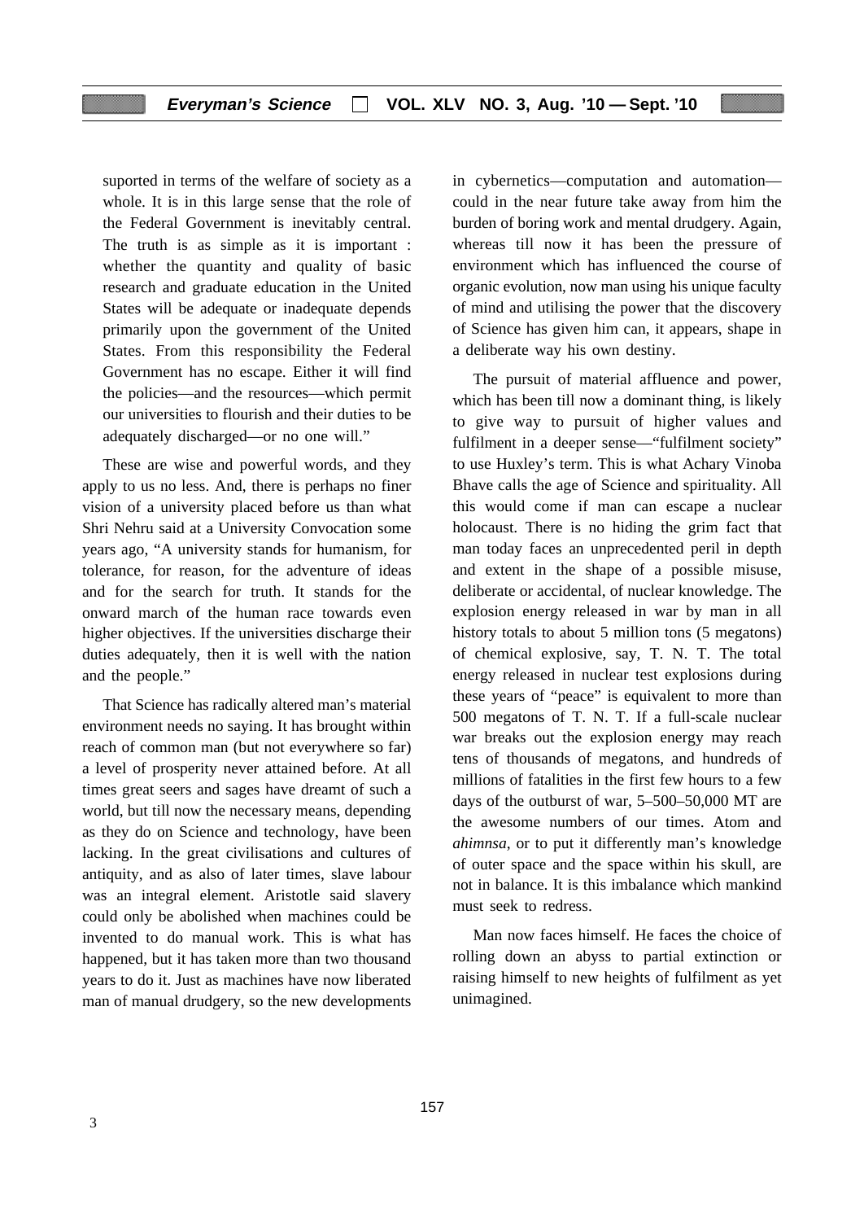suported in terms of the welfare of society as a whole. It is in this large sense that the role of the Federal Government is inevitably central. The truth is as simple as it is important : whether the quantity and quality of basic research and graduate education in the United States will be adequate or inadequate depends primarily upon the government of the United States. From this responsibility the Federal Government has no escape. Either it will find the policies—and the resources—which permit our universities to flourish and their duties to be adequately discharged—or no one will."

These are wise and powerful words, and they apply to us no less. And, there is perhaps no finer vision of a university placed before us than what Shri Nehru said at a University Convocation some years ago, "A university stands for humanism, for tolerance, for reason, for the adventure of ideas and for the search for truth. It stands for the onward march of the human race towards even higher objectives. If the universities discharge their duties adequately, then it is well with the nation and the people."

That Science has radically altered man's material environment needs no saying. It has brought within reach of common man (but not everywhere so far) a level of prosperity never attained before. At all times great seers and sages have dreamt of such a world, but till now the necessary means, depending as they do on Science and technology, have been lacking. In the great civilisations and cultures of antiquity, and as also of later times, slave labour was an integral element. Aristotle said slavery could only be abolished when machines could be invented to do manual work. This is what has happened, but it has taken more than two thousand years to do it. Just as machines have now liberated man of manual drudgery, so the new developments in cybernetics—computation and automation—could in the near future take away from him the burden of boring work and mental drudgery. Again, whereas till now it has been the pressure of environment which has influenced the course of organic evolution, now man using his unique faculty of mind and utilising the power that the discovery of Science has given him can, it appears, shape in a deliberate way his own destiny.

The pursuit of material affluence and power, which has been till now a dominant thing, is likely to give way to pursuit of higher values and fulfilment in a deeper sense—"fulfilment society" to use Huxley's term. This is what Achary Vinoba Bhave calls the age of Science and spirituality. All this would come if man can escape a nuclear holocaust. There is no hiding the grim fact that man today faces an unprecedented peril in depth and extent in the shape of a possible misuse, deliberate or accidental, of nuclear knowledge. The explosion energy released in war by man in all history totals to about 5 million tons (5 megatons) of chemical explosive, say, T. N. T. The total energy released in nuclear test explosions during these years of "peace" is equivalent to more than 500 megatons of T. N. T. If a full-scale nuclear war breaks out the explosion energy may reach tens of thousands of megatons, and hundreds of millions of fatalities in the first few hours to a few days of the outburst of war, 5–500–50,000 MT are the awesome numbers of our times. Atom and *ahimnsa*, or to put it differently man's knowledge of outer space and the space within his skull, are not in balance. It is this imbalance which mankind must seek to redress.

Man now faces himself. He faces the choice of rolling down an abyss to partial extinction or raising himself to new heights of fulfilment as yet unimagined.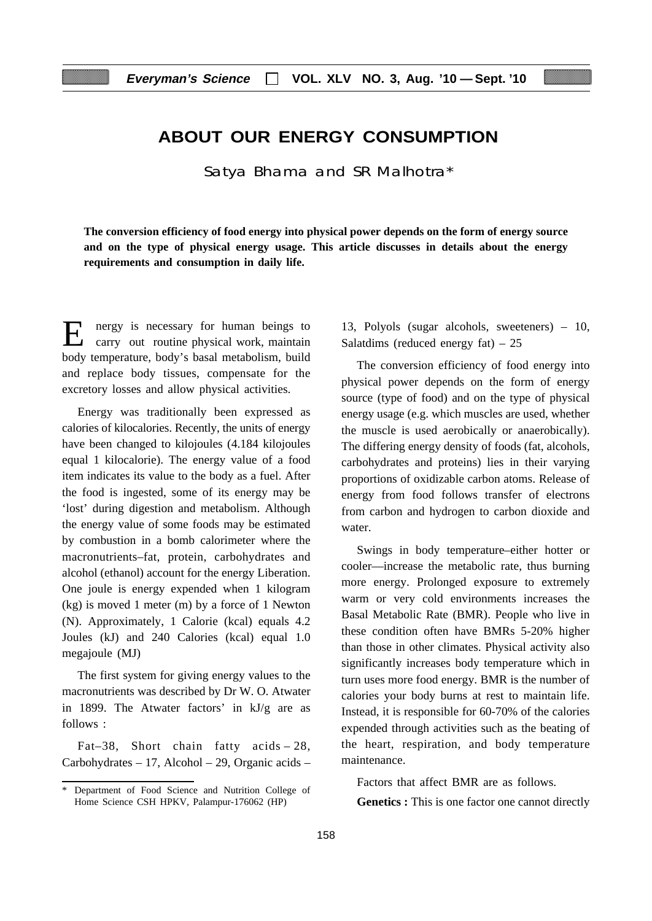# ABOUT OUR ENERGY CONSUMPTION

Satya Bhama and SR Malhotra*

**The conversion efficiency of food energy into physical power depends on the form of energy source and on the type of physical energy usage. This article discusses in details about the energy requirements and consumption in daily life.**

Energy is necessary for human beings to carry out routine physical work, maintain body temperature, body's basal metabolism, build and replace body tissues, compensate for the excretory losses and allow physical activities.

Energy was traditionally been expressed as calories of kilocalories. Recently, the units of energy have been changed to kilojoules (4.184 kilojoules equal 1 kilocalorie). The energy value of a food item indicates its value to the body as a fuel. After the food is ingested, some of its energy may be 'lost' during digestion and metabolism. Although the energy value of some foods may be estimated by combustion in a bomb calorimeter where the macronutrients–fat, protein, carbohydrates and alcohol (ethanol) account for the energy Liberation. One joule is energy expended when 1 kilogram (kg) is moved 1 meter (m) by a force of 1 Newton (N). Approximately, 1 Calorie (kcal) equals 4.2 Joules (kJ) and 240 Calories (kcal) equal 1.0 megajoule (MJ)

The first system for giving energy values to the macronutrients was described by Dr W. O. Atwater in 1899. The Atwater factors' in kJ/g are as follows :

Fat–38, Short chain fatty acids – 28, Carbohydrates – 17, Alcohol – 29, Organic acids – 13, Polyols (sugar alcohols, sweeteners) – 10, Salatdims (reduced energy fat) – 25

The conversion efficiency of food energy into physical power depends on the form of energy source (type of food) and on the type of physical energy usage (e.g. which muscles are used, whether the muscle is used aerobically or anaerobically). The differing energy density of foods (fat, alcohols, carbohydrates and proteins) lies in their varying proportions of oxidizable carbon atoms. Release of energy from food follows transfer of electrons from carbon and hydrogen to carbon dioxide and water.

Swings in body temperature–either hotter or cooler—increase the metabolic rate, thus burning more energy. Prolonged exposure to extremely warm or very cold environments increases the Basal Metabolic Rate (BMR). People who live in these condition often have BMRs 5-20% higher than those in other climates. Physical activity also significantly increases body temperature which in turn uses more food energy. BMR is the number of calories your body burns at rest to maintain life. Instead, it is responsible for 60-70% of the calories expended through activities such as the beating of the heart, respiration, and body temperature maintenance.

Factors that affect BMR are as follows.

**Genetics :** This is one factor one cannot directly

\* Department of Food Science and Nutrition College of Home Science CSH HPKV, Palampur-176062 (HP)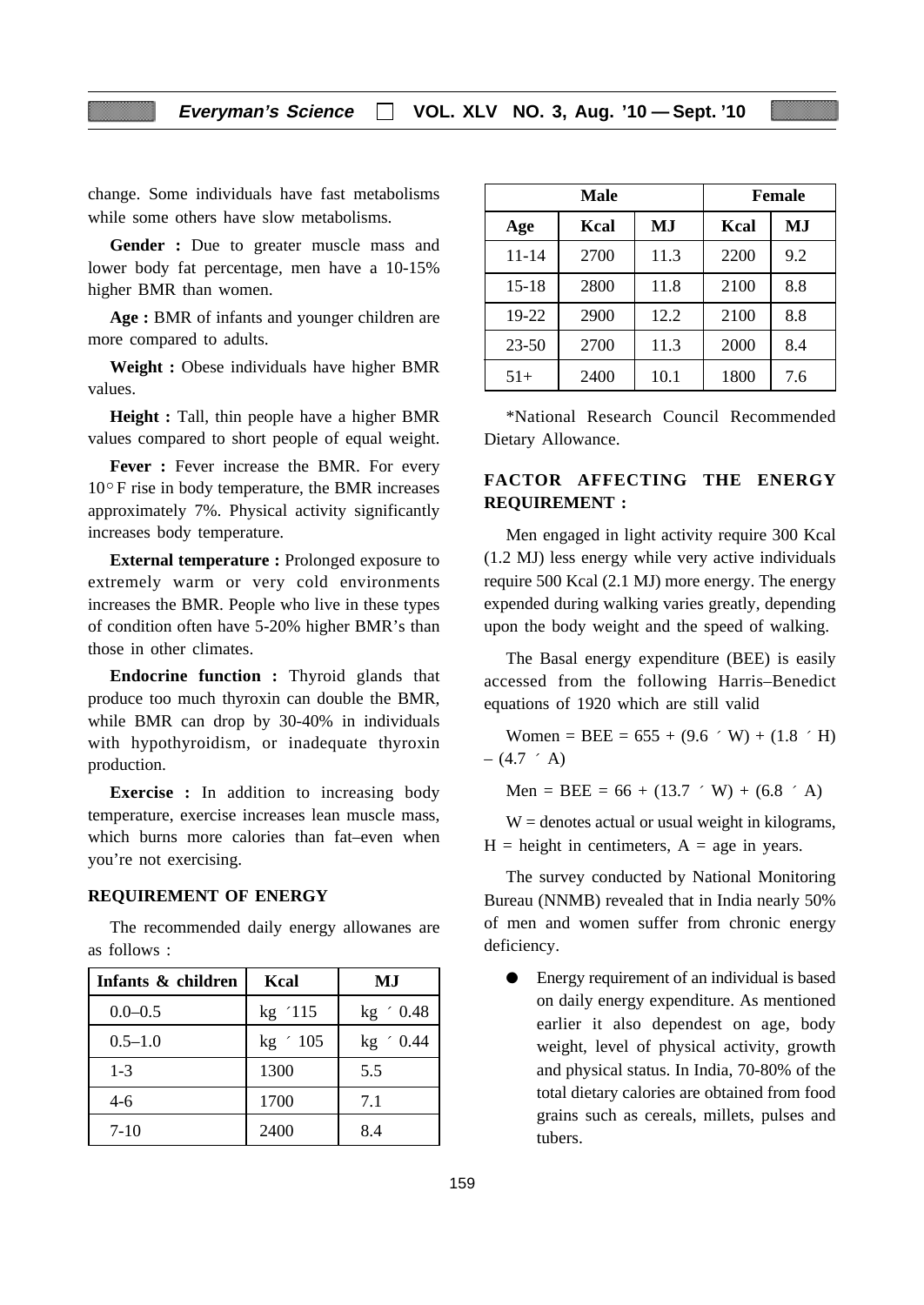change. Some individuals have fast metabolisms while some others have slow metabolisms.

**Gender :** Due to greater muscle mass and lower body fat percentage, men have a 10-15% higher BMR than women.

**Age :** BMR of infants and younger children are more compared to adults.

**Weight :** Obese individuals have higher BMR values.

**Height :** Tall, thin people have a higher BMR values compared to short people of equal weight.

**Fever :** Fever increase the BMR. For every 10° F rise in body temperature, the BMR increases approximately 7%. Physical activity significantly increases body temperature.

**External temperature :** Prolonged exposure to extremely warm or very cold environments increases the BMR. People who live in these types of condition often have 5-20% higher BMR's than those in other climates.

**Endocrine function :** Thyroid glands that produce too much thyroxin can double the BMR, while BMR can drop by 30-40% in individuals with hypothyroidism, or inadequate thyroxin production.

**Exercise :** In addition to increasing body temperature, exercise increases lean muscle mass, which burns more calories than fat–even when you're not exercising.

**REQUIREMENT OF ENERGY**

The recommended daily energy allowanes are as follows :

| Infants & children | Kcal | MJ |
|---|---|---|
| 0.0–0.5 | kg ´115 | kg ´ 0.48 |
| 0.5–1.0 | kg ´ 105 | kg ´ 0.44 |
| 1-3 | 1300 | 5.5 |
| 4-6 | 1700 | 7.1 |
| 7-10 | 2400 | 8.4 |

| Male | | | Female | |
|---|---|---|---|---|
| Age | Kcal | MJ | Kcal | MJ |
| 11-14 | 2700 | 11.3 | 2200 | 9.2 |
| 15-18 | 2800 | 11.8 | 2100 | 8.8 |
| 19-22 | 2900 | 12.2 | 2100 | 8.8 |
| 23-50 | 2700 | 11.3 | 2000 | 8.4 |
| 51+ | 2400 | 10.1 | 1800 | 7.6 |

*National Research Council Recommended Dietary Allowance.

**FACTOR AFFECTING THE ENERGY REQUIREMENT :**

Men engaged in light activity require 300 Kcal (1.2 MJ) less energy while very active individuals require 500 Kcal (2.1 MJ) more energy. The energy expended during walking varies greatly, depending upon the body weight and the speed of walking.

The Basal energy expenditure (BEE) is easily accessed from the following Harris–Benedict equations of 1920 which are still valid

Women = BEE = 655 + (9.6 ´ W) + (1.8 ´ H) – (4.7 ´ A)

Men = BEE = 66 + (13.7 ´ W) + (6.8 ´ A)

W = denotes actual or usual weight in kilograms, H = height in centimeters, A = age in years.

The survey conducted by National Monitoring Bureau (NNMB) revealed that in India nearly 50% of men and women suffer from chronic energy deficiency.

- Energy requirement of an individual is based on daily energy expenditure. As mentioned earlier it also dependest on age, body weight, level of physical activity, growth and physical status. In India, 70-80% of the total dietary calories are obtained from food grains such as cereals, millets, pulses and tubers.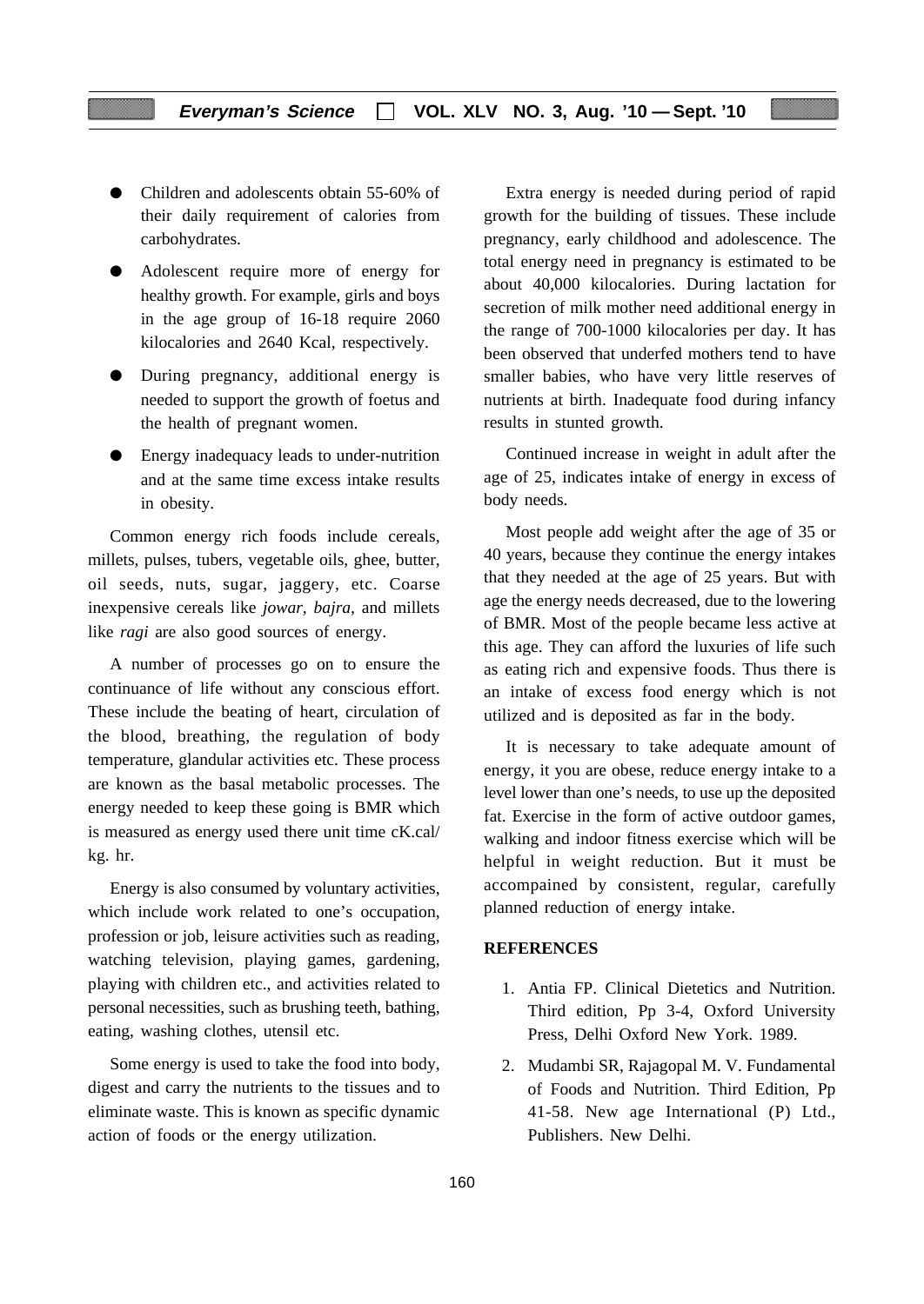- Children and adolescents obtain 55-60% of their daily requirement of calories from carbohydrates.
- Adolescent require more of energy for healthy growth. For example, girls and boys in the age group of 16-18 require 2060 kilocalories and 2640 Kcal, respectively.
- During pregnancy, additional energy is needed to support the growth of foetus and the health of pregnant women.
- Energy inadequacy leads to under-nutrition and at the same time excess intake results in obesity.

Common energy rich foods include cereals, millets, pulses, tubers, vegetable oils, ghee, butter, oil seeds, nuts, sugar, jaggery, etc. Coarse inexpensive cereals like *jowar, bajra,* and millets like *ragi* are also good sources of energy.

A number of processes go on to ensure the continuance of life without any conscious effort. These include the beating of heart, circulation of the blood, breathing, the regulation of body temperature, glandular activities etc. These process are known as the basal metabolic processes. The energy needed to keep these going is BMR which is measured as energy used there unit time cK.cal/ kg. hr.

Energy is also consumed by voluntary activities, which include work related to one's occupation, profession or job, leisure activities such as reading, watching television, playing games, gardening, playing with children etc., and activities related to personal necessities, such as brushing teeth, bathing, eating, washing clothes, utensil etc.

Some energy is used to take the food into body, digest and carry the nutrients to the tissues and to eliminate waste. This is known as specific dynamic action of foods or the energy utilization.

Extra energy is needed during period of rapid growth for the building of tissues. These include pregnancy, early childhood and adolescence. The total energy need in pregnancy is estimated to be about 40,000 kilocalories. During lactation for secretion of milk mother need additional energy in the range of 700-1000 kilocalories per day. It has been observed that underfed mothers tend to have smaller babies, who have very little reserves of nutrients at birth. Inadequate food during infancy results in stunted growth.

Continued increase in weight in adult after the age of 25, indicates intake of energy in excess of body needs.

Most people add weight after the age of 35 or 40 years, because they continue the energy intakes that they needed at the age of 25 years. But with age the energy needs decreased, due to the lowering of BMR. Most of the people became less active at this age. They can afford the luxuries of life such as eating rich and expensive foods. Thus there is an intake of excess food energy which is not utilized and is deposited as far in the body.

It is necessary to take adequate amount of energy, it you are obese, reduce energy intake to a level lower than one's needs, to use up the deposited fat. Exercise in the form of active outdoor games, walking and indoor fitness exercise which will be helpful in weight reduction. But it must be accompained by consistent, regular, carefully planned reduction of energy intake.

## REFERENCES

1. Antia FP. Clinical Dietetics and Nutrition. Third edition, Pp 3-4, Oxford University Press, Delhi Oxford New York. 1989.
2. Mudambi SR, Rajagopal M. V. Fundamental of Foods and Nutrition. Third Edition, Pp 41-58. New age International (P) Ltd., Publishers. New Delhi.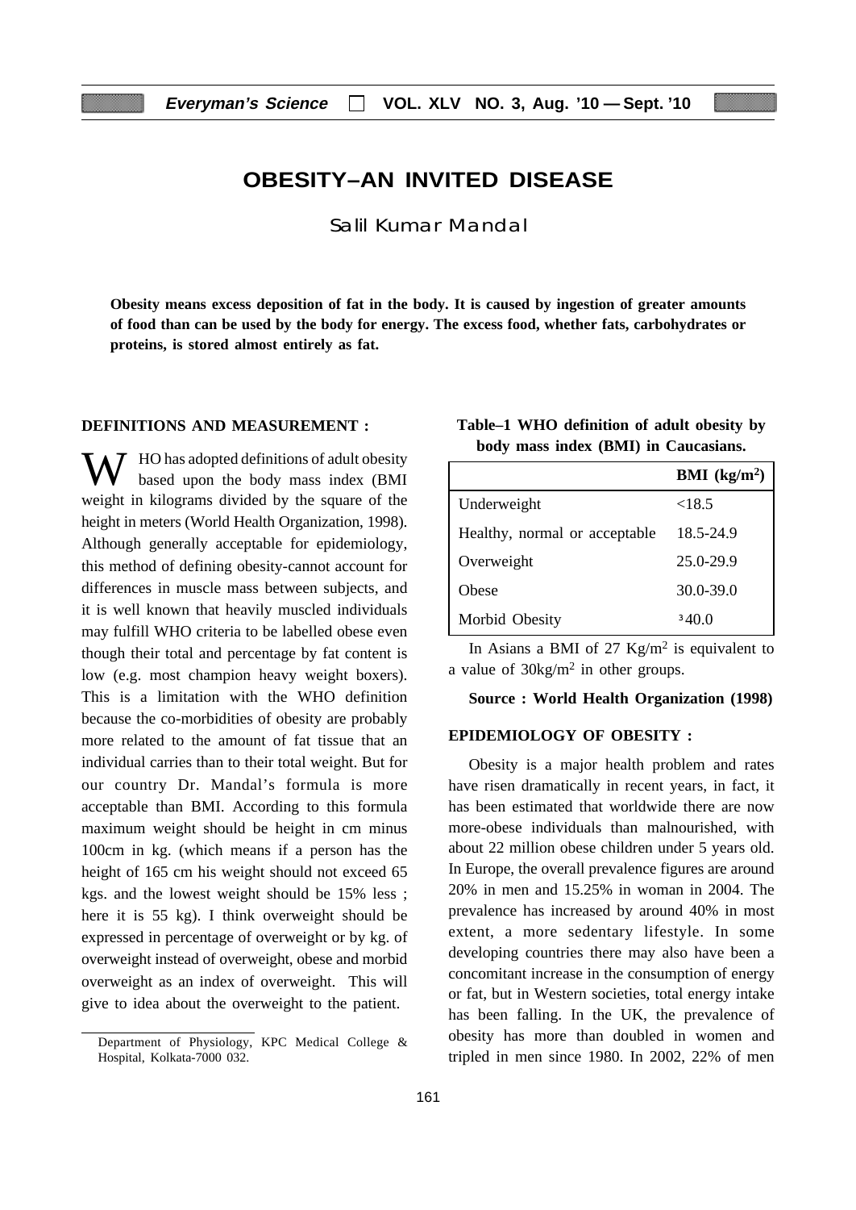# OBESITY–AN INVITED DISEASE

Salil Kumar Mandal

**Obesity means excess deposition of fat in the body. It is caused by ingestion of greater amounts of food than can be used by the body for energy. The excess food, whether fats, carbohydrates or proteins, is stored almost entirely as fat.**

## DEFINITIONS AND MEASUREMENT :

WHO has adopted definitions of adult obesity based upon the body mass index (BMI weight in kilograms divided by the square of the height in meters (World Health Organization, 1998). Although generally acceptable for epidemiology, this method of defining obesity-cannot account for differences in muscle mass between subjects, and it is well known that heavily muscled individuals may fulfill WHO criteria to be labelled obese even though their total and percentage by fat content is low (e.g. most champion heavy weight boxers). This is a limitation with the WHO definition because the co-morbidities of obesity are probably more related to the amount of fat tissue that an individual carries than to their total weight. But for our country Dr. Mandal's formula is more acceptable than BMI. According to this formula maximum weight should be height in cm minus 100cm in kg. (which means if a person has the height of 165 cm his weight should not exceed 65 kgs. and the lowest weight should be 15% less ; here it is 55 kg). I think overweight should be expressed in percentage of overweight or by kg. of overweight instead of overweight, obese and morbid overweight as an index of overweight. This will give to idea about the overweight to the patient.

Department of Physiology, KPC Medical College & Hospital, Kolkata-7000 032.

**Table–1 WHO definition of adult obesity by body mass index (BMI) in Caucasians.**

| | BMI ($kg/m^2$) |
|---|---|
| Underweight | <18.5 |
| Healthy, normal or acceptable | 18.5-24.9 |
| Overweight | 25.0-29.9 |
| Obese | 30.0-39.0 |
| Morbid Obesity | ³40.0 |

In Asians a BMI of 27 $Kg/m^2$ is equivalent to a value of $30kg/m^2$ in other groups.

**Source : World Health Organization (1998)**

## EPIDEMIOLOGY OF OBESITY :

Obesity is a major health problem and rates have risen dramatically in recent years, in fact, it has been estimated that worldwide there are now more-obese individuals than malnourished, with about 22 million obese children under 5 years old. In Europe, the overall prevalence figures are around 20% in men and 15.25% in woman in 2004. The prevalence has increased by around 40% in most extent, a more sedentary lifestyle. In some developing countries there may also have been a concomitant increase in the consumption of energy or fat, but in Western societies, total energy intake has been falling. In the UK, the prevalence of obesity has more than doubled in women and tripled in men since 1980. In 2002, 22% of men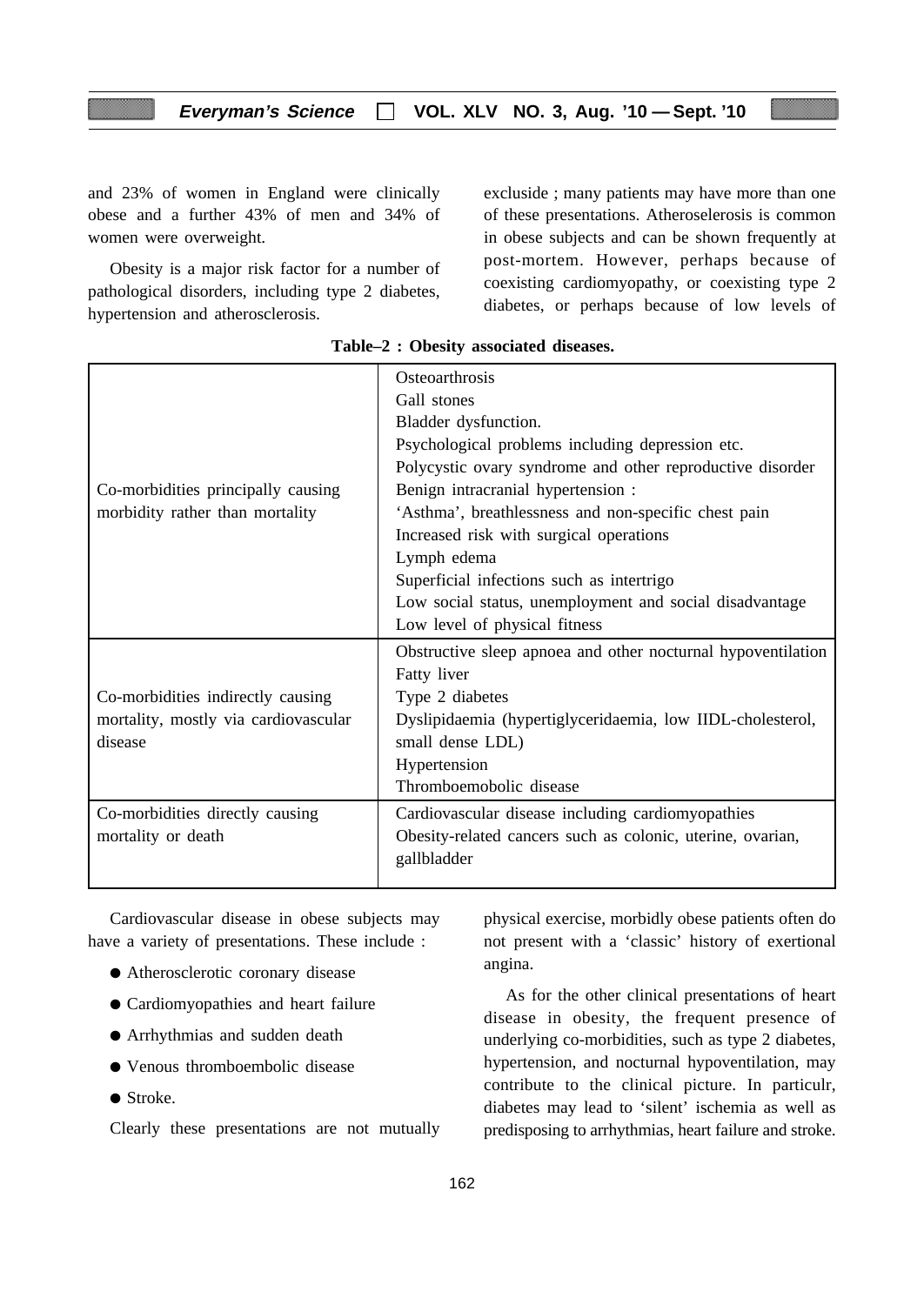and 23% of women in England were clinically obese and a further 43% of men and 34% of women were overweight.

Obesity is a major risk factor for a number of pathological disorders, including type 2 diabetes, hypertension and atherosclerosis.

**Table–2 : Obesity associated diseases.**

| | |
|---|---|
| Co-morbidities principally causing morbidity rather than mortality | Osteoarthrosis<br>Gall stones<br>Bladder dysfunction.<br>Psychological problems including depression etc.<br>Polycystic ovary syndrome and other reproductive disorder<br>Benign intracranial hypertension :<br>'Asthma', breathlessness and non-specific chest pain<br>Increased risk with surgical operations<br>Lymph edema<br>Superficial infections such as intertrigo<br>Low social status, unemployment and social disadvantage<br>Low level of physical fitness |
| Co-morbidities indirectly causing mortality, mostly via cardiovascular disease | Obstructive sleep apnoea and other nocturnal hypoventilation<br>Fatty liver<br>Type 2 diabetes<br>Dyslipidaemia (hypertiglyceridaemia, low IIDL-cholesterol, small dense LDL)<br>Hypertension<br>Thromboemobolic disease |
| Co-morbidities directly causing mortality or death | Cardiovascular disease including cardiomyopathies<br>Obesity-related cancers such as colonic, uterine, ovarian, gallbladder |

Cardiovascular disease in obese subjects may have a variety of presentations. These include :

- Atherosclerotic coronary disease
- Cardiomyopathies and heart failure
- Arrhythmias and sudden death
- Venous thromboembolic disease
- Stroke.

Clearly these presentations are not mutually excluside ; many patients may have more than one of these presentations. Atheroselerosis is common in obese subjects and can be shown frequently at post-mortem. However, perhaps because of coexisting cardiomyopathy, or coexisting type 2 diabetes, or perhaps because of low levels of physical exercise, morbidly obese patients often do not present with a 'classic' history of exertional angina.

As for the other clinical presentations of heart disease in obesity, the frequent presence of underlying co-morbidities, such as type 2 diabetes, hypertension, and nocturnal hypoventilation, may contribute to the clinical picture. In particulr, diabetes may lead to 'silent' ischemia as well as predisposing to arrhythmias, heart failure and stroke.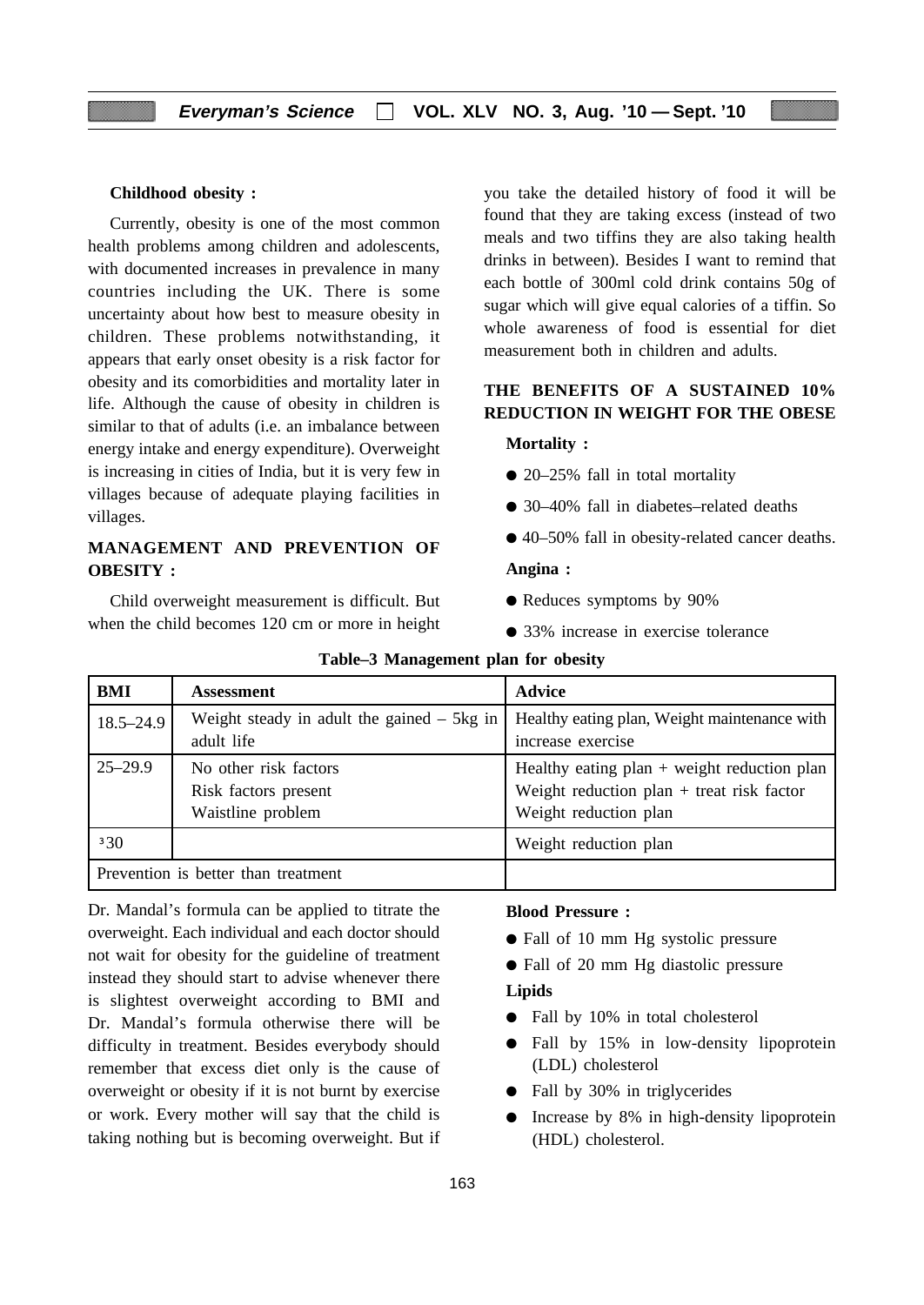**Childhood obesity :**

Currently, obesity is one of the most common health problems among children and adolescents, with documented increases in prevalence in many countries including the UK. There is some uncertainty about how best to measure obesity in children. These problems notwithstanding, it appears that early onset obesity is a risk factor for obesity and its comorbidities and mortality later in life. Although the cause of obesity in children is similar to that of adults (i.e. an imbalance between energy intake and energy expenditure). Overweight is increasing in cities of India, but it is very few in villages because of adequate playing facilities in villages.

## MANAGEMENT AND PREVENTION OF OBESITY :

Child overweight measurement is difficult. But when the child becomes 120 cm or more in height Dr. Mandal's formula can be applied to titrate the overweight. Each individual and each doctor should not wait for obesity for the guideline of treatment instead they should start to advise whenever there is slightest overweight according to BMI and Dr. Mandal's formula otherwise there will be difficulty in treatment. Besides everybody should remember that excess diet only is the cause of overweight or obesity if it is not burnt by exercise or work. Every mother will say that the child is taking nothing but is becoming overweight. But if you take the detailed history of food it will be found that they are taking excess (instead of two meals and two tiffins they are also taking health drinks in between). Besides I want to remind that each bottle of 300ml cold drink contains 50g of sugar which will give equal calories of a tiffin. So whole awareness of food is essential for diet measurement both in children and adults.

**Table–3 Management plan for obesity**

| BMI | Assessment | Advice |
|---|---|---|
| 18.5–24.9 | Weight steady in adult the gained – 5kg in adult life | Healthy eating plan, Weight maintenance with increase exercise |
| 25–29.9 | No other risk factors<br>Risk factors present<br>Waistline problem | Healthy eating plan + weight reduction plan<br>Weight reduction plan + treat risk factor<br>Weight reduction plan |
| ≥30 | | Weight reduction plan |
| Prevention is better than treatment | | |

## THE BENEFITS OF A SUSTAINED 10% REDUCTION IN WEIGHT FOR THE OBESE

**Mortality :**

- 20–25% fall in total mortality
- 30–40% fall in diabetes–related deaths
- 40–50% fall in obesity-related cancer deaths.

**Angina :**

- Reduces symptoms by 90%
- 33% increase in exercise tolerance

**Blood Pressure :**

- Fall of 10 mm Hg systolic pressure
- Fall of 20 mm Hg diastolic pressure

**Lipids**

- Fall by 10% in total cholesterol
- Fall by 15% in low-density lipoprotein (LDL) cholesterol
- Fall by 30% in triglycerides
- Increase by 8% in high-density lipoprotein (HDL) cholesterol.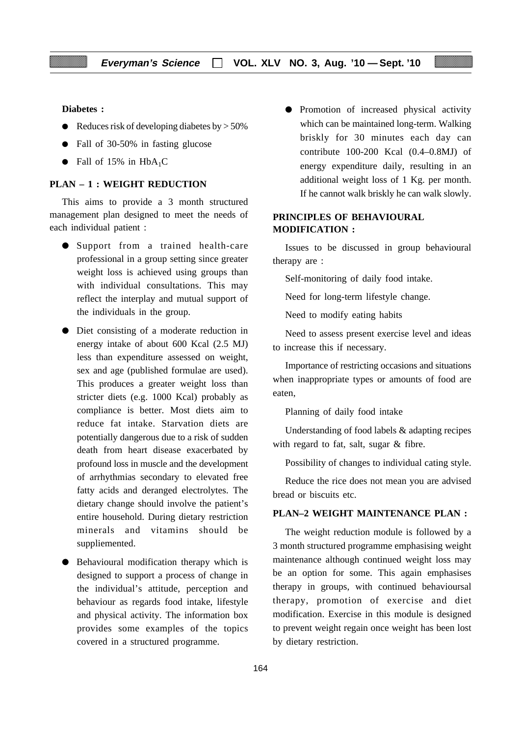**Diabetes :**

- Reduces risk of developing diabetes by > 50%
- Fall of 30-50% in fasting glucose
- Fall of 15% in $HbA_1C$

**PLAN – 1 : WEIGHT REDUCTION**

This aims to provide a 3 month structured management plan designed to meet the needs of each individual patient :

- Support from a trained health-care professional in a group setting since greater weight loss is achieved using groups than with individual consultations. This may reflect the interplay and mutual support of the individuals in the group.
- Diet consisting of a moderate reduction in energy intake of about 600 Kcal (2.5 MJ) less than expenditure assessed on weight, sex and age (published formulae are used). This produces a greater weight loss than stricter diets (e.g. 1000 Kcal) probably as compliance is better. Most diets aim to reduce fat intake. Starvation diets are potentially dangerous due to a risk of sudden death from heart disease exacerbated by profound loss in muscle and the development of arrhythmias secondary to elevated free fatty acids and deranged electrolytes. The dietary change should involve the patient's entire household. During dietary restriction minerals and vitamins should be suppliemented.
- Behavioural modification therapy which is designed to support a process of change in the individual's attitude, perception and behaviour as regards food intake, lifestyle and physical activity. The information box provides some examples of the topics covered in a structured programme.
- Promotion of increased physical activity which can be maintained long-term. Walking briskly for 30 minutes each day can contribute 100-200 Kcal (0.4–0.8MJ) of energy expenditure daily, resulting in an additional weight loss of 1 Kg. per month. If he cannot walk briskly he can walk slowly.

**PRINCIPLES OF BEHAVIOURAL MODIFICATION :**

Issues to be discussed in group behavioural therapy are :

Self-monitoring of daily food intake.

Need for long-term lifestyle change.

Need to modify eating habits

Need to assess present exercise level and ideas to increase this if necessary.

Importance of restricting occasions and situations when inappropriate types or amounts of food are eaten,

Planning of daily food intake

Understanding of food labels & adapting recipes with regard to fat, salt, sugar & fibre.

Possibility of changes to individual cating style.

Reduce the rice does not mean you are advised bread or biscuits etc.

**PLAN–2 WEIGHT MAINTENANCE PLAN :**

The weight reduction module is followed by a 3 month structured programme emphasising weight maintenance although continued weight loss may be an option for some. This again emphasises therapy in groups, with continued behavioursal therapy, promotion of exercise and diet modification. Exercise in this module is designed to prevent weight regain once weight has been lost by dietary restriction.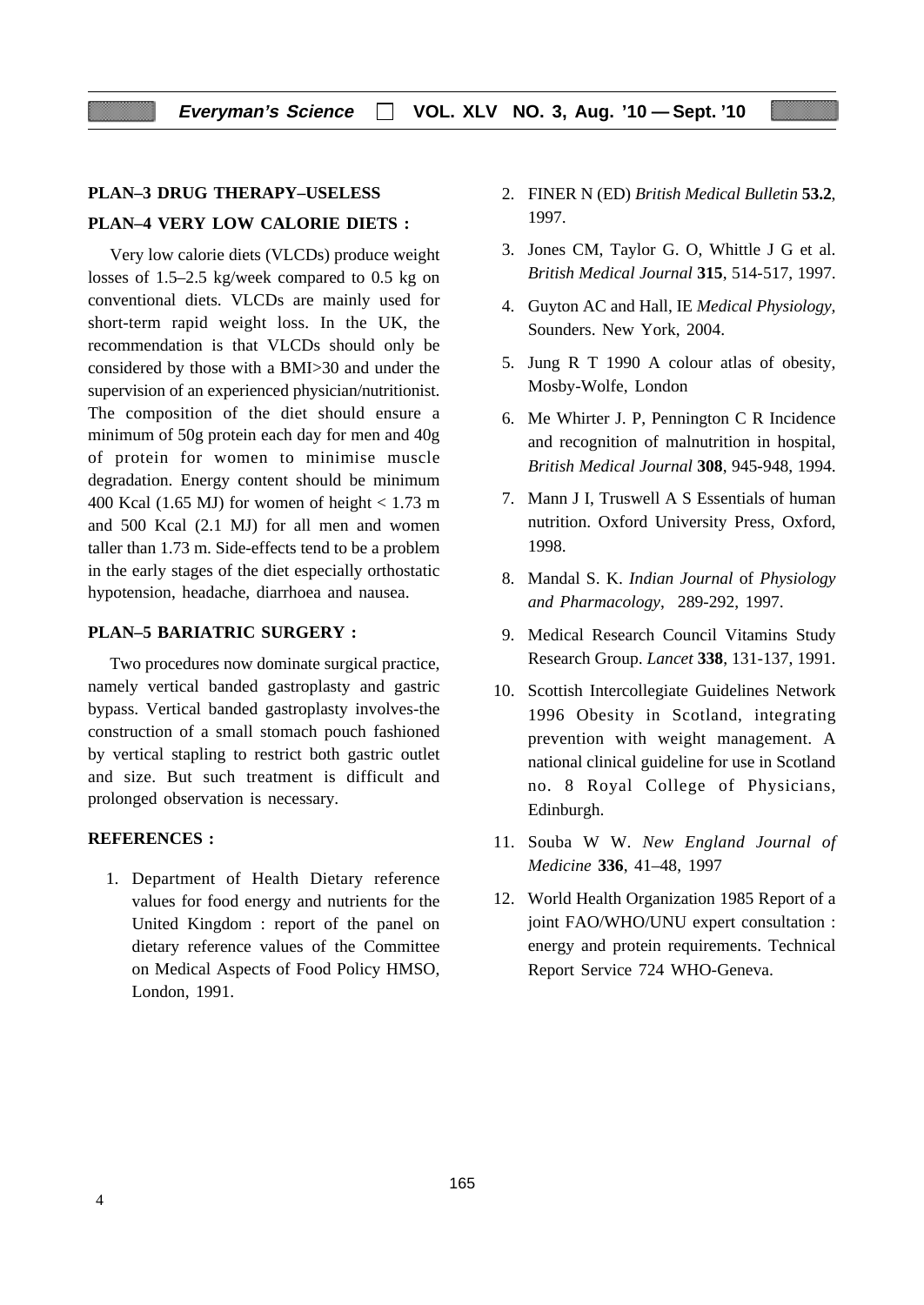**PLAN–3 DRUG THERAPY–USELESS**

**PLAN–4 VERY LOW CALORIE DIETS :**

Very low calorie diets (VLCDs) produce weight losses of 1.5–2.5 kg/week compared to 0.5 kg on conventional diets. VLCDs are mainly used for short-term rapid weight loss. In the UK, the recommendation is that VLCDs should only be considered by those with a BMI>30 and under the supervision of an experienced physician/nutritionist. The composition of the diet should ensure a minimum of 50g protein each day for men and 40g of protein for women to minimise muscle degradation. Energy content should be minimum 400 Kcal (1.65 MJ) for women of height < 1.73 m and 500 Kcal (2.1 MJ) for all men and women taller than 1.73 m. Side-effects tend to be a problem in the early stages of the diet especially orthostatic hypotension, headache, diarrhoea and nausea.

**PLAN–5 BARIATRIC SURGERY :**

Two procedures now dominate surgical practice, namely vertical banded gastroplasty and gastric bypass. Vertical banded gastroplasty involves-the construction of a small stomach pouch fashioned by vertical stapling to restrict both gastric outlet and size. But such treatment is difficult and prolonged observation is necessary.

**REFERENCES :**

1. Department of Health Dietary reference values for food energy and nutrients for the United Kingdom : report of the panel on dietary reference values of the Committee on Medical Aspects of Food Policy HMSO, London, 1991.
2. FINER N (ED) *British Medical Bulletin* **53.2**, 1997.
3. Jones CM, Taylor G. O, Whittle J G et al. *British Medical Journal* **315**, 514-517, 1997.
4. Guyton AC and Hall, IE *Medical Physiology*, Sounders. New York, 2004.
5. Jung R T 1990 A colour atlas of obesity, Mosby-Wolfe, London
6. Me Whirter J. P, Pennington C R Incidence and recognition of malnutrition in hospital, *British Medical Journal* **308**, 945-948, 1994.
7. Mann J I, Truswell A S Essentials of human nutrition. Oxford University Press, Oxford, 1998.
8. Mandal S. K. *Indian Journal* of *Physiology and Pharmacology*, 289-292, 1997.
9. Medical Research Council Vitamins Study Research Group. *Lancet* **338**, 131-137, 1991.
10. Scottish Intercollegiate Guidelines Network 1996 Obesity in Scotland, integrating prevention with weight management. A national clinical guideline for use in Scotland no. 8 Royal College of Physicians, Edinburgh.
11. Souba W W. *New England Journal of Medicine* **336**, 41–48, 1997
12. World Health Organization 1985 Report of a joint FAO/WHO/UNU expert consultation : energy and protein requirements. Technical Report Service 724 WHO-Geneva.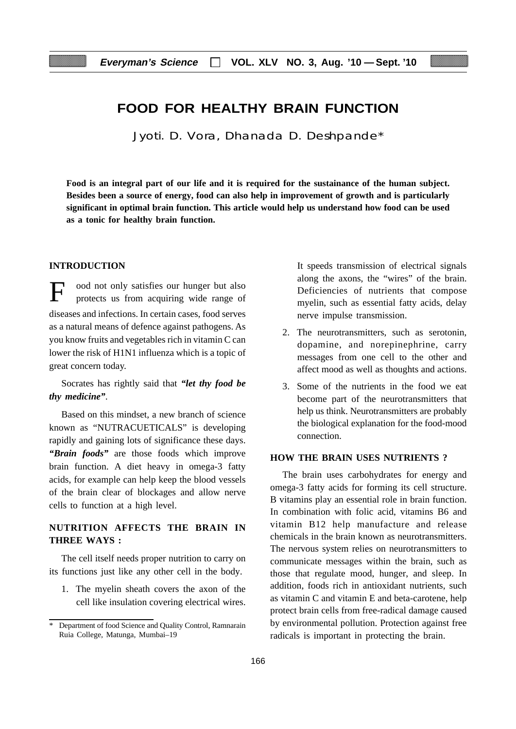# FOOD FOR HEALTHY BRAIN FUNCTION

Jyoti. D. Vora, Dhanada D. Deshpande*

**Food is an integral part of our life and it is required for the sustainance of the human subject. Besides been a source of energy, food can also help in improvement of growth and is particularly significant in optimal brain function. This article would help us understand how food can be used as a tonic for healthy brain function.**

## INTRODUCTION

Food not only satisfies our hunger but also protects us from acquiring wide range of diseases and infections. In certain cases, food serves as a natural means of defence against pathogens. As you know fruits and vegetables rich in vitamin C can lower the risk of H1N1 influenza which is a topic of great concern today.

Socrates has rightly said that ***"let thy food be thy medicine"***.

Based on this mindset, a new branch of science known as "NUTRACUETICALS" is developing rapidly and gaining lots of significance these days. ***"Brain foods"*** are those foods which improve brain function. A diet heavy in omega-3 fatty acids, for example can help keep the blood vessels of the brain clear of blockages and allow nerve cells to function at a high level.

## NUTRITION AFFECTS THE BRAIN IN THREE WAYS :

The cell itself needs proper nutrition to carry on its functions just like any other cell in the body.

1. The myelin sheath covers the axon of the cell like insulation covering electrical wires. It speeds transmission of electrical signals along the axons, the "wires" of the brain. Deficiencies of nutrients that compose myelin, such as essential fatty acids, delay nerve impulse transmission.
2. The neurotransmitters, such as serotonin, dopamine, and norepinephrine, carry messages from one cell to the other and affect mood as well as thoughts and actions.
3. Some of the nutrients in the food we eat become part of the neurotransmitters that help us think. Neurotransmitters are probably the biological explanation for the food-mood connection.

## HOW THE BRAIN USES NUTRIENTS ?

The brain uses carbohydrates for energy and omega-3 fatty acids for forming its cell structure. B vitamins play an essential role in brain function. In combination with folic acid, vitamins B6 and vitamin B12 help manufacture and release chemicals in the brain known as neurotransmitters. The nervous system relies on neurotransmitters to communicate messages within the brain, such as those that regulate mood, hunger, and sleep. In addition, foods rich in antioxidant nutrients, such as vitamin C and vitamin E and beta-carotene, help protect brain cells from free-radical damage caused by environmental pollution. Protection against free radicals is important in protecting the brain.

---

* Department of food Science and Quality Control, Ramnarain Ruia College, Matunga, Mumbai–19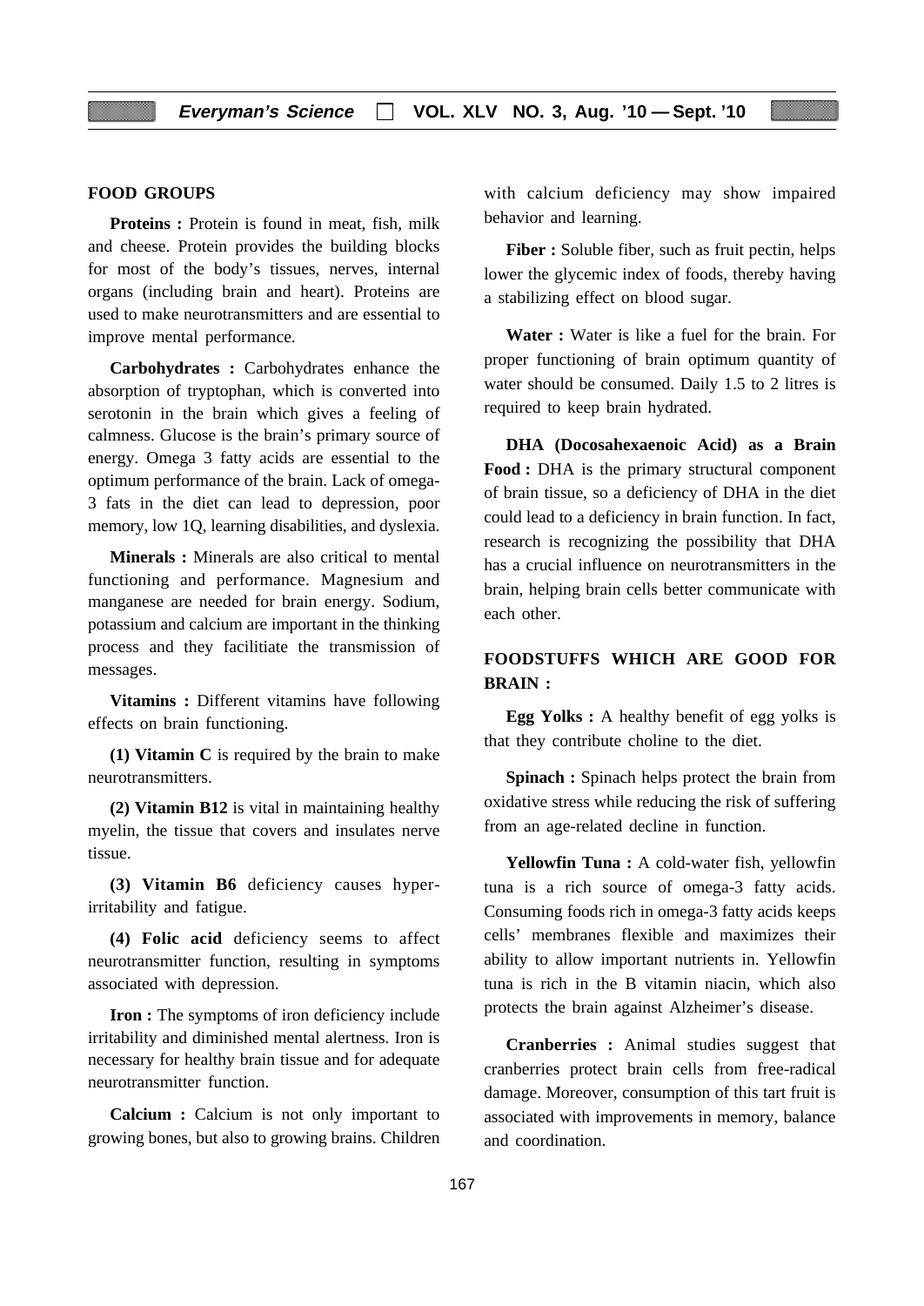## FOOD GROUPS

**Proteins :** Protein is found in meat, fish, milk and cheese. Protein provides the building blocks for most of the body's tissues, nerves, internal organs (including brain and heart). Proteins are used to make neurotransmitters and are essential to improve mental performance.

**Carbohydrates :** Carbohydrates enhance the absorption of tryptophan, which is converted into serotonin in the brain which gives a feeling of calmness. Glucose is the brain's primary source of energy. Omega 3 fatty acids are essential to the optimum performance of the brain. Lack of omega-3 fats in the diet can lead to depression, poor memory, low 1Q, learning disabilities, and dyslexia.

**Minerals :** Minerals are also critical to mental functioning and performance. Magnesium and manganese are needed for brain energy. Sodium, potassium and calcium are important in the thinking process and they facilitiate the transmission of messages.

**Vitamins :** Different vitamins have following effects on brain functioning.

**(1) Vitamin C** is required by the brain to make neurotransmitters.

**(2) Vitamin B12** is vital in maintaining healthy myelin, the tissue that covers and insulates nerve tissue.

**(3) Vitamin B6** deficiency causes hyper-irritability and fatigue.

**(4) Folic acid** deficiency seems to affect neurotransmitter function, resulting in symptoms associated with depression.

**Iron :** The symptoms of iron deficiency include irritability and diminished mental alertness. Iron is necessary for healthy brain tissue and for adequate neurotransmitter function.

**Calcium :** Calcium is not only important to growing bones, but also to growing brains. Children with calcium deficiency may show impaired behavior and learning.

**Fiber :** Soluble fiber, such as fruit pectin, helps lower the glycemic index of foods, thereby having a stabilizing effect on blood sugar.

**Water :** Water is like a fuel for the brain. For proper functioning of brain optimum quantity of water should be consumed. Daily 1.5 to 2 litres is required to keep brain hydrated.

**DHA (Docosahexaenoic Acid) as a Brain Food :** DHA is the primary structural component of brain tissue, so a deficiency of DHA in the diet could lead to a deficiency in brain function. In fact, research is recognizing the possibility that DHA has a crucial influence on neurotransmitters in the brain, helping brain cells better communicate with each other.

## FOODSTUFFS WHICH ARE GOOD FOR BRAIN :

**Egg Yolks :** A healthy benefit of egg yolks is that they contribute choline to the diet.

**Spinach :** Spinach helps protect the brain from oxidative stress while reducing the risk of suffering from an age-related decline in function.

**Yellowfin Tuna :** A cold-water fish, yellowfin tuna is a rich source of omega-3 fatty acids. Consuming foods rich in omega-3 fatty acids keeps cells' membranes flexible and maximizes their ability to allow important nutrients in. Yellowfin tuna is rich in the B vitamin niacin, which also protects the brain against Alzheimer's disease.

**Cranberries :** Animal studies suggest that cranberries protect brain cells from free-radical damage. Moreover, consumption of this tart fruit is associated with improvements in memory, balance and coordination.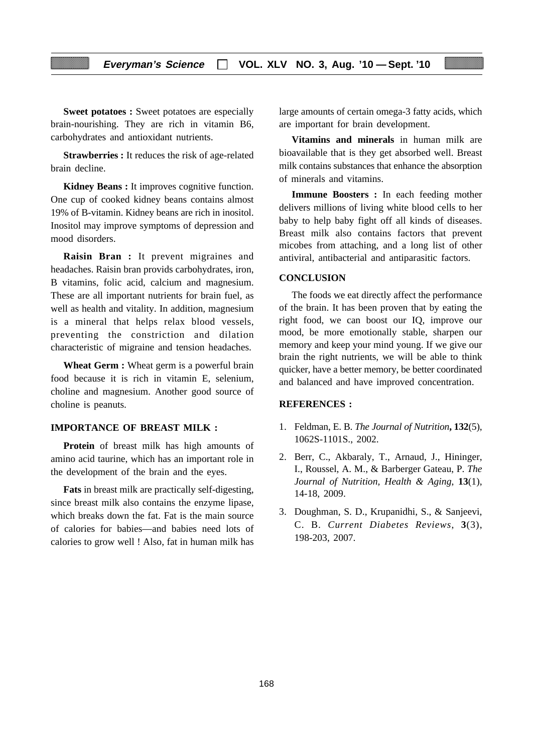**Sweet potatoes :** Sweet potatoes are especially brain-nourishing. They are rich in vitamin B6, carbohydrates and antioxidant nutrients.

**Strawberries :** It reduces the risk of age-related brain decline.

**Kidney Beans :** It improves cognitive function. One cup of cooked kidney beans contains almost 19% of B-vitamin. Kidney beans are rich in inositol. Inositol may improve symptoms of depression and mood disorders.

**Raisin Bran :** It prevent migraines and headaches. Raisin bran provids carbohydrates, iron, B vitamins, folic acid, calcium and magnesium. These are all important nutrients for brain fuel, as well as health and vitality. In addition, magnesium is a mineral that helps relax blood vessels, preventing the constriction and dilation characteristic of migraine and tension headaches.

**Wheat Germ :** Wheat germ is a powerful brain food because it is rich in vitamin E, selenium, choline and magnesium. Another good source of choline is peanuts.

## IMPORTANCE OF BREAST MILK :

**Protein** of breast milk has high amounts of amino acid taurine, which has an important role in the development of the brain and the eyes.

**Fats** in breast milk are practically self-digesting, since breast milk also contains the enzyme lipase, which breaks down the fat. Fat is the main source of calories for babies—and babies need lots of calories to grow well ! Also, fat in human milk has large amounts of certain omega-3 fatty acids, which are important for brain development.

**Vitamins and minerals** in human milk are bioavailable that is they get absorbed well. Breast milk contains substances that enhance the absorption of minerals and vitamins.

**Immune Boosters :** In each feeding mother delivers millions of living white blood cells to her baby to help baby fight off all kinds of diseases. Breast milk also contains factors that prevent micobes from attaching, and a long list of other antiviral, antibacterial and antiparasitic factors.

## CONCLUSION

The foods we eat directly affect the performance of the brain. It has been proven that by eating the right food, we can boost our IQ, improve our mood, be more emotionally stable, sharpen our memory and keep your mind young. If we give our brain the right nutrients, we will be able to think quicker, have a better memory, be better coordinated and balanced and have improved concentration.

## REFERENCES :

1. Feldman, E. B. *The Journal of Nutrition*, **132**(5), 1062S-1101S., 2002.
2. Berr, C., Akbaraly, T., Arnaud, J., Hininger, I., Roussel, A. M., & Barberger Gateau, P. *The Journal of Nutrition, Health & Aging*, **13**(1), 14-18, 2009.
3. Doughman, S. D., Krupanidhi, S., & Sanjeevi, C. B. *Current Diabetes Reviews*, **3**(3), 198-203, 2007.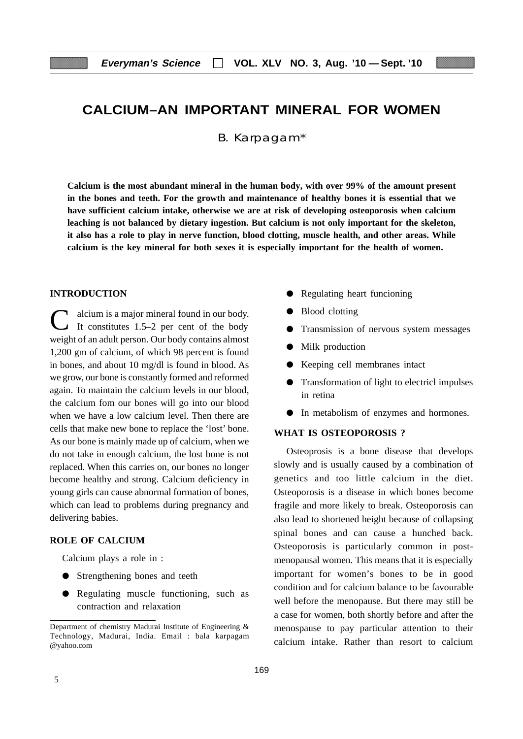# CALCIUM–AN IMPORTANT MINERAL FOR WOMEN

B. Karpagam*

**Calcium is the most abundant mineral in the human body, with over 99% of the amount present in the bones and teeth. For the growth and maintenance of healthy bones it is essential that we have sufficient calcium intake, otherwise we are at risk of developing osteoporosis when calcium leaching is not balanced by dietary ingestion. But calcium is not only important for the skeleton, it also has a role to play in nerve function, blood clotting, muscle health, and other areas. While calcium is the key mineral for both sexes it is especially important for the health of women.**

## INTRODUCTION

Calcium is a major mineral found in our body. It constitutes 1.5–2 per cent of the body weight of an adult person. Our body contains almost 1,200 gm of calcium, of which 98 percent is found in bones, and about 10 mg/dl is found in blood. As we grow, our bone is constantly formed and reformed again. To maintain the calcium levels in our blood, the calcium fom our bones will go into our blood when we have a low calcium level. Then there are cells that make new bone to replace the 'lost' bone. As our bone is mainly made up of calcium, when we do not take in enough calcium, the lost bone is not replaced. When this carries on, our bones no longer become healthy and strong. Calcium deficiency in young girls can cause abnormal formation of bones, which can lead to problems during pregnancy and delivering babies.

## ROLE OF CALCIUM

Calcium plays a role in :

- Strengthening bones and teeth
- Regulating muscle functioning, such as contraction and relaxation
- Regulating heart funcioning
- Blood clotting
- Transmission of nervous system messages
- Milk production
- Keeping cell membranes intact
- Transformation of light to electricl impulses in retina
- In metabolism of enzymes and hormones.

## WHAT IS OSTEOPOROSIS ?

Osteoprosis is a bone disease that develops slowly and is usually caused by a combination of genetics and too little calcium in the diet. Osteoporosis is a disease in which bones become fragile and more likely to break. Osteoporosis can also lead to shortened height because of collapsing spinal bones and can cause a hunched back. Osteoporosis is particularly common in post-menopausal women. This means that it is especially important for women's bones to be in good condition and for calcium balance to be favourable well before the menopause. But there may still be a case for women, both shortly before and after the menospause to pay particular attention to their calcium intake. Rather than resort to calcium

---

Department of chemistry Madurai Institute of Engineering & Technology, Madurai, India. Email : bala karpagam @yahoo.com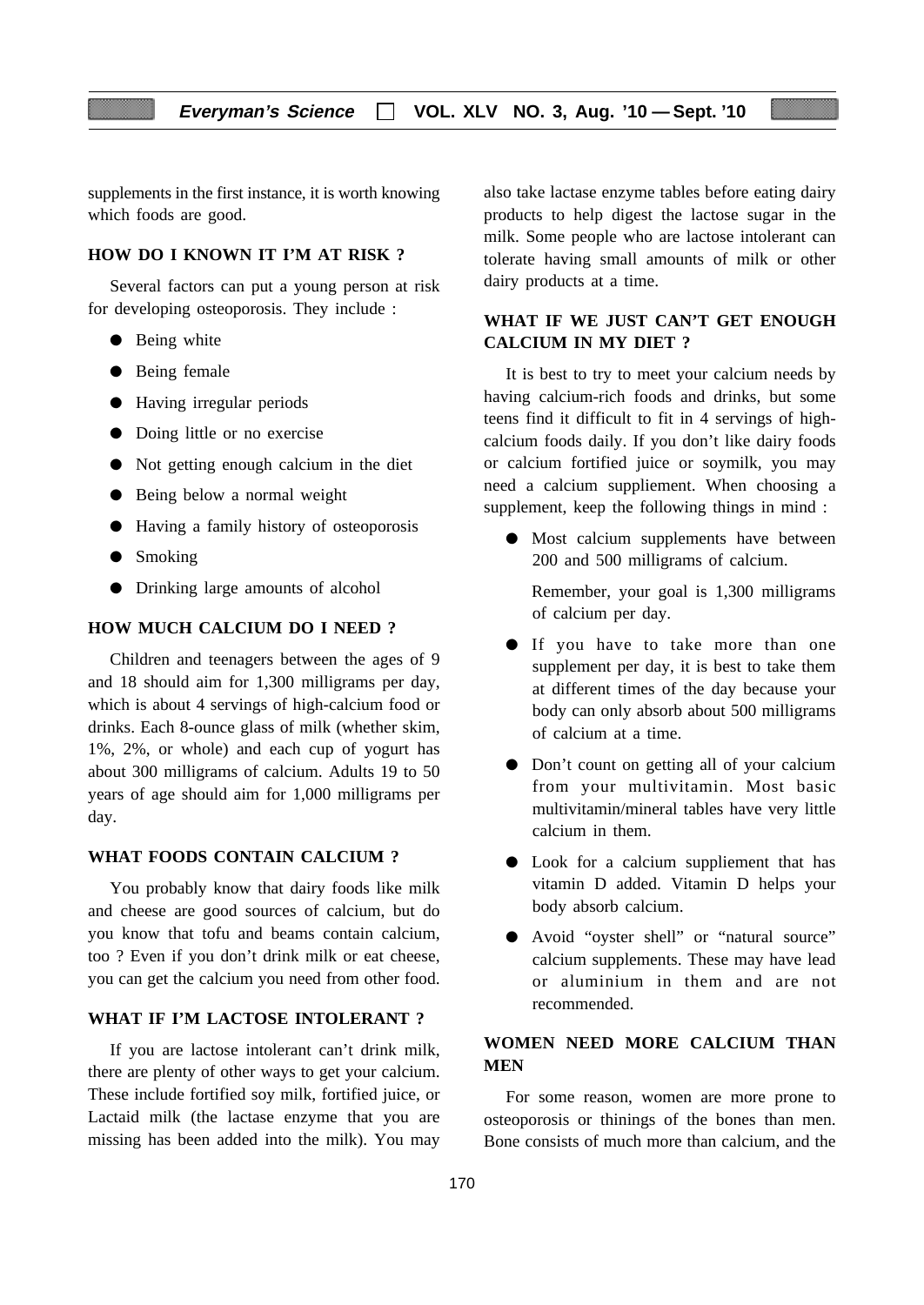supplements in the first instance, it is worth knowing which foods are good.

## HOW DO I KNOWN IT I'M AT RISK ?

Several factors can put a young person at risk for developing osteoporosis. They include :

- Being white
- Being female
- Having irregular periods
- Doing little or no exercise
- Not getting enough calcium in the diet
- Being below a normal weight
- Having a family history of osteoporosis
- Smoking
- Drinking large amounts of alcohol

## HOW MUCH CALCIUM DO I NEED ?

Children and teenagers between the ages of 9 and 18 should aim for 1,300 milligrams per day, which is about 4 servings of high-calcium food or drinks. Each 8-ounce glass of milk (whether skim, 1%, 2%, or whole) and each cup of yogurt has about 300 milligrams of calcium. Adults 19 to 50 years of age should aim for 1,000 milligrams per day.

## WHAT FOODS CONTAIN CALCIUM ?

You probably know that dairy foods like milk and cheese are good sources of calcium, but do you know that tofu and beams contain calcium, too ? Even if you don't drink milk or eat cheese, you can get the calcium you need from other food.

## WHAT IF I'M LACTOSE INTOLERANT ?

If you are lactose intolerant can't drink milk, there are plenty of other ways to get your calcium. These include fortified soy milk, fortified juice, or Lactaid milk (the lactase enzyme that you are missing has been added into the milk). You may also take lactase enzyme tables before eating dairy products to help digest the lactose sugar in the milk. Some people who are lactose intolerant can tolerate having small amounts of milk or other dairy products at a time.

## WHAT IF WE JUST CAN'T GET ENOUGH CALCIUM IN MY DIET ?

It is best to try to meet your calcium needs by having calcium-rich foods and drinks, but some teens find it difficult to fit in 4 servings of high-calcium foods daily. If you don't like dairy foods or calcium fortified juice or soymilk, you may need a calcium suppliement. When choosing a supplement, keep the following things in mind :

- Most calcium supplements have between 200 and 500 milligrams of calcium.

  Remember, your goal is 1,300 milligrams of calcium per day.

- If you have to take more than one supplement per day, it is best to take them at different times of the day because your body can only absorb about 500 milligrams of calcium at a time.
- Don't count on getting all of your calcium from your multivitamin. Most basic multivitamin/mineral tables have very little calcium in them.
- Look for a calcium suppliement that has vitamin D added. Vitamin D helps your body absorb calcium.
- Avoid "oyster shell" or "natural source" calcium supplements. These may have lead or aluminium in them and are not recommended.

## WOMEN NEED MORE CALCIUM THAN MEN

For some reason, women are more prone to osteoporosis or thinings of the bones than men. Bone consists of much more than calcium, and the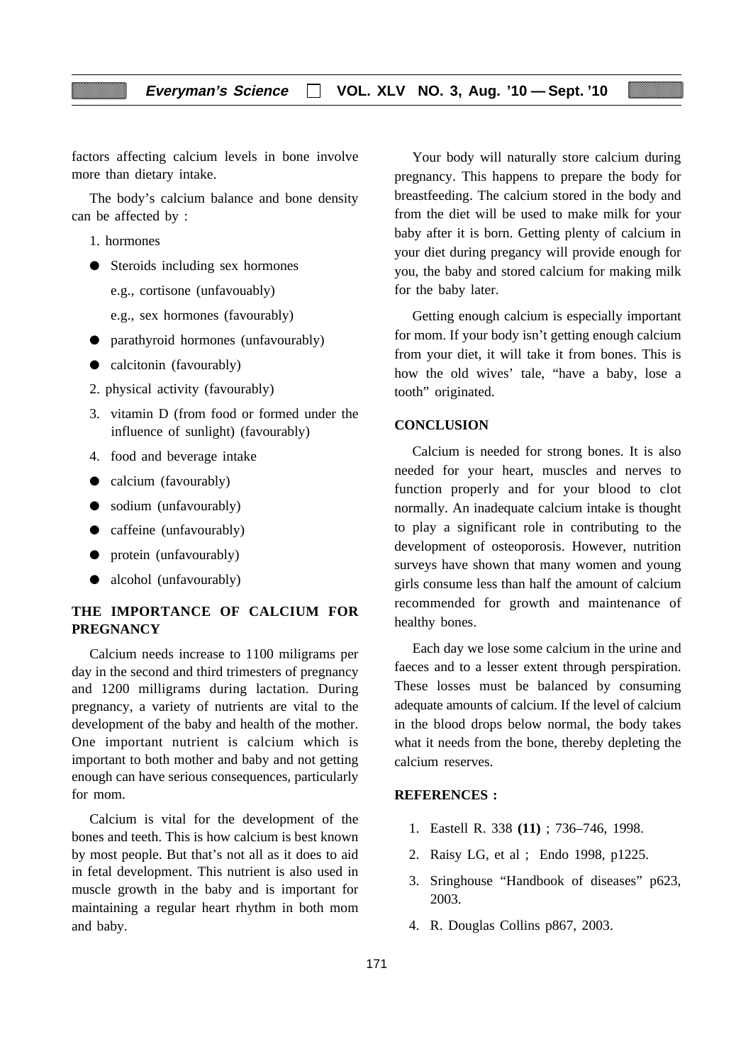factors affecting calcium levels in bone involve more than dietary intake.

The body's calcium balance and bone density can be affected by :

1. hormones

- Steroids including sex hormones

  e.g., cortisone (unfavouably)

  e.g., sex hormones (favourably)

- parathyroid hormones (unfavourably)
- calcitonin (favourably)

2. physical activity (favourably)

3. vitamin D (from food or formed under the influence of sunlight) (favourably)

4. food and beverage intake

- calcium (favourably)
- sodium (unfavourably)
- caffeine (unfavourably)
- protein (unfavourably)
- alcohol (unfavourably)

## THE IMPORTANCE OF CALCIUM FOR PREGNANCY

Calcium needs increase to 1100 miligrams per day in the second and third trimesters of pregnancy and 1200 milligrams during lactation. During pregnancy, a variety of nutrients are vital to the development of the baby and health of the mother. One important nutrient is calcium which is important to both mother and baby and not getting enough can have serious consequences, particularly for mom.

Calcium is vital for the development of the bones and teeth. This is how calcium is best known by most people. But that's not all as it does to aid in fetal development. This nutrient is also used in muscle growth in the baby and is important for maintaining a regular heart rhythm in both mom and baby.

Your body will naturally store calcium during pregnancy. This happens to prepare the body for breastfeeding. The calcium stored in the body and from the diet will be used to make milk for your baby after it is born. Getting plenty of calcium in your diet during pregancy will provide enough for you, the baby and stored calcium for making milk for the baby later.

Getting enough calcium is especially important for mom. If your body isn't getting enough calcium from your diet, it will take it from bones. This is how the old wives' tale, "have a baby, lose a tooth" originated.

## CONCLUSION

Calcium is needed for strong bones. It is also needed for your heart, muscles and nerves to function properly and for your blood to clot normally. An inadequate calcium intake is thought to play a significant role in contributing to the development of osteoporosis. However, nutrition surveys have shown that many women and young girls consume less than half the amount of calcium recommended for growth and maintenance of healthy bones.

Each day we lose some calcium in the urine and faeces and to a lesser extent through perspiration. These losses must be balanced by consuming adequate amounts of calcium. If the level of calcium in the blood drops below normal, the body takes what it needs from the bone, thereby depleting the calcium reserves.

## REFERENCES :

1. Eastell R. 338 **(11)** ; 736–746, 1998.
2. Raisy LG, et al ; Endo 1998, p1225.
3. Sringhouse "Handbook of diseases" p623, 2003.
4. R. Douglas Collins p867, 2003.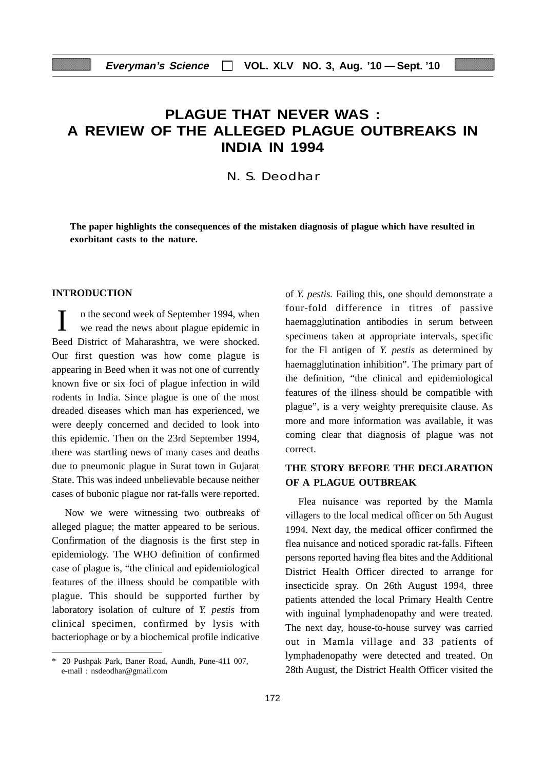# PLAGUE THAT NEVER WAS : A REVIEW OF THE ALLEGED PLAGUE OUTBREAKS IN INDIA IN 1994

N. S. Deodhar

**The paper highlights the consequences of the mistaken diagnosis of plague which have resulted in exorbitant casts to the nature.**

## INTRODUCTION

In the second week of September 1994, when we read the news about plague epidemic in Beed District of Maharashtra, we were shocked. Our first question was how come plague is appearing in Beed when it was not one of currently known five or six foci of plague infection in wild rodents in India. Since plague is one of the most dreaded diseases which man has experienced, we were deeply concerned and decided to look into this epidemic. Then on the 23rd September 1994, there was startling news of many cases and deaths due to pneumonic plague in Surat town in Gujarat State. This was indeed unbelievable because neither cases of bubonic plague nor rat-falls were reported.

Now we were witnessing two outbreaks of alleged plague; the matter appeared to be serious. Confirmation of the diagnosis is the first step in epidemiology. The WHO definition of confirmed case of plague is, "the clinical and epidemiological features of the illness should be compatible with plague. This should be supported further by laboratory isolation of culture of *Y. pestis* from clinical specimen, confirmed by lysis with bacteriophage or by a biochemical profile indicative of *Y. pestis.* Failing this, one should demonstrate a four-fold difference in titres of passive haemagglutination antibodies in serum between specimens taken at appropriate intervals, specific for the Fl antigen of *Y. pestis* as determined by haemagglutination inhibition". The primary part of the definition, "the clinical and epidemiological features of the illness should be compatible with plague", is a very weighty prerequisite clause. As more and more information was available, it was coming clear that diagnosis of plague was not correct.

## THE STORY BEFORE THE DECLARATION OF A PLAGUE OUTBREAK

Flea nuisance was reported by the Mamla villagers to the local medical officer on 5th August 1994. Next day, the medical officer confirmed the flea nuisance and noticed sporadic rat-falls. Fifteen persons reported having flea bites and the Additional District Health Officer directed to arrange for insecticide spray. On 26th August 1994, three patients attended the local Primary Health Centre with inguinal lymphadenopathy and were treated. The next day, house-to-house survey was carried out in Mamla village and 33 patients of lymphadenopathy were detected and treated. On 28th August, the District Health Officer visited the

\* 20 Pushpak Park, Baner Road, Aundh, Pune-411 007, e-mail : nsdeodhar@gmail.com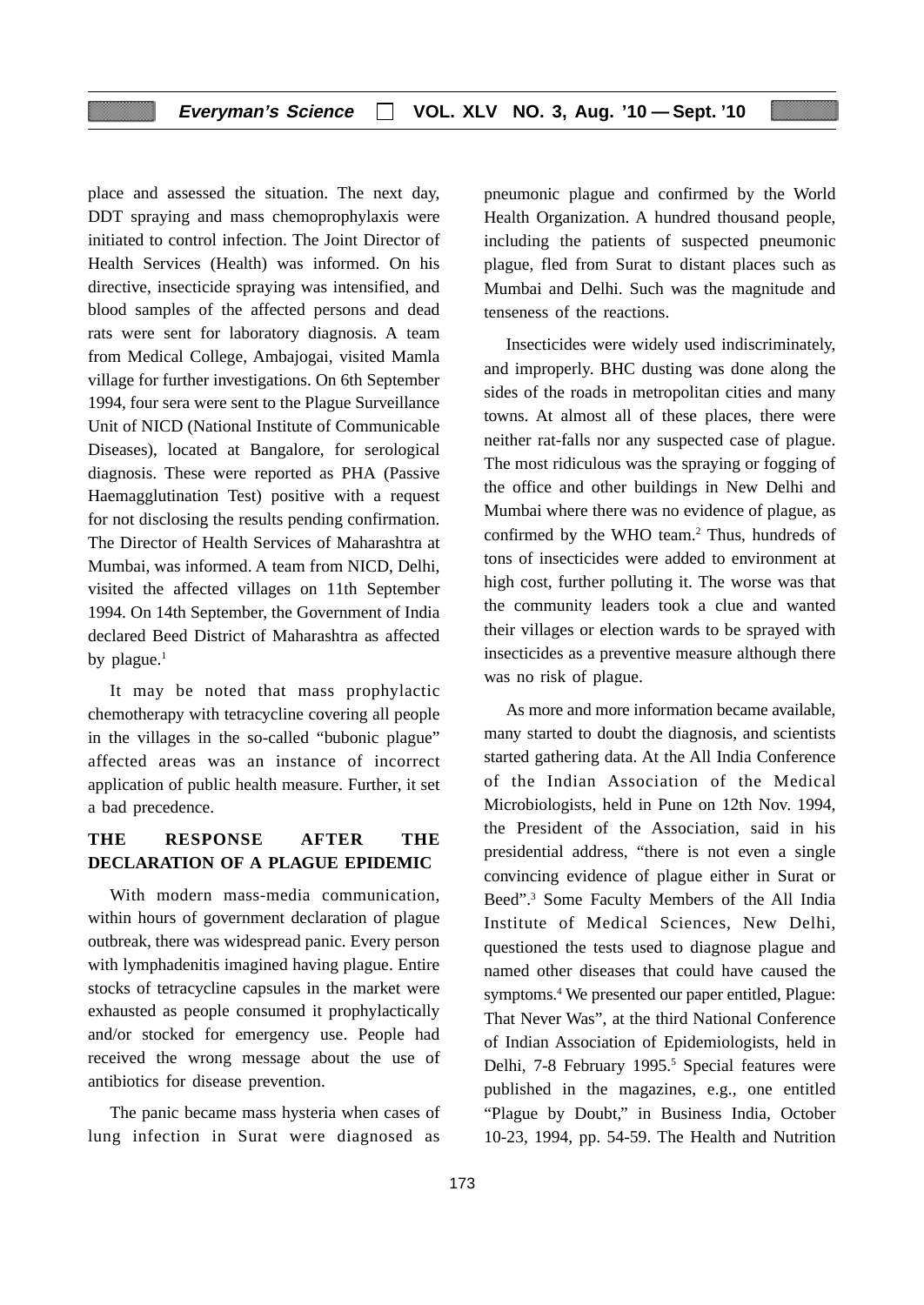place and assessed the situation. The next day, DDT spraying and mass chemoprophylaxis were initiated to control infection. The Joint Director of Health Services (Health) was informed. On his directive, insecticide spraying was intensified, and blood samples of the affected persons and dead rats were sent for laboratory diagnosis. A team from Medical College, Ambajogai, visited Mamla village for further investigations. On 6th September 1994, four sera were sent to the Plague Surveillance Unit of NICD (National Institute of Communicable Diseases), located at Bangalore, for serological diagnosis. These were reported as PHA (Passive Haemagglutination Test) positive with a request for not disclosing the results pending confirmation. The Director of Health Services of Maharashtra at Mumbai, was informed. A team from NICD, Delhi, visited the affected villages on 11th September 1994. On 14th September, the Government of India declared Beed District of Maharashtra as affected by plague.[1]

It may be noted that mass prophylactic chemotherapy with tetracycline covering all people in the villages in the so-called "bubonic plague" affected areas was an instance of incorrect application of public health measure. Further, it set a bad precedence.

## THE RESPONSE AFTER THE DECLARATION OF A PLAGUE EPIDEMIC

With modern mass-media communication, within hours of government declaration of plague outbreak, there was widespread panic. Every person with lymphadenitis imagined having plague. Entire stocks of tetracycline capsules in the market were exhausted as people consumed it prophylactically and/or stocked for emergency use. People had received the wrong message about the use of antibiotics for disease prevention.

The panic became mass hysteria when cases of lung infection in Surat were diagnosed as pneumonic plague and confirmed by the World Health Organization. A hundred thousand people, including the patients of suspected pneumonic plague, fled from Surat to distant places such as Mumbai and Delhi. Such was the magnitude and tenseness of the reactions.

Insecticides were widely used indiscriminately, and improperly. BHC dusting was done along the sides of the roads in metropolitan cities and many towns. At almost all of these places, there were neither rat-falls nor any suspected case of plague. The most ridiculous was the spraying or fogging of the office and other buildings in New Delhi and Mumbai where there was no evidence of plague, as confirmed by the WHO team.[2] Thus, hundreds of tons of insecticides were added to environment at high cost, further polluting it. The worse was that the community leaders took a clue and wanted their villages or election wards to be sprayed with insecticides as a preventive measure although there was no risk of plague.

As more and more information became available, many started to doubt the diagnosis, and scientists started gathering data. At the All India Conference of the Indian Association of the Medical Microbiologists, held in Pune on 12th Nov. 1994, the President of the Association, said in his presidential address, "there is not even a single convincing evidence of plague either in Surat or Beed".[3] Some Faculty Members of the All India Institute of Medical Sciences, New Delhi, questioned the tests used to diagnose plague and named other diseases that could have caused the symptoms.[4] We presented our paper entitled, Plague: That Never Was", at the third National Conference of Indian Association of Epidemiologists, held in Delhi, 7-8 February 1995.[5] Special features were published in the magazines, e.g., one entitled "Plague by Doubt," in Business India, October 10-23, 1994, pp. 54-59. The Health and Nutrition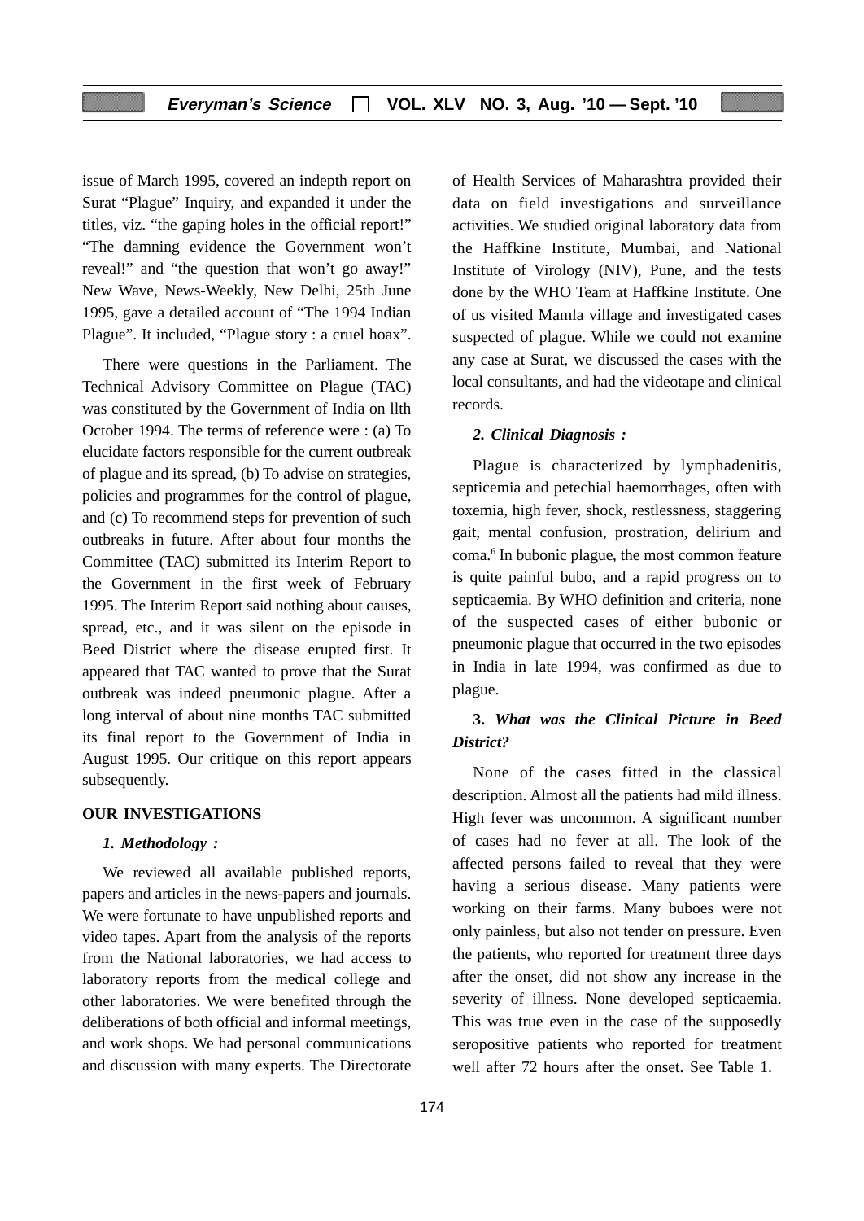issue of March 1995, covered an indepth report on Surat "Plague" Inquiry, and expanded it under the titles, viz. "the gaping holes in the official report!" "The damning evidence the Government won't reveal!" and "the question that won't go away!" New Wave, News-Weekly, New Delhi, 25th June 1995, gave a detailed account of "The 1994 Indian Plague". It included, "Plague story : a cruel hoax".

There were questions in the Parliament. The Technical Advisory Committee on Plague (TAC) was constituted by the Government of India on llth October 1994. The terms of reference were : (a) To elucidate factors responsible for the current outbreak of plague and its spread, (b) To advise on strategies, policies and programmes for the control of plague, and (c) To recommend steps for prevention of such outbreaks in future. After about four months the Committee (TAC) submitted its Interim Report to the Government in the first week of February 1995. The Interim Report said nothing about causes, spread, etc., and it was silent on the episode in Beed District where the disease erupted first. It appeared that TAC wanted to prove that the Surat outbreak was indeed pneumonic plague. After a long interval of about nine months TAC submitted its final report to the Government of India in August 1995. Our critique on this report appears subsequently.

## OUR INVESTIGATIONS

### *1. Methodology :*

We reviewed all available published reports, papers and articles in the news-papers and journals. We were fortunate to have unpublished reports and video tapes. Apart from the analysis of the reports from the National laboratories, we had access to laboratory reports from the medical college and other laboratories. We were benefited through the deliberations of both official and informal meetings, and work shops. We had personal communications and discussion with many experts. The Directorate of Health Services of Maharashtra provided their data on field investigations and surveillance activities. We studied original laboratory data from the Haffkine Institute, Mumbai, and National Institute of Virology (NIV), Pune, and the tests done by the WHO Team at Haffkine Institute. One of us visited Mamla village and investigated cases suspected of plague. While we could not examine any case at Surat, we discussed the cases with the local consultants, and had the videotape and clinical records.

### *2. Clinical Diagnosis :*

Plague is characterized by lymphadenitis, septicemia and petechial haemorrhages, often with toxemia, high fever, shock, restlessness, staggering gait, mental confusion, prostration, delirium and coma.[6] In bubonic plague, the most common feature is quite painful bubo, and a rapid progress on to septicaemia. By WHO definition and criteria, none of the suspected cases of either bubonic or pneumonic plague that occurred in the two episodes in India in late 1994, was confirmed as due to plague.

### 3. *What was the Clinical Picture in Beed District?*

None of the cases fitted in the classical description. Almost all the patients had mild illness. High fever was uncommon. A significant number of cases had no fever at all. The look of the affected persons failed to reveal that they were having a serious disease. Many patients were working on their farms. Many buboes were not only painless, but also not tender on pressure. Even the patients, who reported for treatment three days after the onset, did not show any increase in the severity of illness. None developed septicaemia. This was true even in the case of the supposedly seropositive patients who reported for treatment well after 72 hours after the onset. See Table 1.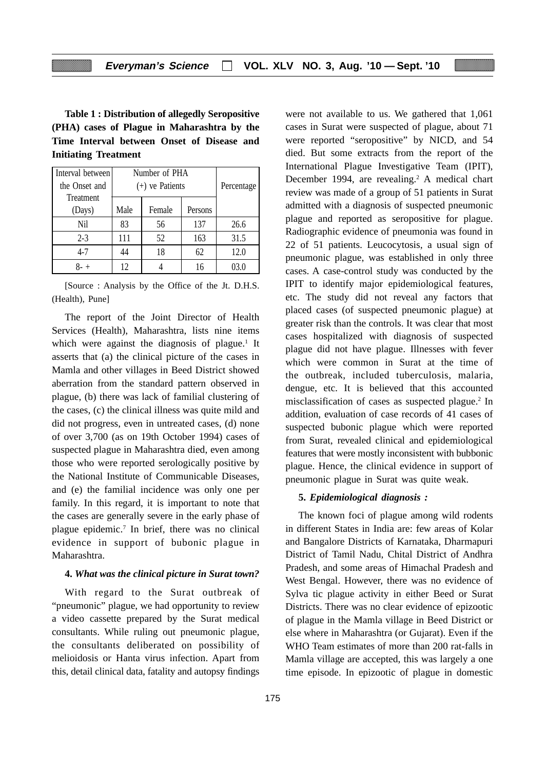**Table 1 : Distribution of allegedly Seropositive (PHA) cases of Plague in Maharashtra by the Time Interval between Onset of Disease and Initiating Treatment**

| Interval between the Onset and Treatment (Days) | Number of PHA (+) ve Patients | | | Percentage |
|---|---|---|---|---|
| | Male | Female | Persons | |
| Nil | 83 | 56 | 137 | 26.6 |
| 2-3 | 111 | 52 | 163 | 31.5 |
| 4-7 | 44 | 18 | 62 | 12.0 |
| 8- + | 12 | 4 | 16 | 03.0 |

[Source : Analysis by the Office of the Jt. D.H.S. (Health), Pune]

The report of the Joint Director of Health Services (Health), Maharashtra, lists nine items which were against the diagnosis of plague.[1] It asserts that (a) the clinical picture of the cases in Mamla and other villages in Beed District showed aberration from the standard pattern observed in plague, (b) there was lack of familial clustering of the cases, (c) the clinical illness was quite mild and did not progress, even in untreated cases, (d) none of over 3,700 (as on 19th October 1994) cases of suspected plague in Maharashtra died, even among those who were reported serologically positive by the National Institute of Communicable Diseases, and (e) the familial incidence was only one per family. In this regard, it is important to note that the cases are generally severe in the early phase of plague epidemic.[7] In brief, there was no clinical evidence in support of bubonic plague in Maharashtra.

**4.** ***What was the clinical picture in Surat town?***

With regard to the Surat outbreak of "pneumonic" plague, we had opportunity to review a video cassette prepared by the Surat medical consultants. While ruling out pneumonic plague, the consultants deliberated on possibility of melioidosis or Hanta virus infection. Apart from this, detail clinical data, fatality and autopsy findings were not available to us. We gathered that 1,061 cases in Surat were suspected of plague, about 71 were reported "seropositive" by NICD, and 54 died. But some extracts from the report of the International Plague Investigative Team (IPIT), December 1994, are revealing.[2] A medical chart review was made of a group of 51 patients in Surat admitted with a diagnosis of suspected pneumonic plague and reported as seropositive for plague. Radiographic evidence of pneumonia was found in 22 of 51 patients. Leucocytosis, a usual sign of pneumonic plague, was established in only three cases. A case-control study was conducted by the IPIT to identify major epidemiological features, etc. The study did not reveal any factors that placed cases (of suspected pneumonic plague) at greater risk than the controls. It was clear that most cases hospitalized with diagnosis of suspected plague did not have plague. Illnesses with fever which were common in Surat at the time of the outbreak, included tuberculosis, malaria, dengue, etc. It is believed that this accounted misclassification of cases as suspected plague.[2] In addition, evaluation of case records of 41 cases of suspected bubonic plague which were reported from Surat, revealed clinical and epidemiological features that were mostly inconsistent with bubbonic plague. Hence, the clinical evidence in support of pneumonic plague in Surat was quite weak.

**5.** ***Epidemiological diagnosis :***

The known foci of plague among wild rodents in different States in India are: few areas of Kolar and Bangalore Districts of Karnataka, Dharmapuri District of Tamil Nadu, Chital District of Andhra Pradesh, and some areas of Himachal Pradesh and West Bengal. However, there was no evidence of Sylva tic plague activity in either Beed or Surat Districts. There was no clear evidence of epizootic of plague in the Mamla village in Beed District or else where in Maharashtra (or Gujarat). Even if the WHO Team estimates of more than 200 rat-falls in Mamla village are accepted, this was largely a one time episode. In epizootic of plague in domestic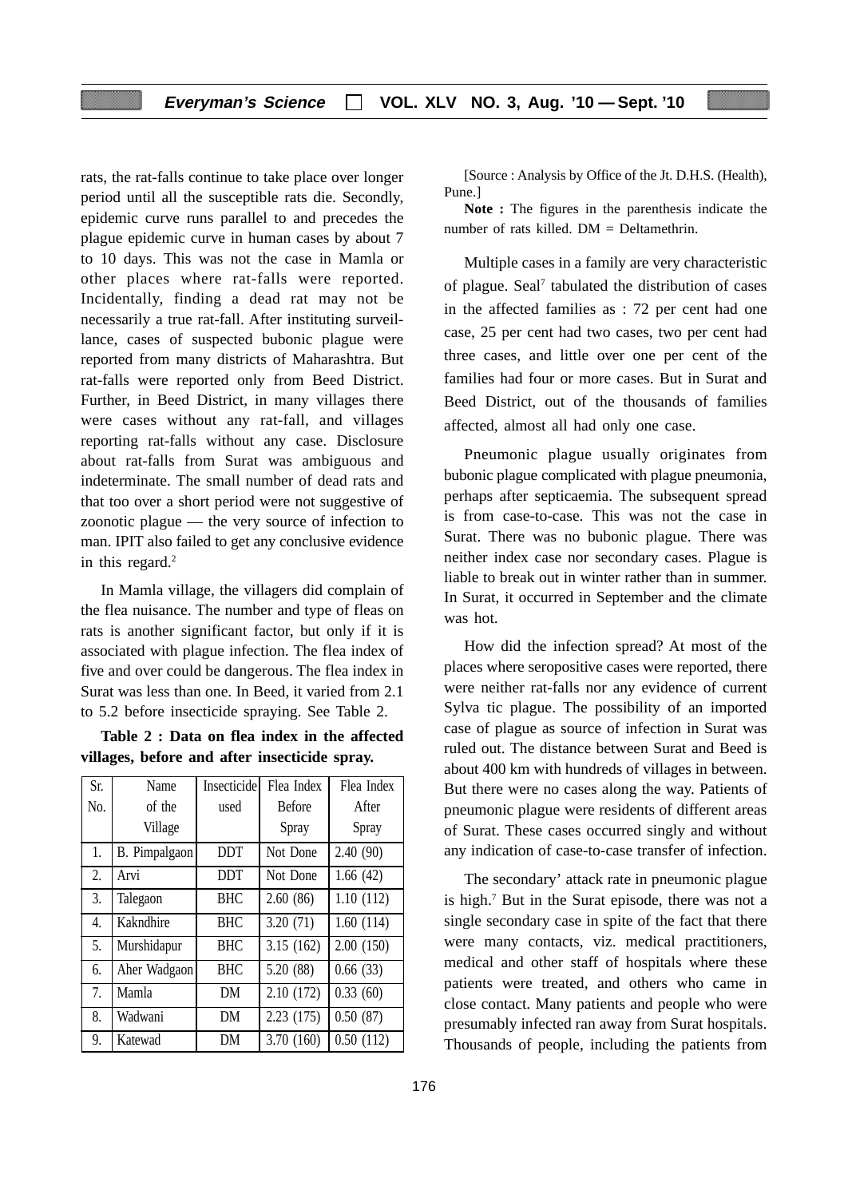rats, the rat-falls continue to take place over longer period until all the susceptible rats die. Secondly, epidemic curve runs parallel to and precedes the plague epidemic curve in human cases by about 7 to 10 days. This was not the case in Mamla or other places where rat-falls were reported. Incidentally, finding a dead rat may not be necessarily a true rat-fall. After instituting surveillance, cases of suspected bubonic plague were reported from many districts of Maharashtra. But rat-falls were reported only from Beed District. Further, in Beed District, in many villages there were cases without any rat-fall, and villages reporting rat-falls without any case. Disclosure about rat-falls from Surat was ambiguous and indeterminate. The small number of dead rats and that too over a short period were not suggestive of zoonotic plague — the very source of infection to man. IPIT also failed to get any conclusive evidence in this regard.[2]

In Mamla village, the villagers did complain of the flea nuisance. The number and type of fleas on rats is another significant factor, but only if it is associated with plague infection. The flea index of five and over could be dangerous. The flea index in Surat was less than one. In Beed, it varied from 2.1 to 5.2 before insecticide spraying. See Table 2.

**Table 2 : Data on flea index in the affected villages, before and after insecticide spray.**

| Sr. No. | Name of the Village | Insecticide used | Flea Index Before Spray | Flea Index After Spray |
|---|---|---|---|---|
| 1. | B. Pimpalgaon | DDT | Not Done | 2.40 (90) |
| 2. | Arvi | DDT | Not Done | 1.66 (42) |
| 3. | Talegaon | BHC | 2.60 (86) | 1.10 (112) |
| 4. | Kakndhire | BHC | 3.20 (71) | 1.60 (114) |
| 5. | Murshidapur | BHC | 3.15 (162) | 2.00 (150) |
| 6. | Aher Wadgaon | BHC | 5.20 (88) | 0.66 (33) |
| 7. | Mamla | DM | 2.10 (172) | 0.33 (60) |
| 8. | Wadwani | DM | 2.23 (175) | 0.50 (87) |
| 9. | Katewad | DM | 3.70 (160) | 0.50 (112) |

[Source : Analysis by Office of the Jt. D.H.S. (Health), Pune.]

**Note :** The figures in the parenthesis indicate the number of rats killed. DM = Deltamethrin.

Multiple cases in a family are very characteristic of plague. Seal[7] tabulated the distribution of cases in the affected families as : 72 per cent had one case, 25 per cent had two cases, two per cent had three cases, and little over one per cent of the families had four or more cases. But in Surat and Beed District, out of the thousands of families affected, almost all had only one case.

Pneumonic plague usually originates from bubonic plague complicated with plague pneumonia, perhaps after septicaemia. The subsequent spread is from case-to-case. This was not the case in Surat. There was no bubonic plague. There was neither index case nor secondary cases. Plague is liable to break out in winter rather than in summer. In Surat, it occurred in September and the climate was hot.

How did the infection spread? At most of the places where seropositive cases were reported, there were neither rat-falls nor any evidence of current Sylva tic plague. The possibility of an imported case of plague as source of infection in Surat was ruled out. The distance between Surat and Beed is about 400 km with hundreds of villages in between. But there were no cases along the way. Patients of pneumonic plague were residents of different areas of Surat. These cases occurred singly and without any indication of case-to-case transfer of infection.

The secondary' attack rate in pneumonic plague is high.[7] But in the Surat episode, there was not a single secondary case in spite of the fact that there were many contacts, viz. medical practitioners, medical and other staff of hospitals where these patients were treated, and others who came in close contact. Many patients and people who were presumably infected ran away from Surat hospitals. Thousands of people, including the patients from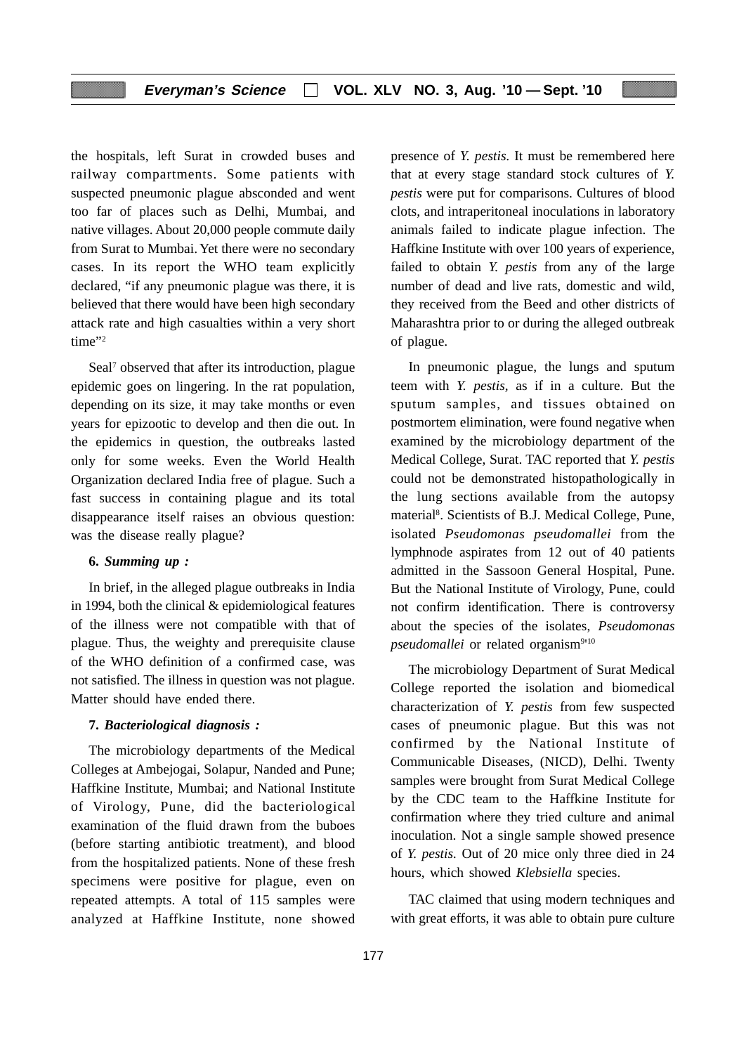the hospitals, left Surat in crowded buses and railway compartments. Some patients with suspected pneumonic plague absconded and went too far of places such as Delhi, Mumbai, and native villages. About 20,000 people commute daily from Surat to Mumbai. Yet there were no secondary cases. In its report the WHO team explicitly declared, "if any pneumonic plague was there, it is believed that there would have been high secondary attack rate and high casualties within a very short time"[2]

Seal[7] observed that after its introduction, plague epidemic goes on lingering. In the rat population, depending on its size, it may take months or even years for epizootic to develop and then die out. In the epidemics in question, the outbreaks lasted only for some weeks. Even the World Health Organization declared India free of plague. Such a fast success in containing plague and its total disappearance itself raises an obvious question: was the disease really plague?

**6. *Summing up :***

In brief, in the alleged plague outbreaks in India in 1994, both the clinical & epidemiological features of the illness were not compatible with that of plague. Thus, the weighty and prerequisite clause of the WHO definition of a confirmed case, was not satisfied. The illness in question was not plague. Matter should have ended there.

**7. *Bacteriological diagnosis :***

The microbiology departments of the Medical Colleges at Ambejogai, Solapur, Nanded and Pune; Haffkine Institute, Mumbai; and National Institute of Virology, Pune, did the bacteriological examination of the fluid drawn from the buboes (before starting antibiotic treatment), and blood from the hospitalized patients. None of these fresh specimens were positive for plague, even on repeated attempts. A total of 115 samples were analyzed at Haffkine Institute, none showed presence of *Y. pestis*. It must be remembered here that at every stage standard stock cultures of *Y. pestis* were put for comparisons. Cultures of blood clots, and intraperitoneal inoculations in laboratory animals failed to indicate plague infection. The Haffkine Institute with over 100 years of experience, failed to obtain *Y. pestis* from any of the large number of dead and live rats, domestic and wild, they received from the Beed and other districts of Maharashtra prior to or during the alleged outbreak of plague.

In pneumonic plague, the lungs and sputum teem with *Y. pestis,* as if in a culture. But the sputum samples, and tissues obtained on postmortem elimination, were found negative when examined by the microbiology department of the Medical College, Surat. TAC reported that *Y. pestis* could not be demonstrated histopathologically in the lung sections available from the autopsy material[8]. Scientists of B.J. Medical College, Pune, isolated *Pseudomonas pseudomallei* from the lymphnode aspirates from 12 out of 40 patients admitted in the Sassoon General Hospital, Pune. But the National Institute of Virology, Pune, could not confirm identification. There is controversy about the species of the isolates, *Pseudomonas pseudomallei* or related organism[9,10]

The microbiology Department of Surat Medical College reported the isolation and biomedical characterization of *Y. pestis* from few suspected cases of pneumonic plague. But this was not confirmed by the National Institute of Communicable Diseases, (NICD), Delhi. Twenty samples were brought from Surat Medical College by the CDC team to the Haffkine Institute for confirmation where they tried culture and animal inoculation. Not a single sample showed presence of *Y. pestis.* Out of 20 mice only three died in 24 hours, which showed *Klebsiella* species.

TAC claimed that using modern techniques and with great efforts, it was able to obtain pure culture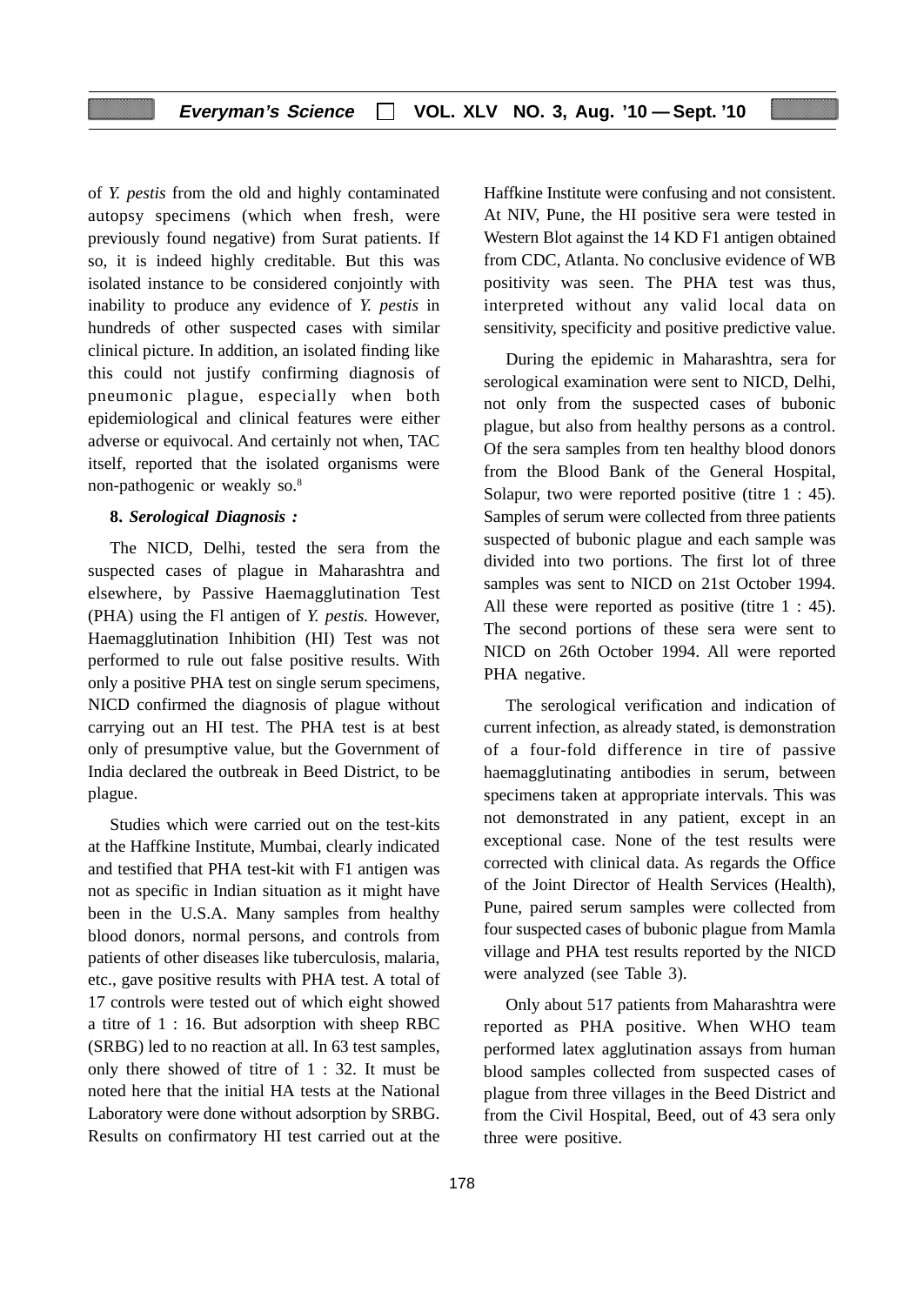of *Y. pestis* from the old and highly contaminated autopsy specimens (which when fresh, were previously found negative) from Surat patients. If so, it is indeed highly creditable. But this was isolated instance to be considered conjointly with inability to produce any evidence of *Y. pestis* in hundreds of other suspected cases with similar clinical picture. In addition, an isolated finding like this could not justify confirming diagnosis of pneumonic plague, especially when both epidemiological and clinical features were either adverse or equivocal. And certainly not when, TAC itself, reported that the isolated organisms were non-pathogenic or weakly so.[8]

**8. *Serological Diagnosis :***

The NICD, Delhi, tested the sera from the suspected cases of plague in Maharashtra and elsewhere, by Passive Haemagglutination Test (PHA) using the Fl antigen of *Y. pestis.* However, Haemagglutination Inhibition (HI) Test was not performed to rule out false positive results. With only a positive PHA test on single serum specimens, NICD confirmed the diagnosis of plague without carrying out an HI test. The PHA test is at best only of presumptive value, but the Government of India declared the outbreak in Beed District, to be plague.

Studies which were carried out on the test-kits at the Haffkine Institute, Mumbai, clearly indicated and testified that PHA test-kit with F1 antigen was not as specific in Indian situation as it might have been in the U.S.A. Many samples from healthy blood donors, normal persons, and controls from patients of other diseases like tuberculosis, malaria, etc., gave positive results with PHA test. A total of 17 controls were tested out of which eight showed a titre of 1 : 16. But adsorption with sheep RBC (SRBG) led to no reaction at all. In 63 test samples, only there showed of titre of 1 : 32. It must be noted here that the initial HA tests at the National Laboratory were done without adsorption by SRBG. Results on confirmatory HI test carried out at the Haffkine Institute were confusing and not consistent. At NIV, Pune, the HI positive sera were tested in Western Blot against the 14 KD F1 antigen obtained from CDC, Atlanta. No conclusive evidence of WB positivity was seen. The PHA test was thus, interpreted without any valid local data on sensitivity, specificity and positive predictive value.

During the epidemic in Maharashtra, sera for serological examination were sent to NICD, Delhi, not only from the suspected cases of bubonic plague, but also from healthy persons as a control. Of the sera samples from ten healthy blood donors from the Blood Bank of the General Hospital, Solapur, two were reported positive (titre 1 : 45). Samples of serum were collected from three patients suspected of bubonic plague and each sample was divided into two portions. The first lot of three samples was sent to NICD on 21st October 1994. All these were reported as positive (titre 1 : 45). The second portions of these sera were sent to NICD on 26th October 1994. All were reported PHA negative.

The serological verification and indication of current infection, as already stated, is demonstration of a four-fold difference in tire of passive haemagglutinating antibodies in serum, between specimens taken at appropriate intervals. This was not demonstrated in any patient, except in an exceptional case. None of the test results were corrected with clinical data. As regards the Office of the Joint Director of Health Services (Health), Pune, paired serum samples were collected from four suspected cases of bubonic plague from Mamla village and PHA test results reported by the NICD were analyzed (see Table 3).

Only about 517 patients from Maharashtra were reported as PHA positive. When WHO team performed latex agglutination assays from human blood samples collected from suspected cases of plague from three villages in the Beed District and from the Civil Hospital, Beed, out of 43 sera only three were positive.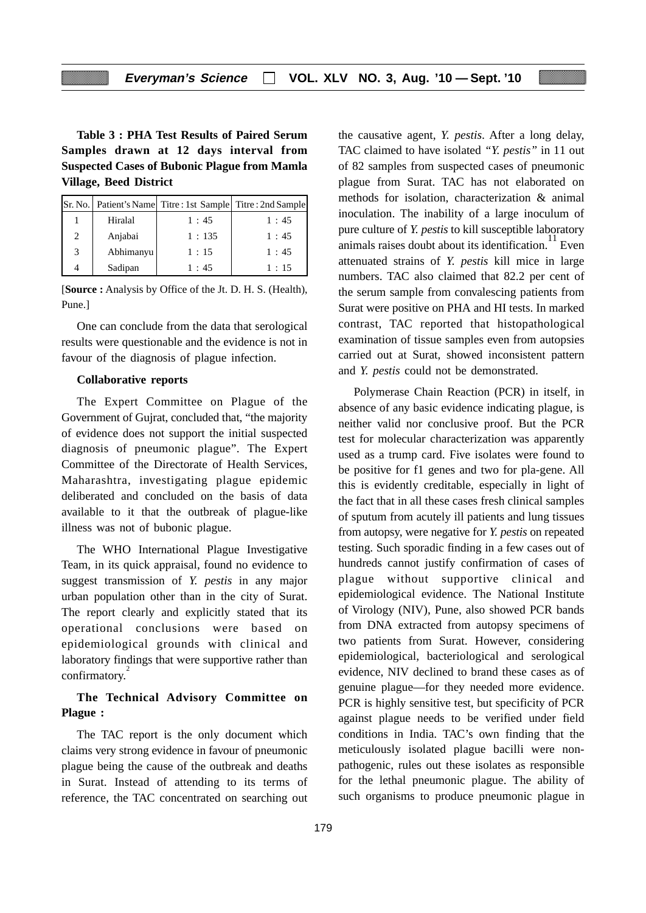**Table 3 : PHA Test Results of Paired Serum Samples drawn at 12 days interval from Suspected Cases of Bubonic Plague from Mamla Village, Beed District**

| Sr. No. | Patient's Name | Titre : 1st Sample | Titre : 2nd Sample |
|---|---|---|---|
| 1 | Hiralal | 1 : 45 | 1 : 45 |
| 2 | Anjabai | 1 : 135 | 1 : 45 |
| 3 | Abhimanyu | 1 : 15 | 1 : 45 |
| 4 | Sadipan | 1 : 45 | 1 : 15 |

[**Source :** Analysis by Office of the Jt. D. H. S. (Health), Pune.]

One can conclude from the data that serological results were questionable and the evidence is not in favour of the diagnosis of plague infection.

**Collaborative reports**

The Expert Committee on Plague of the Government of Gujrat, concluded that, "the majority of evidence does not support the initial suspected diagnosis of pneumonic plague". The Expert Committee of the Directorate of Health Services, Maharashtra, investigating plague epidemic deliberated and concluded on the basis of data available to it that the outbreak of plague-like illness was not of bubonic plague.

The WHO International Plague Investigative Team, in its quick appraisal, found no evidence to suggest transmission of *Y. pestis* in any major urban population other than in the city of Surat. The report clearly and explicitly stated that its operational conclusions were based on epidemiological grounds with clinical and laboratory findings that were supportive rather than confirmatory.[2]

**The Technical Advisory Committee on Plague :**

The TAC report is the only document which claims very strong evidence in favour of pneumonic plague being the cause of the outbreak and deaths in Surat. Instead of attending to its terms of reference, the TAC concentrated on searching out the causative agent, *Y. pestis*. After a long delay, TAC claimed to have isolated *"Y. pestis"* in 11 out of 82 samples from suspected cases of pneumonic plague from Surat. TAC has not elaborated on methods for isolation, characterization & animal inoculation. The inability of a large inoculum of pure culture of *Y. pestis* to kill susceptible laboratory animals raises doubt about its identification.[11] Even attenuated strains of *Y. pestis* kill mice in large numbers. TAC also claimed that 82.2 per cent of the serum sample from convalescing patients from Surat were positive on PHA and HI tests. In marked contrast, TAC reported that histopathological examination of tissue samples even from autopsies carried out at Surat, showed inconsistent pattern and *Y. pestis* could not be demonstrated.

Polymerase Chain Reaction (PCR) in itself, in absence of any basic evidence indicating plague, is neither valid nor conclusive proof. But the PCR test for molecular characterization was apparently used as a trump card. Five isolates were found to be positive for f1 genes and two for pla-gene. All this is evidently creditable, especially in light of the fact that in all these cases fresh clinical samples of sputum from acutely ill patients and lung tissues from autopsy, were negative for *Y. pestis* on repeated testing. Such sporadic finding in a few cases out of hundreds cannot justify confirmation of cases of plague without supportive clinical and epidemiological evidence. The National Institute of Virology (NIV), Pune, also showed PCR bands from DNA extracted from autopsy specimens of two patients from Surat. However, considering epidemiological, bacteriological and serological evidence, NIV declined to brand these cases as of genuine plague—for they needed more evidence. PCR is highly sensitive test, but specificity of PCR against plague needs to be verified under field conditions in India. TAC's own finding that the meticulously isolated plague bacilli were non-pathogenic, rules out these isolates as responsible for the lethal pneumonic plague. The ability of such organisms to produce pneumonic plague in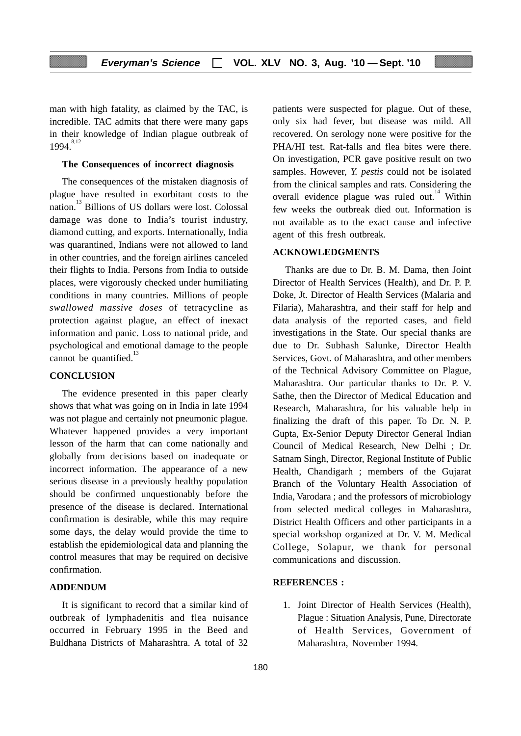man with high fatality, as claimed by the TAC, is incredible. TAC admits that there were many gaps in their knowledge of Indian plague outbreak of 1994.[8,12]

### The Consequences of incorrect diagnosis

The consequences of the mistaken diagnosis of plague have resulted in exorbitant costs to the nation.[13] Billions of US dollars were lost. Colossal damage was done to India's tourist industry, diamond cutting, and exports. Internationally, India was quarantined, Indians were not allowed to land in other countries, and the foreign airlines canceled their flights to India. Persons from India to outside places, were vigorously checked under humiliating conditions in many countries. Millions of people *swallowed massive doses* of tetracycline as protection against plague, an effect of inexact information and panic. Loss to national pride, and psychological and emotional damage to the people cannot be quantified.[13]

## CONCLUSION

The evidence presented in this paper clearly shows that what was going on in India in late 1994 was not plague and certainly not pneumonic plague. Whatever happened provides a very important lesson of the harm that can come nationally and globally from decisions based on inadequate or incorrect information. The appearance of a new serious disease in a previously healthy population should be confirmed unquestionably before the presence of the disease is declared. International confirmation is desirable, while this may require some days, the delay would provide the time to establish the epidemiological data and planning the control measures that may be required on decisive confirmation.

## ADDENDUM

It is significant to record that a similar kind of outbreak of lymphadenitis and flea nuisance occurred in February 1995 in the Beed and Buldhana Districts of Maharashtra. A total of 32 patients were suspected for plague. Out of these, only six had fever, but disease was mild. All recovered. On serology none were positive for the PHA/HI test. Rat-falls and flea bites were there. On investigation, PCR gave positive result on two samples. However, *Y. pestis* could not be isolated from the clinical samples and rats. Considering the overall evidence plague was ruled out.[14] Within few weeks the outbreak died out. Information is not available as to the exact cause and infective agent of this fresh outbreak.

## ACKNOWLEDGMENTS

Thanks are due to Dr. B. M. Dama, then Joint Director of Health Services (Health), and Dr. P. P. Doke, Jt. Director of Health Services (Malaria and Filaria), Maharashtra, and their staff for help and data analysis of the reported cases, and field investigations in the State. Our special thanks are due to Dr. Subhash Salunke, Director Health Services, Govt. of Maharashtra, and other members of the Technical Advisory Committee on Plague, Maharashtra. Our particular thanks to Dr. P. V. Sathe, then the Director of Medical Education and Research, Maharashtra, for his valuable help in finalizing the draft of this paper. To Dr. N. P. Gupta, Ex-Senior Deputy Director General Indian Council of Medical Research, New Delhi ; Dr. Satnam Singh, Director, Regional Institute of Public Health, Chandigarh ; members of the Gujarat Branch of the Voluntary Health Association of India, Varodara ; and the professors of microbiology from selected medical colleges in Maharashtra, District Health Officers and other participants in a special workshop organized at Dr. V. M. Medical College, Solapur, we thank for personal communications and discussion.

## REFERENCES :

1. Joint Director of Health Services (Health), Plague : Situation Analysis, Pune, Directorate of Health Services, Government of Maharashtra, November 1994.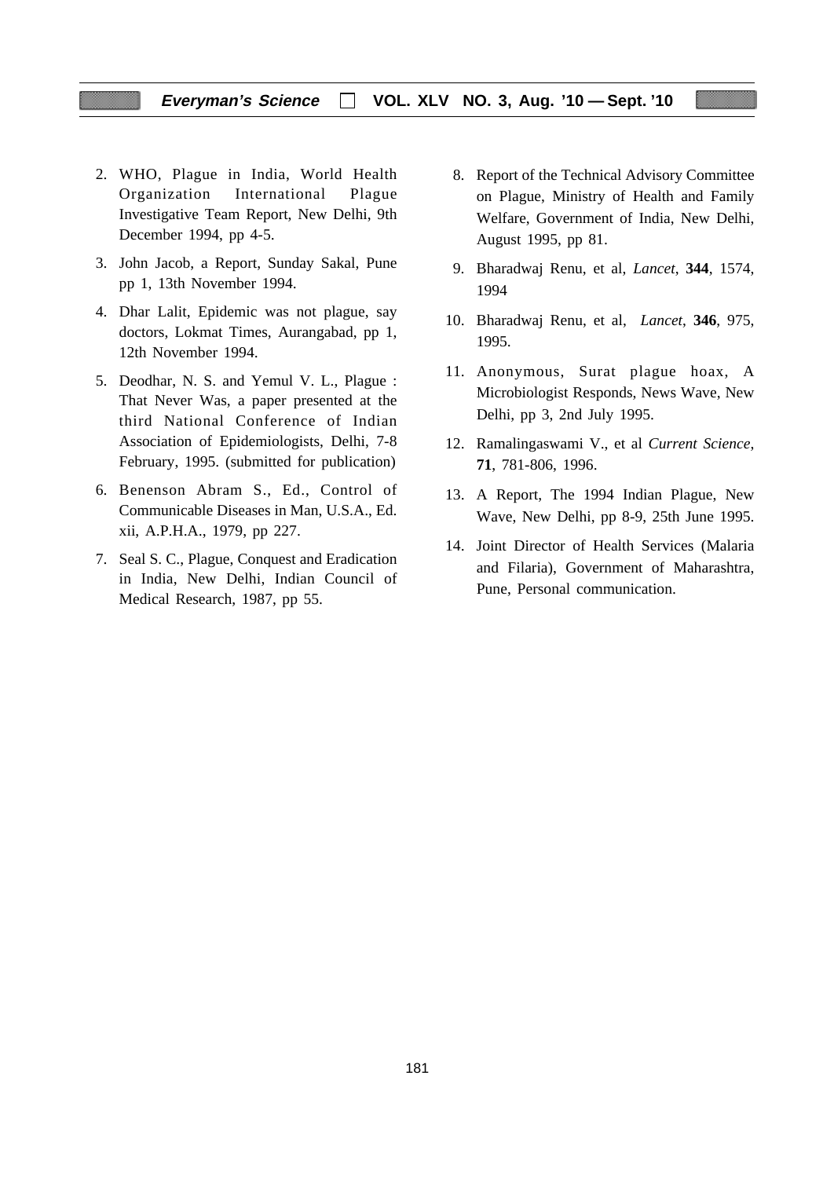2. WHO, Plague in India, World Health Organization International Plague Investigative Team Report, New Delhi, 9th December 1994, pp 4-5.

3. John Jacob, a Report, Sunday Sakal, Pune pp 1, 13th November 1994.

4. Dhar Lalit, Epidemic was not plague, say doctors, Lokmat Times, Aurangabad, pp 1, 12th November 1994.

5. Deodhar, N. S. and Yemul V. L., Plague : That Never Was, a paper presented at the third National Conference of Indian Association of Epidemiologists, Delhi, 7-8 February, 1995. (submitted for publication)

6. Benenson Abram S., Ed., Control of Communicable Diseases in Man, U.S.A., Ed. xii, A.P.H.A., 1979, pp 227.

7. Seal S. C., Plague, Conquest and Eradication in India, New Delhi, Indian Council of Medical Research, 1987, pp 55.

8. Report of the Technical Advisory Committee on Plague, Ministry of Health and Family Welfare, Government of India, New Delhi, August 1995, pp 81.

9. Bharadwaj Renu, et al, *Lancet*, **344**, 1574, 1994

10. Bharadwaj Renu, et al, *Lancet*, **346**, 975, 1995.

11. Anonymous, Surat plague hoax, A Microbiologist Responds, News Wave, New Delhi, pp 3, 2nd July 1995.

12. Ramalingaswami V., et al *Current Science*, **71**, 781-806, 1996.

13. A Report, The 1994 Indian Plague, New Wave, New Delhi, pp 8-9, 25th June 1995.

14. Joint Director of Health Services (Malaria and Filaria), Government of Maharashtra, Pune, Personal communication.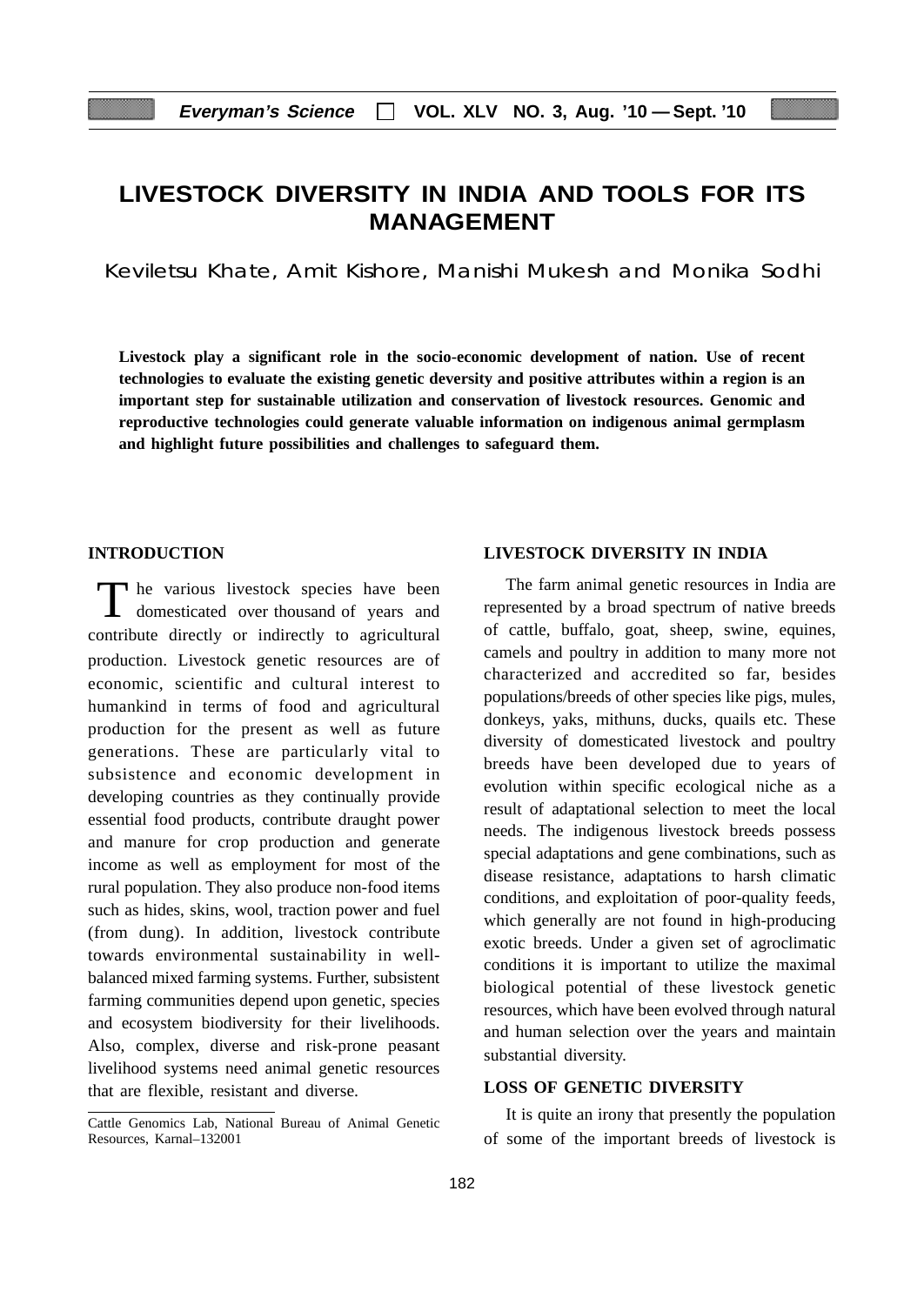# LIVESTOCK DIVERSITY IN INDIA AND TOOLS FOR ITS MANAGEMENT

Keviletsu Khate, Amit Kishore, Manishi Mukesh and Monika Sodhi

**Livestock play a significant role in the socio-economic development of nation. Use of recent technologies to evaluate the existing genetic deversity and positive attributes within a region is an important step for sustainable utilization and conservation of livestock resources. Genomic and reproductive technologies could generate valuable information on indigenous animal germplasm and highlight future possibilities and challenges to safeguard them.**

## INTRODUCTION

The various livestock species have been domesticated over thousand of years and contribute directly or indirectly to agricultural production. Livestock genetic resources are of economic, scientific and cultural interest to humankind in terms of food and agricultural production for the present as well as future generations. These are particularly vital to subsistence and economic development in developing countries as they continually provide essential food products, contribute draught power and manure for crop production and generate income as well as employment for most of the rural population. They also produce non-food items such as hides, skins, wool, traction power and fuel (from dung). In addition, livestock contribute towards environmental sustainability in well-balanced mixed farming systems. Further, subsistent farming communities depend upon genetic, species and ecosystem biodiversity for their livelihoods. Also, complex, diverse and risk-prone peasant livelihood systems need animal genetic resources that are flexible, resistant and diverse.

Cattle Genomics Lab, National Bureau of Animal Genetic Resources, Karnal–132001

## LIVESTOCK DIVERSITY IN INDIA

The farm animal genetic resources in India are represented by a broad spectrum of native breeds of cattle, buffalo, goat, sheep, swine, equines, camels and poultry in addition to many more not characterized and accredited so far, besides populations/breeds of other species like pigs, mules, donkeys, yaks, mithuns, ducks, quails etc. These diversity of domesticated livestock and poultry breeds have been developed due to years of evolution within specific ecological niche as a result of adaptational selection to meet the local needs. The indigenous livestock breeds possess special adaptations and gene combinations, such as disease resistance, adaptations to harsh climatic conditions, and exploitation of poor-quality feeds, which generally are not found in high-producing exotic breeds. Under a given set of agroclimatic conditions it is important to utilize the maximal biological potential of these livestock genetic resources, which have been evolved through natural and human selection over the years and maintain substantial diversity.

## LOSS OF GENETIC DIVERSITY

It is quite an irony that presently the population of some of the important breeds of livestock is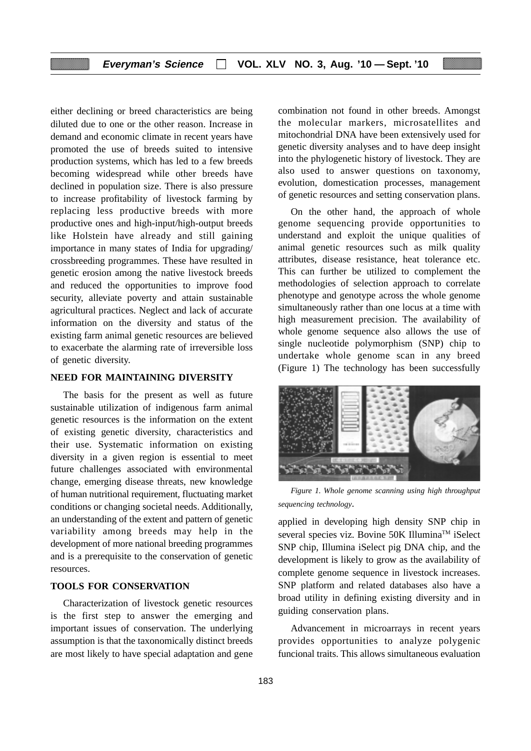either declining or breed characteristics are being diluted due to one or the other reason. Increase in demand and economic climate in recent years have promoted the use of breeds suited to intensive production systems, which has led to a few breeds becoming widespread while other breeds have declined in population size. There is also pressure to increase profitability of livestock farming by replacing less productive breeds with more productive ones and high-input/high-output breeds like Holstein have already and still gaining importance in many states of India for upgrading/ crossbreeding programmes. These have resulted in genetic erosion among the native livestock breeds and reduced the opportunities to improve food security, alleviate poverty and attain sustainable agricultural practices. Neglect and lack of accurate information on the diversity and status of the existing farm animal genetic resources are believed to exacerbate the alarming rate of irreversible loss of genetic diversity.

## NEED FOR MAINTAINING DIVERSITY

The basis for the present as well as future sustainable utilization of indigenous farm animal genetic resources is the information on the extent of existing genetic diversity, characteristics and their use. Systematic information on existing diversity in a given region is essential to meet future challenges associated with environmental change, emerging disease threats, new knowledge of human nutritional requirement, fluctuating market conditions or changing societal needs. Additionally, an understanding of the extent and pattern of genetic variability among breeds may help in the development of more national breeding programmes and is a prerequisite to the conservation of genetic resources.

## TOOLS FOR CONSERVATION

Characterization of livestock genetic resources is the first step to answer the emerging and important issues of conservation. The underlying assumption is that the taxonomically distinct breeds are most likely to have special adaptation and gene combination not found in other breeds. Amongst the molecular markers, microsatellites and mitochondrial DNA have been extensively used for genetic diversity analyses and to have deep insight into the phylogenetic history of livestock. They are also used to answer questions on taxonomy, evolution, domestication processes, management of genetic resources and setting conservation plans.

On the other hand, the approach of whole genome sequencing provide opportunities to understand and exploit the unique qualities of animal genetic resources such as milk quality attributes, disease resistance, heat tolerance etc. This can further be utilized to complement the methodologies of selection approach to correlate phenotype and genotype across the whole genome simultaneously rather than one locus at a time with high measurement precision. The availability of whole genome sequence also allows the use of single nucleotide polymorphism (SNP) chip to undertake whole genome scan in any breed (Figure 1) The technology has been successfully applied in developing high density SNP chip in several species viz. Bovine 50K Illumina™ iSelect SNP chip, Illumina iSelect pig DNA chip, and the development is likely to grow as the availability of complete genome sequence in livestock increases. SNP platform and related databases also have a broad utility in defining existing diversity and in guiding conservation plans.

*Figure 1. Whole genome scanning using high throughput sequencing technology.*

Advancement in microarrays in recent years provides opportunities to analyze polygenic funcional traits. This allows simultaneous evaluation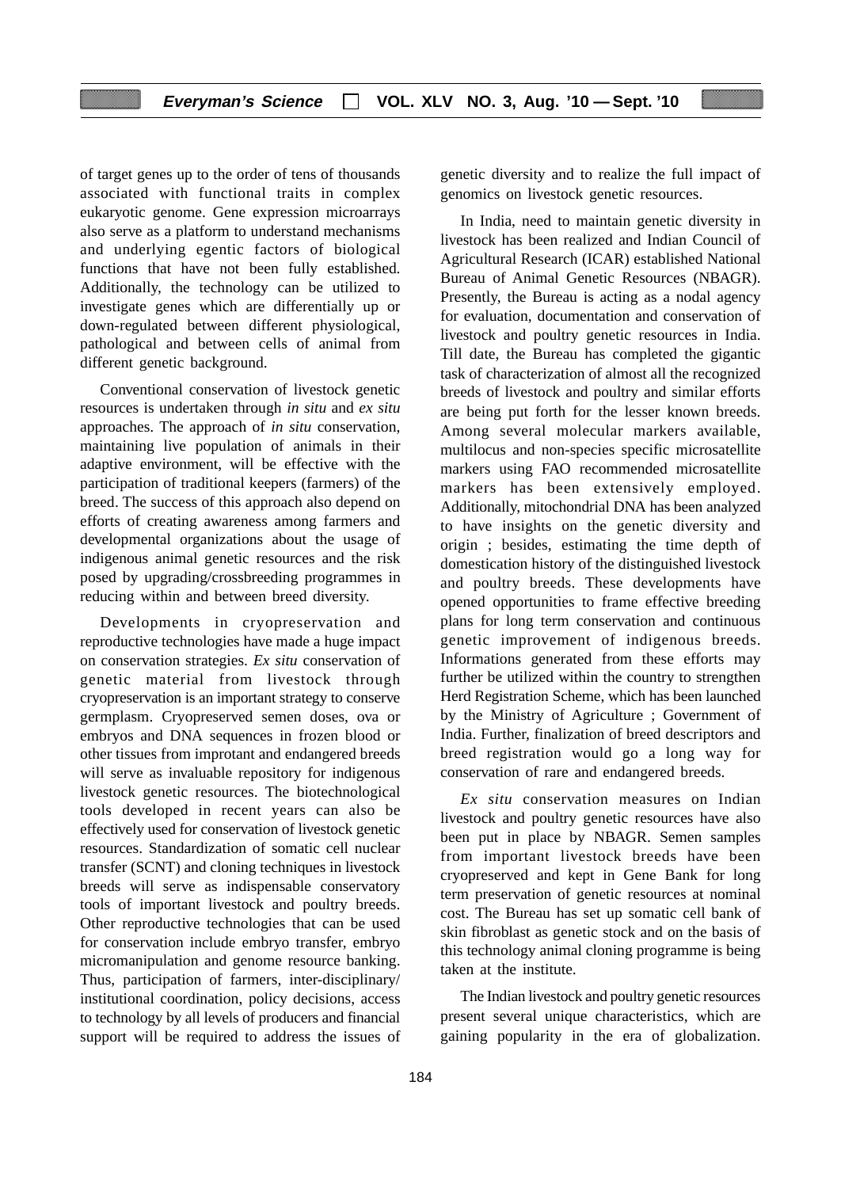of target genes up to the order of tens of thousands associated with functional traits in complex eukaryotic genome. Gene expression microarrays also serve as a platform to understand mechanisms and underlying egentic factors of biological functions that have not been fully established. Additionally, the technology can be utilized to investigate genes which are differentially up or down-regulated between different physiological, pathological and between cells of animal from different genetic background.

Conventional conservation of livestock genetic resources is undertaken through *in situ* and *ex situ* approaches. The approach of *in situ* conservation, maintaining live population of animals in their adaptive environment, will be effective with the participation of traditional keepers (farmers) of the breed. The success of this approach also depend on efforts of creating awareness among farmers and developmental organizations about the usage of indigenous animal genetic resources and the risk posed by upgrading/crossbreeding programmes in reducing within and between breed diversity.

Developments in cryopreservation and reproductive technologies have made a huge impact on conservation strategies. *Ex situ* conservation of genetic material from livestock through cryopreservation is an important strategy to conserve germplasm. Cryopreserved semen doses, ova or embryos and DNA sequences in frozen blood or other tissues from improtant and endangered breeds will serve as invaluable repository for indigenous livestock genetic resources. The biotechnological tools developed in recent years can also be effectively used for conservation of livestock genetic resources. Standardization of somatic cell nuclear transfer (SCNT) and cloning techniques in livestock breeds will serve as indispensable conservatory tools of important livestock and poultry breeds. Other reproductive technologies that can be used for conservation include embryo transfer, embryo micromanipulation and genome resource banking. Thus, participation of farmers, inter-disciplinary/ institutional coordination, policy decisions, access to technology by all levels of producers and financial support will be required to address the issues of genetic diversity and to realize the full impact of genomics on livestock genetic resources.

In India, need to maintain genetic diversity in livestock has been realized and Indian Council of Agricultural Research (ICAR) established National Bureau of Animal Genetic Resources (NBAGR). Presently, the Bureau is acting as a nodal agency for evaluation, documentation and conservation of livestock and poultry genetic resources in India. Till date, the Bureau has completed the gigantic task of characterization of almost all the recognized breeds of livestock and poultry and similar efforts are being put forth for the lesser known breeds. Among several molecular markers available, multilocus and non-species specific microsatellite markers using FAO recommended microsatellite markers has been extensively employed. Additionally, mitochondrial DNA has been analyzed to have insights on the genetic diversity and origin ; besides, estimating the time depth of domestication history of the distinguished livestock and poultry breeds. These developments have opened opportunities to frame effective breeding plans for long term conservation and continuous genetic improvement of indigenous breeds. Informations generated from these efforts may further be utilized within the country to strengthen Herd Registration Scheme, which has been launched by the Ministry of Agriculture ; Government of India. Further, finalization of breed descriptors and breed registration would go a long way for conservation of rare and endangered breeds.

*Ex situ* conservation measures on Indian livestock and poultry genetic resources have also been put in place by NBAGR. Semen samples from important livestock breeds have been cryopreserved and kept in Gene Bank for long term preservation of genetic resources at nominal cost. The Bureau has set up somatic cell bank of skin fibroblast as genetic stock and on the basis of this technology animal cloning programme is being taken at the institute.

The Indian livestock and poultry genetic resources present several unique characteristics, which are gaining popularity in the era of globalization.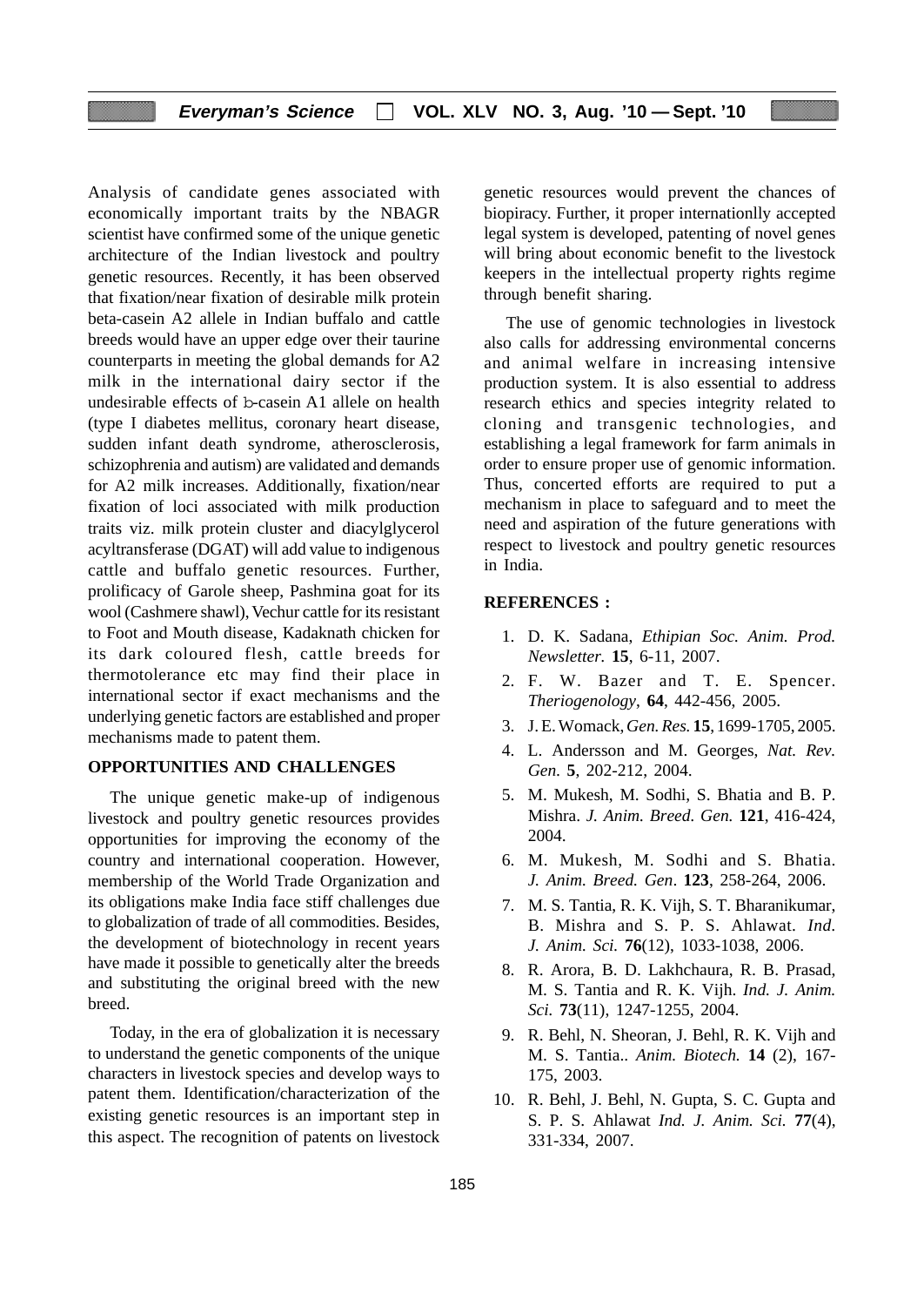Analysis of candidate genes associated with economically important traits by the NBAGR scientist have confirmed some of the unique genetic architecture of the Indian livestock and poultry genetic resources. Recently, it has been observed that fixation/near fixation of desirable milk protein beta-casein A2 allele in Indian buffalo and cattle breeds would have an upper edge over their taurine counterparts in meeting the global demands for A2 milk in the international dairy sector if the undesirable effects of b-casein A1 allele on health (type I diabetes mellitus, coronary heart disease, sudden infant death syndrome, atherosclerosis, schizophrenia and autism) are validated and demands for A2 milk increases. Additionally, fixation/near fixation of loci associated with milk production traits viz. milk protein cluster and diacylglycerol acyltransferase (DGAT) will add value to indigenous cattle and buffalo genetic resources. Further, prolificacy of Garole sheep, Pashmina goat for its wool (Cashmere shawl), Vechur cattle for its resistant to Foot and Mouth disease, Kadaknath chicken for its dark coloured flesh, cattle breeds for thermotolerance etc may find their place in international sector if exact mechanisms and the underlying genetic factors are established and proper mechanisms made to patent them.

## OPPORTUNITIES AND CHALLENGES

The unique genetic make-up of indigenous livestock and poultry genetic resources provides opportunities for improving the economy of the country and international cooperation. However, membership of the World Trade Organization and its obligations make India face stiff challenges due to globalization of trade of all commodities. Besides, the development of biotechnology in recent years have made it possible to genetically alter the breeds and substituting the original breed with the new breed.

Today, in the era of globalization it is necessary to understand the genetic components of the unique characters in livestock species and develop ways to patent them. Identification/characterization of the existing genetic resources is an important step in this aspect. The recognition of patents on livestock genetic resources would prevent the chances of biopiracy. Further, it proper internationlly accepted legal system is developed, patenting of novel genes will bring about economic benefit to the livestock keepers in the intellectual property rights regime through benefit sharing.

The use of genomic technologies in livestock also calls for addressing environmental concerns and animal welfare in increasing intensive production system. It is also essential to address research ethics and species integrity related to cloning and transgenic technologies, and establishing a legal framework for farm animals in order to ensure proper use of genomic information. Thus, concerted efforts are required to put a mechanism in place to safeguard and to meet the need and aspiration of the future generations with respect to livestock and poultry genetic resources in India.

## REFERENCES :

1. D. K. Sadana, *Ethipian Soc. Anim. Prod. Newsletter.* **15**, 6-11, 2007.
2. F. W. Bazer and T. E. Spencer. *Theriogenology*, **64**, 442-456, 2005.
3. J. E. Womack, *Gen. Res.* **15**, 1699-1705, 2005.
4. L. Andersson and M. Georges, *Nat. Rev. Gen.* **5**, 202-212, 2004.
5. M. Mukesh, M. Sodhi, S. Bhatia and B. P. Mishra. *J. Anim. Breed. Gen.* **121**, 416-424, 2004.
6. M. Mukesh, M. Sodhi and S. Bhatia. *J. Anim. Breed. Gen*. **123**, 258-264, 2006.
7. M. S. Tantia, R. K. Vijh, S. T. Bharanikumar, B. Mishra and S. P. S. Ahlawat. *Ind. J. Anim. Sci.* **76**(12), 1033-1038, 2006.
8. R. Arora, B. D. Lakhchaura, R. B. Prasad, M. S. Tantia and R. K. Vijh. *Ind. J. Anim. Sci.* **73**(11), 1247-1255, 2004.
9. R. Behl, N. Sheoran, J. Behl, R. K. Vijh and M. S. Tantia.. *Anim. Biotech.* **14** (2), 167-175, 2003.
10. R. Behl, J. Behl, N. Gupta, S. C. Gupta and S. P. S. Ahlawat *Ind. J. Anim. Sci.* **77**(4), 331-334, 2007.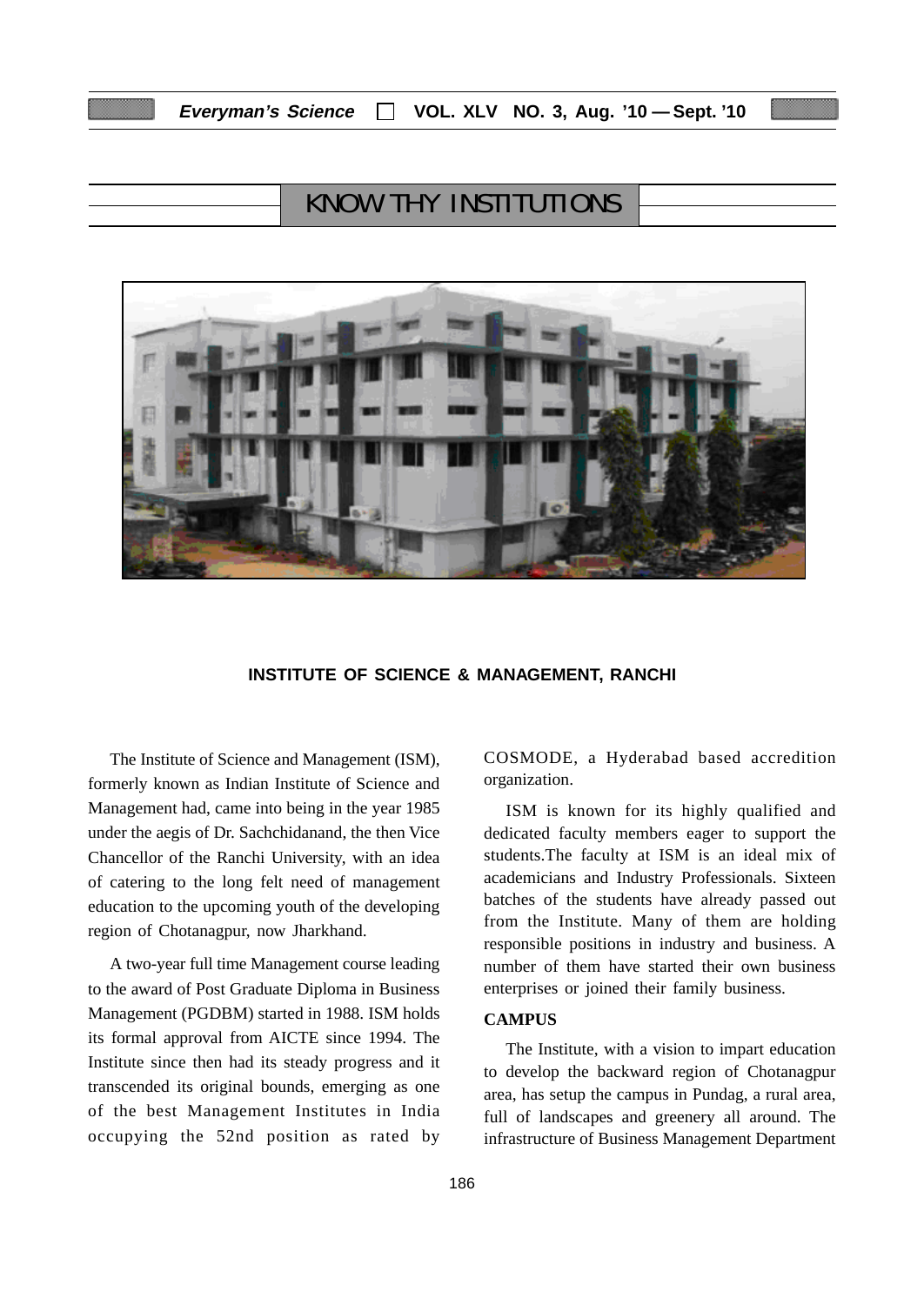## KNOW THY INSTITUTIONS

### INSTITUTE OF SCIENCE & MANAGEMENT, RANCHI

The Institute of Science and Management (ISM), formerly known as Indian Institute of Science and Management had, came into being in the year 1985 under the aegis of Dr. Sachchidanand, the then Vice Chancellor of the Ranchi University, with an idea of catering to the long felt need of management education to the upcoming youth of the developing region of Chotanagpur, now Jharkhand.

A two-year full time Management course leading to the award of Post Graduate Diploma in Business Management (PGDBM) started in 1988. ISM holds its formal approval from AICTE since 1994. The Institute since then had its steady progress and it transcended its original bounds, emerging as one of the best Management Institutes in India occupying the 52nd position as rated by COSMODE, a Hyderabad based accredition organization.

ISM is known for its highly qualified and dedicated faculty members eager to support the students.The faculty at ISM is an ideal mix of academicians and Industry Professionals. Sixteen batches of the students have already passed out from the Institute. Many of them are holding responsible positions in industry and business. A number of them have started their own business enterprises or joined their family business.

**CAMPUS**

The Institute, with a vision to impart education to develop the backward region of Chotanagpur area, has setup the campus in Pundag, a rural area, full of landscapes and greenery all around. The infrastructure of Business Management Department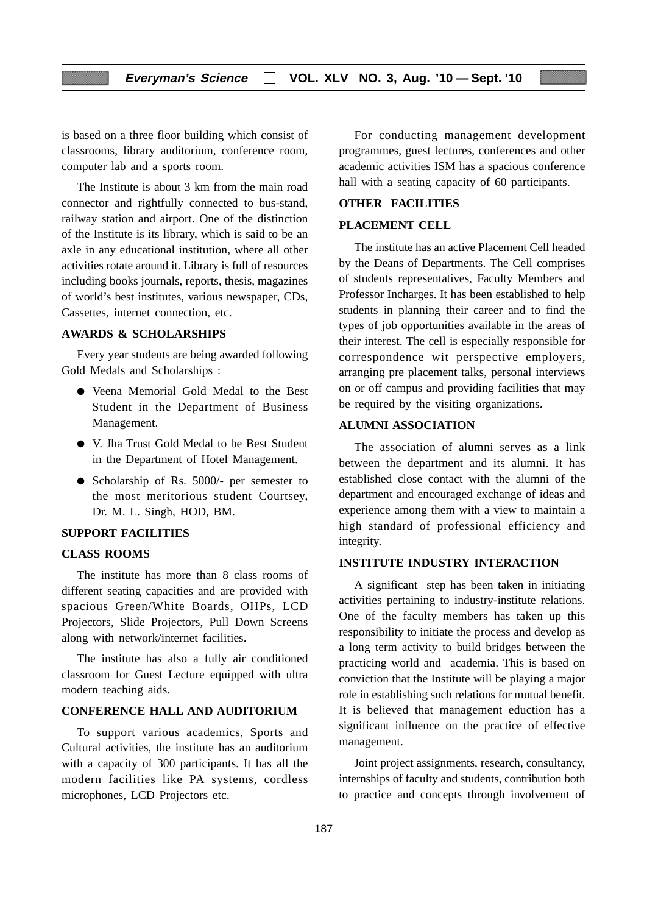is based on a three floor building which consist of classrooms, library auditorium, conference room, computer lab and a sports room.

The Institute is about 3 km from the main road connector and rightfully connected to bus-stand, railway station and airport. One of the distinction of the Institute is its library, which is said to be an axle in any educational institution, where all other activities rotate around it. Library is full of resources including books journals, reports, thesis, magazines of world's best institutes, various newspaper, CDs, Cassettes, internet connection, etc.

### AWARDS & SCHOLARSHIPS

Every year students are being awarded following Gold Medals and Scholarships :

- Veena Memorial Gold Medal to the Best Student in the Department of Business Management.
- V. Jha Trust Gold Medal to be Best Student in the Department of Hotel Management.
- Scholarship of Rs. 5000/- per semester to the most meritorious student Courtsey, Dr. M. L. Singh, HOD, BM.

### SUPPORT FACILITIES

### CLASS ROOMS

The institute has more than 8 class rooms of different seating capacities and are provided with spacious Green/White Boards, OHPs, LCD Projectors, Slide Projectors, Pull Down Screens along with network/internet facilities.

The institute has also a fully air conditioned classroom for Guest Lecture equipped with ultra modern teaching aids.

### CONFERENCE HALL AND AUDITORIUM

To support various academics, Sports and Cultural activities, the institute has an auditorium with a capacity of 300 participants. It has all the modern facilities like PA systems, cordless microphones, LCD Projectors etc.

For conducting management development programmes, guest lectures, conferences and other academic activities ISM has a spacious conference hall with a seating capacity of 60 participants.

### OTHER FACILITIES

### PLACEMENT CELL

The institute has an active Placement Cell headed by the Deans of Departments. The Cell comprises of students representatives, Faculty Members and Professor Incharges. It has been established to help students in planning their career and to find the types of job opportunities available in the areas of their interest. The cell is especially responsible for correspondence wit perspective employers, arranging pre placement talks, personal interviews on or off campus and providing facilities that may be required by the visiting organizations.

### ALUMNI ASSOCIATION

The association of alumni serves as a link between the department and its alumni. It has established close contact with the alumni of the department and encouraged exchange of ideas and experience among them with a view to maintain a high standard of professional efficiency and integrity.

### INSTITUTE INDUSTRY INTERACTION

A significant step has been taken in initiating activities pertaining to industry-institute relations. One of the faculty members has taken up this responsibility to initiate the process and develop as a long term activity to build bridges between the practicing world and academia. This is based on conviction that the Institute will be playing a major role in establishing such relations for mutual benefit. It is believed that management eduction has a significant influence on the practice of effective management.

Joint project assignments, research, consultancy, internships of faculty and students, contribution both to practice and concepts through involvement of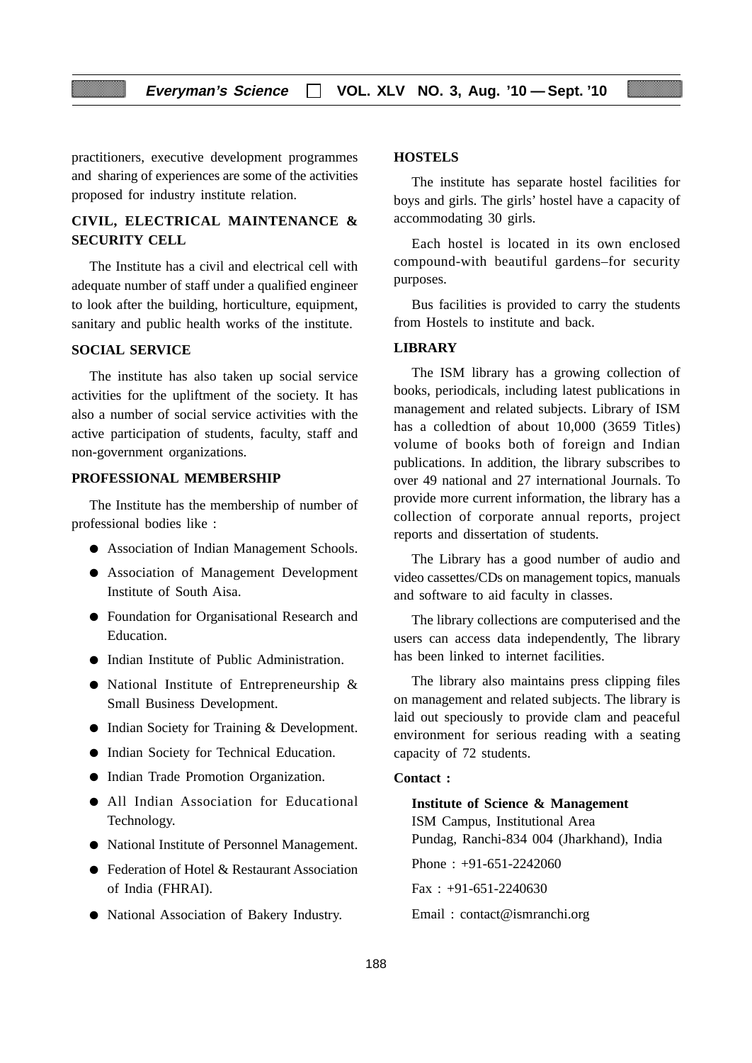practitioners, executive development programmes and sharing of experiences are some of the activities proposed for industry institute relation.

## CIVIL, ELECTRICAL MAINTENANCE & SECURITY CELL

The Institute has a civil and electrical cell with adequate number of staff under a qualified engineer to look after the building, horticulture, equipment, sanitary and public health works of the institute.

## SOCIAL SERVICE

The institute has also taken up social service activities for the upliftment of the society. It has also a number of social service activities with the active participation of students, faculty, staff and non-government organizations.

## PROFESSIONAL MEMBERSHIP

The Institute has the membership of number of professional bodies like :

- Association of Indian Management Schools.
- Association of Management Development Institute of South Aisa.
- Foundation for Organisational Research and Education.
- Indian Institute of Public Administration.
- National Institute of Entrepreneurship & Small Business Development.
- Indian Society for Training & Development.
- Indian Society for Technical Education.
- Indian Trade Promotion Organization.
- All Indian Association for Educational Technology.
- National Institute of Personnel Management.
- Federation of Hotel & Restaurant Association of India (FHRAI).
- National Association of Bakery Industry.

## HOSTELS

The institute has separate hostel facilities for boys and girls. The girls' hostel have a capacity of accommodating 30 girls.

Each hostel is located in its own enclosed compound-with beautiful gardens–for security purposes.

Bus facilities is provided to carry the students from Hostels to institute and back.

## LIBRARY

The ISM library has a growing collection of books, periodicals, including latest publications in management and related subjects. Library of ISM has a colledtion of about 10,000 (3659 Titles) volume of books both of foreign and Indian publications. In addition, the library subscribes to over 49 national and 27 international Journals. To provide more current information, the library has a collection of corporate annual reports, project reports and dissertation of students.

The Library has a good number of audio and video cassettes/CDs on management topics, manuals and software to aid faculty in classes.

The library collections are computerised and the users can access data independently, The library has been linked to internet facilities.

The library also maintains press clipping files on management and related subjects. The library is laid out speciously to provide clam and peaceful environment for serious reading with a seating capacity of 72 students.

**Contact :**

**Institute of Science & Management**
ISM Campus, Institutional Area
Pundag, Ranchi-834 004 (Jharkhand), India

Phone : +91-651-2242060

Fax : +91-651-2240630

Email : contact@ismranchi.org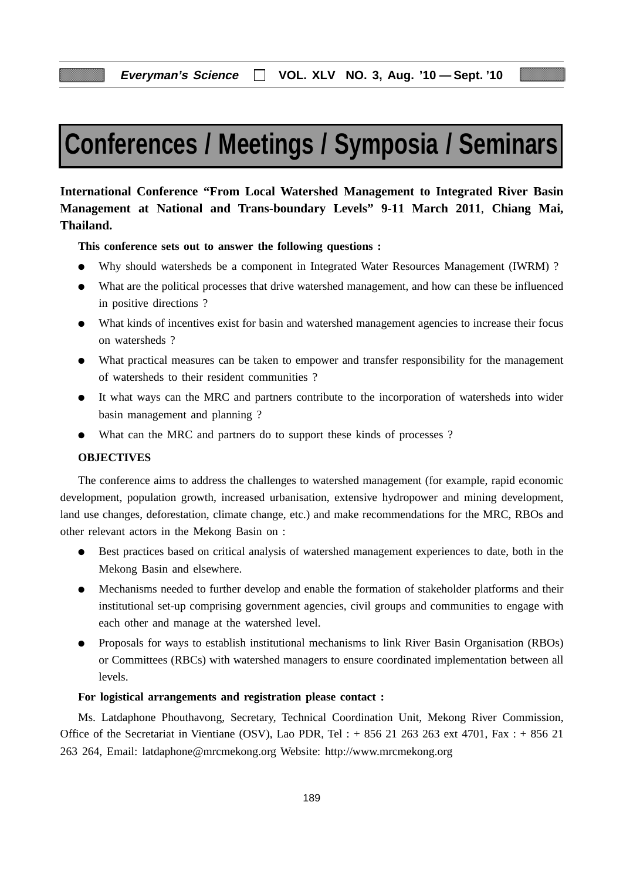# Conferences / Meetings / Symposia / Seminars

**International Conference "From Local Watershed Management to Integrated River Basin Management at National and Trans-boundary Levels" 9-11 March 2011, Chiang Mai, Thailand.**

**This conference sets out to answer the following questions :**

- Why should watersheds be a component in Integrated Water Resources Management (IWRM) ?
- What are the political processes that drive watershed management, and how can these be influenced in positive directions ?
- What kinds of incentives exist for basin and watershed management agencies to increase their focus on watersheds ?
- What practical measures can be taken to empower and transfer responsibility for the management of watersheds to their resident communities ?
- It what ways can the MRC and partners contribute to the incorporation of watersheds into wider basin management and planning ?
- What can the MRC and partners do to support these kinds of processes ?

**OBJECTIVES**

The conference aims to address the challenges to watershed management (for example, rapid economic development, population growth, increased urbanisation, extensive hydropower and mining development, land use changes, deforestation, climate change, etc.) and make recommendations for the MRC, RBOs and other relevant actors in the Mekong Basin on :

- Best practices based on critical analysis of watershed management experiences to date, both in the Mekong Basin and elsewhere.
- Mechanisms needed to further develop and enable the formation of stakeholder platforms and their institutional set-up comprising government agencies, civil groups and communities to engage with each other and manage at the watershed level.
- Proposals for ways to establish institutional mechanisms to link River Basin Organisation (RBOs) or Committees (RBCs) with watershed managers to ensure coordinated implementation between all levels.

**For logistical arrangements and registration please contact :**

Ms. Latdaphone Phouthavong, Secretary, Technical Coordination Unit, Mekong River Commission, Office of the Secretariat in Vientiane (OSV), Lao PDR, Tel : + 856 21 263 263 ext 4701, Fax : + 856 21 263 264, Email: latdaphone@mrcmekong.org Website: http://www.mrcmekong.org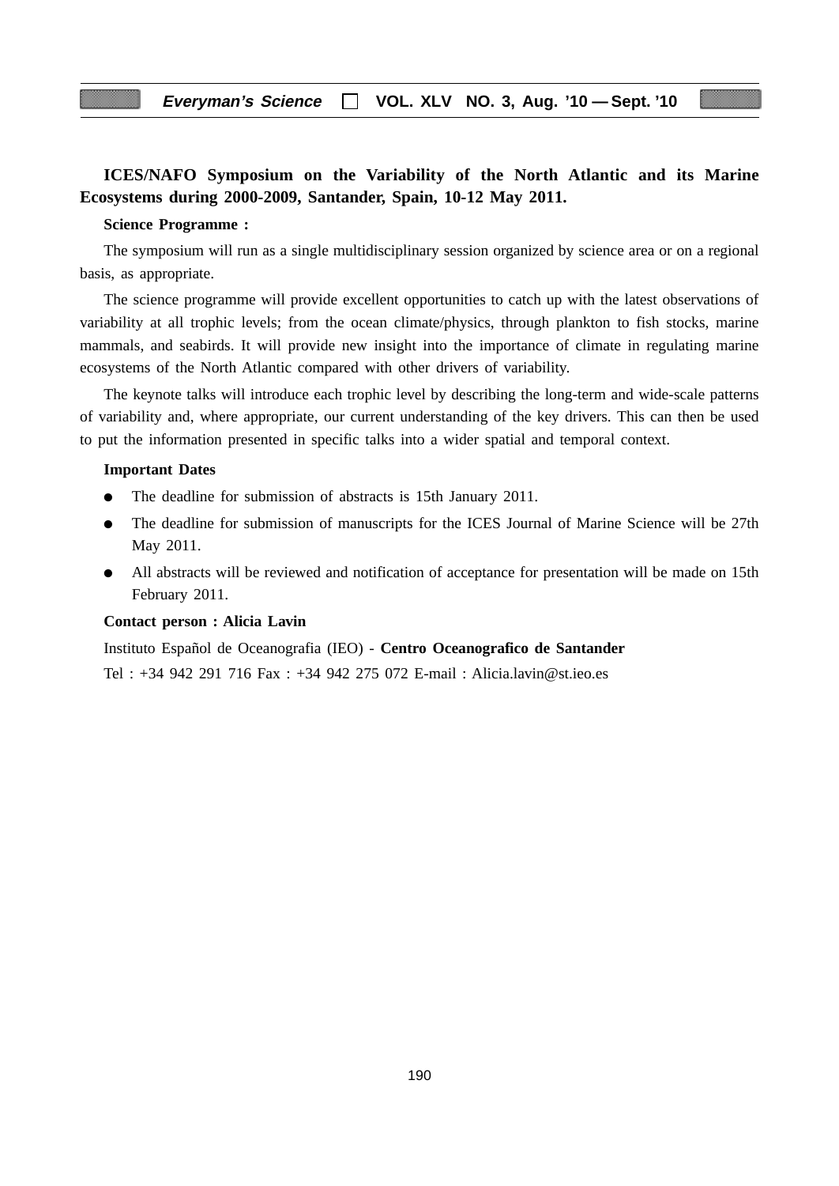**ICES/NAFO Symposium on the Variability of the North Atlantic and its Marine Ecosystems during 2000-2009, Santander, Spain, 10-12 May 2011.**

**Science Programme :**

The symposium will run as a single multidisciplinary session organized by science area or on a regional basis, as appropriate.

The science programme will provide excellent opportunities to catch up with the latest observations of variability at all trophic levels; from the ocean climate/physics, through plankton to fish stocks, marine mammals, and seabirds. It will provide new insight into the importance of climate in regulating marine ecosystems of the North Atlantic compared with other drivers of variability.

The keynote talks will introduce each trophic level by describing the long-term and wide-scale patterns of variability and, where appropriate, our current understanding of the key drivers. This can then be used to put the information presented in specific talks into a wider spatial and temporal context.

**Important Dates**

- The deadline for submission of abstracts is 15th January 2011.
- The deadline for submission of manuscripts for the ICES Journal of Marine Science will be 27th May 2011.
- All abstracts will be reviewed and notification of acceptance for presentation will be made on 15th February 2011.

**Contact person : Alicia Lavin**

Instituto Español de Oceanografia (IEO) - **Centro Oceanografico de Santander**

Tel : +34 942 291 716 Fax : +34 942 275 072 E-mail : Alicia.lavin@st.ieo.es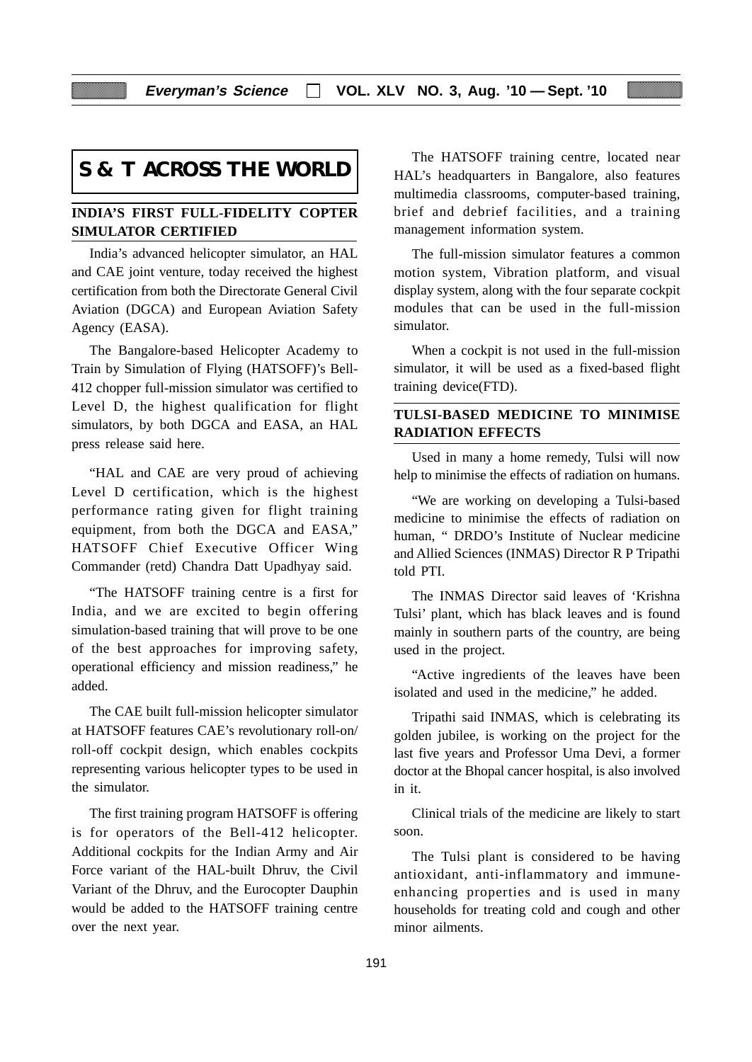# S & T ACROSS THE WORLD

## INDIA'S FIRST FULL-FIDELITY COPTER SIMULATOR CERTIFIED

India's advanced helicopter simulator, an HAL and CAE joint venture, today received the highest certification from both the Directorate General Civil Aviation (DGCA) and European Aviation Safety Agency (EASA).

The Bangalore-based Helicopter Academy to Train by Simulation of Flying (HATSOFF)'s Bell-412 chopper full-mission simulator was certified to Level D, the highest qualification for flight simulators, by both DGCA and EASA, an HAL press release said here.

"HAL and CAE are very proud of achieving Level D certification, which is the highest performance rating given for flight training equipment, from both the DGCA and EASA," HATSOFF Chief Executive Officer Wing Commander (retd) Chandra Datt Upadhyay said.

"The HATSOFF training centre is a first for India, and we are excited to begin offering simulation-based training that will prove to be one of the best approaches for improving safety, operational efficiency and mission readiness," he added.

The CAE built full-mission helicopter simulator at HATSOFF features CAE's revolutionary roll-on/roll-off cockpit design, which enables cockpits representing various helicopter types to be used in the simulator.

The first training program HATSOFF is offering is for operators of the Bell-412 helicopter. Additional cockpits for the Indian Army and Air Force variant of the HAL-built Dhruv, the Civil Variant of the Dhruv, and the Eurocopter Dauphin would be added to the HATSOFF training centre over the next year.

The HATSOFF training centre, located near HAL's headquarters in Bangalore, also features multimedia classrooms, computer-based training, brief and debrief facilities, and a training management information system.

The full-mission simulator features a common motion system, Vibration platform, and visual display system, along with the four separate cockpit modules that can be used in the full-mission simulator.

When a cockpit is not used in the full-mission simulator, it will be used as a fixed-based flight training device(FTD).

## TULSI-BASED MEDICINE TO MINIMISE RADIATION EFFECTS

Used in many a home remedy, Tulsi will now help to minimise the effects of radiation on humans.

"We are working on developing a Tulsi-based medicine to minimise the effects of radiation on human, " DRDO's Institute of Nuclear medicine and Allied Sciences (INMAS) Director R P Tripathi told PTI.

The INMAS Director said leaves of 'Krishna Tulsi' plant, which has black leaves and is found mainly in southern parts of the country, are being used in the project.

"Active ingredients of the leaves have been isolated and used in the medicine," he added.

Tripathi said INMAS, which is celebrating its golden jubilee, is working on the project for the last five years and Professor Uma Devi, a former doctor at the Bhopal cancer hospital, is also involved in it.

Clinical trials of the medicine are likely to start soon.

The Tulsi plant is considered to be having antioxidant, anti-inflammatory and immune-enhancing properties and is used in many households for treating cold and cough and other minor ailments.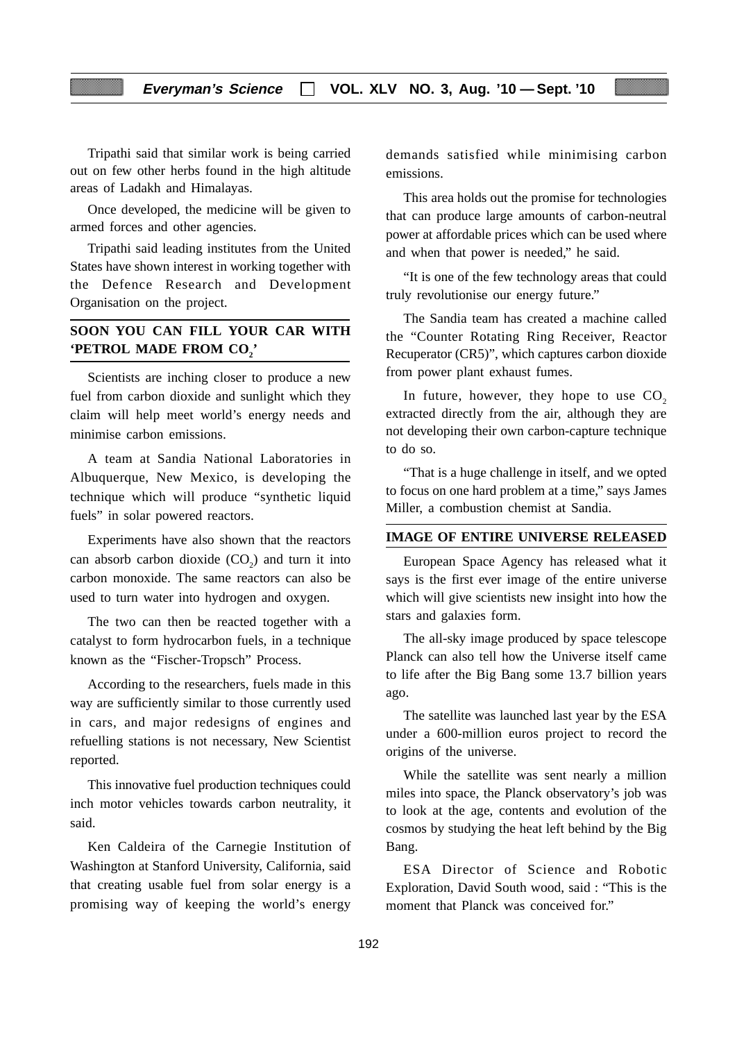Tripathi said that similar work is being carried out on few other herbs found in the high altitude areas of Ladakh and Himalayas.

Once developed, the medicine will be given to armed forces and other agencies.

Tripathi said leading institutes from the United States have shown interest in working together with the Defence Research and Development Organisation on the project.

## SOON YOU CAN FILL YOUR CAR WITH 'PETROL MADE FROM $CO_2$'

Scientists are inching closer to produce a new fuel from carbon dioxide and sunlight which they claim will help meet world's energy needs and minimise carbon emissions.

A team at Sandia National Laboratories in Albuquerque, New Mexico, is developing the technique which will produce "synthetic liquid fuels" in solar powered reactors.

Experiments have also shown that the reactors can absorb carbon dioxide ($CO_2$) and turn it into carbon monoxide. The same reactors can also be used to turn water into hydrogen and oxygen.

The two can then be reacted together with a catalyst to form hydrocarbon fuels, in a technique known as the "Fischer-Tropsch" Process.

According to the researchers, fuels made in this way are sufficiently similar to those currently used in cars, and major redesigns of engines and refuelling stations is not necessary, New Scientist reported.

This innovative fuel production techniques could inch motor vehicles towards carbon neutrality, it said.

Ken Caldeira of the Carnegie Institution of Washington at Stanford University, California, said that creating usable fuel from solar energy is a promising way of keeping the world's energy demands satisfied while minimising carbon emissions.

This area holds out the promise for technologies that can produce large amounts of carbon-neutral power at affordable prices which can be used where and when that power is needed," he said.

"It is one of the few technology areas that could truly revolutionise our energy future."

The Sandia team has created a machine called the "Counter Rotating Ring Receiver, Reactor Recuperator (CR5)", which captures carbon dioxide from power plant exhaust fumes.

In future, however, they hope to use $CO_2$ extracted directly from the air, although they are not developing their own carbon-capture technique to do so.

"That is a huge challenge in itself, and we opted to focus on one hard problem at a time," says James Miller, a combustion chemist at Sandia.

## IMAGE OF ENTIRE UNIVERSE RELEASED

European Space Agency has released what it says is the first ever image of the entire universe which will give scientists new insight into how the stars and galaxies form.

The all-sky image produced by space telescope Planck can also tell how the Universe itself came to life after the Big Bang some 13.7 billion years ago.

The satellite was launched last year by the ESA under a 600-million euros project to record the origins of the universe.

While the satellite was sent nearly a million miles into space, the Planck observatory's job was to look at the age, contents and evolution of the cosmos by studying the heat left behind by the Big Bang.

ESA Director of Science and Robotic Exploration, David South wood, said : "This is the moment that Planck was conceived for."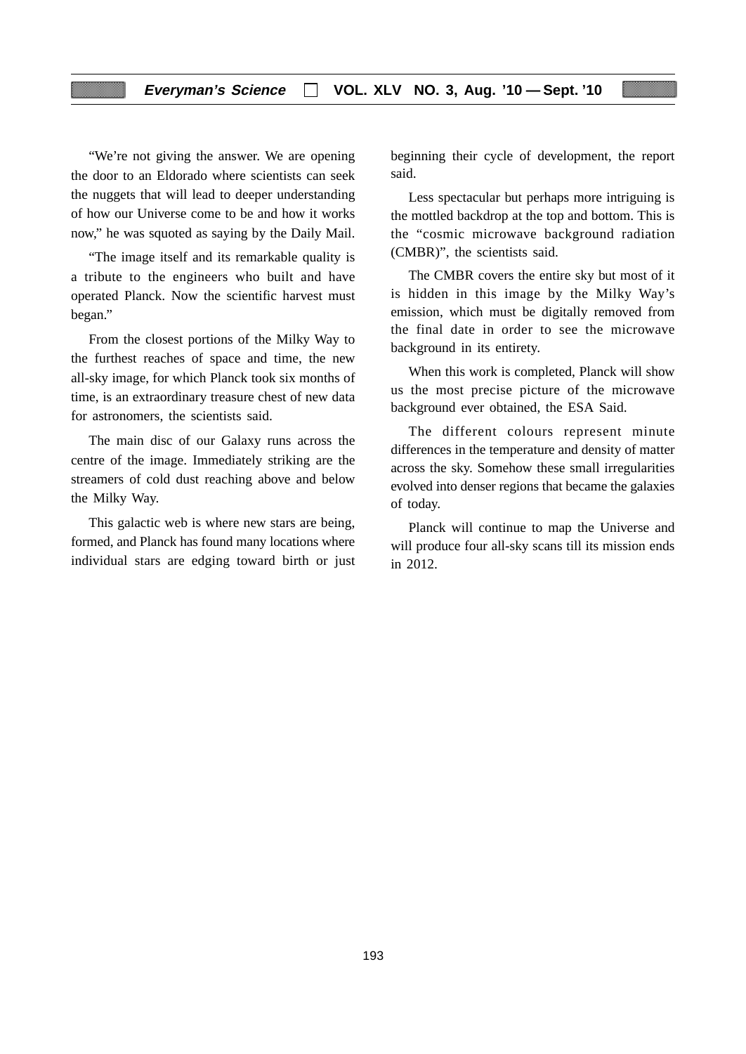"We're not giving the answer. We are opening the door to an Eldorado where scientists can seek the nuggets that will lead to deeper understanding of how our Universe come to be and how it works now," he was squoted as saying by the Daily Mail.

"The image itself and its remarkable quality is a tribute to the engineers who built and have operated Planck. Now the scientific harvest must began."

From the closest portions of the Milky Way to the furthest reaches of space and time, the new all-sky image, for which Planck took six months of time, is an extraordinary treasure chest of new data for astronomers, the scientists said.

The main disc of our Galaxy runs across the centre of the image. Immediately striking are the streamers of cold dust reaching above and below the Milky Way.

This galactic web is where new stars are being, formed, and Planck has found many locations where individual stars are edging toward birth or just beginning their cycle of development, the report said.

Less spectacular but perhaps more intriguing is the mottled backdrop at the top and bottom. This is the "cosmic microwave background radiation (CMBR)", the scientists said.

The CMBR covers the entire sky but most of it is hidden in this image by the Milky Way's emission, which must be digitally removed from the final date in order to see the microwave background in its entirety.

When this work is completed, Planck will show us the most precise picture of the microwave background ever obtained, the ESA Said.

The different colours represent minute differences in the temperature and density of matter across the sky. Somehow these small irregularities evolved into denser regions that became the galaxies of today.

Planck will continue to map the Universe and will produce four all-sky scans till its mission ends in 2012.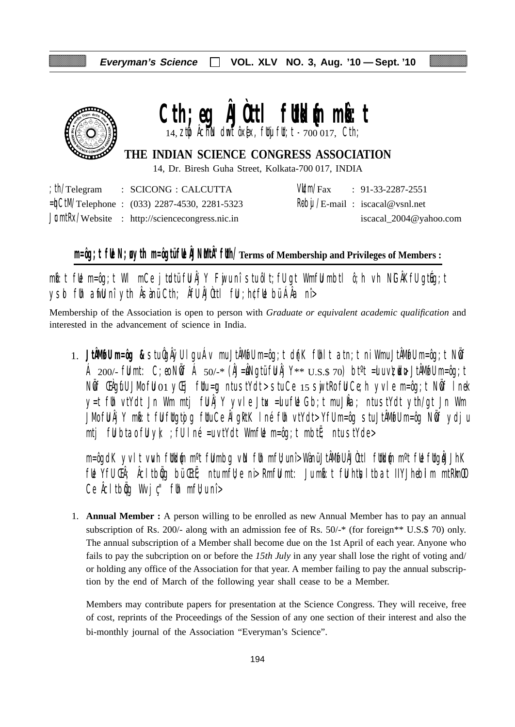# Cth;eg ÂJÒttl fUtkd{n mÃ:t

14, ztþ ÂchN dmt ôxþx, fUtuiUt; t - 700 017, Cth;

## THE INDIAN SCIENCE CONGRESS ASSOCIATION

14, Dr. Biresh Guha Street, Kolkata-700 017, INDIA

| | | | | |
|---|---|---|---|---|
| ; th/Telegram | : SCICONG : CALCUTTA | | Vu{m/Fax | : 91-33-2287-2551 |
| =þCtM/Telephone | : (033) 2287-4530, 2281-5323 | | RobU/E-mail | : iscacal@vsnl.net |
| JumtRx/Website | : http://sciencecongress.nic.in | | | iscacal_2004@yahoo.com |

### m=ô;t fUe N;øyth m=ôgtüfUeÂJNuMtÂ" fUth/ Terms of Membership and Privileges of Members :

mÃ:t fUe m=ô;t WI mCe jtdtü fUÂj Y Fjwunî stuôlt;fU gt WmfUu mbtl ô;h vh NiGÂKfU gtuÉg;t ysb fUh afuU unî yth Âsàu Cth; ÂfUÂJÒttl fU;h;fUe bü ÂÁa nî>

Membership of the Association is open to person with *Graduate or equivalent academic qualification* and interested in the advancement of science in India.

1. **JtÂMfU m=ôg &** stu Ôg¿Âÿ UI guÁ v muJtÂMfU m=ô;t d{nK fUhlt atn;t ni WmuJtÂMfU m=ô;t NöfÁ 200/- fUmt: C;eo NöfÁ 50/-* (Â)=ÂNgtü fUÂj Y** U.S.$ 70) bt{t =uuvzuÂt> JtÂMfU m=ô;t Nöf ŒÀgfU JMofU 01 yŒi fUu=g ntustYdt> stuCe 15 sjwtRofU Ce;h yvle m=ô;t Nöf lnek y=t fUh vtYdt Jn Wm mtj fUÂj Y yvle Jtu =uuvfUe Gb;t muJÂa; ntustYdt yth/gt Jn Wm JMofUÂj Y mÃ:t fUfUgtpg fUuCe ÂlgpKtK lné fUh vtYdt> YfU m=ôg stuJtÂMfU m=ôg Nöf ydju mtj fUbtaofU yk; ;fU lné =uvtYdt WmfUe m=ô;t mbtË; ntustYde>

m=ôgdK yvlt vuuh fUtkd{n mºt fUmbg vN fUh mfU;u nî> WànüJtÂMfU ÂJÒttl fUtkd{n mºt fUe fUtgoJtJhK fUe YfUŒÂ; Âcltbög büŒË; ntumfU;e ni> RmfUmt: Jumà:t fUht{ltbat llYJheblm mtRkmO Ce Âcltbög Wvj ç" fUh mfU;u nî>

1. **Annual Member :** A person willing to be enrolled as new Annual Member has to pay an annual subscription of Rs. 200/- along with an admission fee of Rs. 50/-* (for foreign** U.S.$ 70) only. The annual subscription of a Member shall become due on the 1st April of each year. Anyone who fails to pay the subcription on or before the *15th July* in any year shall lose the right of voting and/ or holding any office of the Association for that year. A member failing to pay the annual subscription by the end of March of the following year shall cease to be a Member.

   Members may contribute papers for presentation at the Science Congress. They will receive, free of cost, reprints of the Proceedings of the Session of any one section of their interest and also the bi-monthly journal of the Association "Everyman's Science".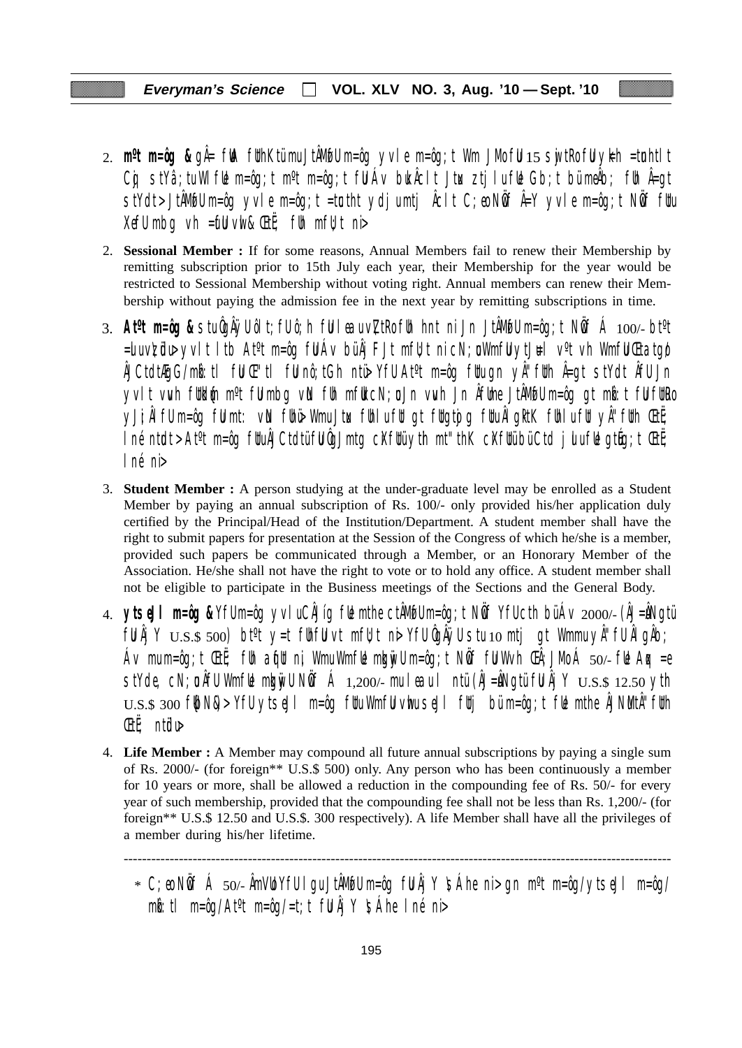2. **m ºt m=ôg &** gÂ= fuA fUhKtümuJtÂMøUm=ôg yvle m=ôg;t Wm JMofU 15 sw jtRofUy kh =tuhtlt Cq; stYâ;tuWl fUe m=ôg;t m ºt m=ôg;t fUÁv bukÂcl t Jtu ztjl ufUe Gb;t büm eÂb; fUh Â=gt stYdt> JtÂMøUm=ôg yvle m=ôg;t =tuhtht ydj umtj Âcl t C;eo NwÖf Â=Y yvle m=ôg;t NwÖf fUtu XefU mbg vh =fUh vw& Œtœ; fUh mfU;t ni>

2. **Sessional Member :** If for some reasons, Annual Members fail to renew their Membership by remitting subscription prior to 15th July each year, their Membership for the year would be restricted to Sessional Membership without voting right. Annual members can renew their Membership without paying the admission fee in the next year by remitting subscriptions in time.

3. **Atºt m=ôg &** stuÂgÂÿUôlt;fUô;h fUl eauvZtRofUh hnt ni Jn JtÂMøUm=ôg;t NwÖf Á 100/- btºt =uuvZdu> yvl t ltb Atºt m=ôg fUÁv büÂj FJt mfU;t ni cN;uWmfUytJu=l vºt vh WmfU Œtatgo ÂjCtdtÆgG/mkô:tl fU Œ"tl fUnô;tGh ntü> YfU Atºt m=ôg fUtugn yÂ"fUth Â=gt stYdt ÂfU Jn yvl t vuh fUtkdm ºt fUmbg vN fUh mfUtcN;uJn vuh Jn ÂfUhe JtÂMøUm=ôg gt mkô:t fU fUtRo yJi;ÂlfUm=ôg fUmt: vN fUhü> WmuJtu fUhlufU gt fUtgtp;g fUtuÂlgRtK fUhlufU yÂ"fUth Œtœ; lné ntdt> Atºt m=ôg fUtuÂjCtdtü fU ÔgJmtg cXfUüyth mt"thK cXfUübüCtd j uufUe gtÉg;t Œtœ; lné ni>

3. **Student Member :** A person studying at the under-graduate level may be enrolled as a Student Member by paying an annual subscription of Rs. 100/- only provided his/her application duly certified by the Principal/Head of the Institution/Department. A student member shall have the right to submit papers for presentation at the Session of the Congress of which he/she is a member, provided such papers be communicated through a Member, or an Honorary Member of the Association. He/she shall not have the right to vote or to hold any office. A student member shall not be eligible to participate in the Business meetings of the Sections and the General Body.

4. **ytseJl m=ôg &** YfUm=ôg yvluCÂJíg fUe mthe ctÂMøUm=ôg;t NwÖf YfUcth büÁv 2000/- (Âj=ïNgtü fUÂj Y U.S.$ 500) btºt y=t fUhfUvt mfU;t ni> YfU ÔgÂÿUstu 10 mtj gt Wmmu yÂ"fU ÂlgÂb; Áv mum=ôg;t Œtœ; fUh aqfUt ni; WmuWmfUe mkgwÿUm=ôg;t NwÖf fU Wvh ŒÂ;JMoÁ 50/- fUe Aqx =e stYde, cN;uÂfU WmfUe mkgwÿUNwÖf Á 1,200/- mu leau l ntü (Âj=ïNgtü fUÂj Y U.S.$ 12.50 yth U.S.$ 300 fUbN:). YfU ytseJl m=ôg fUtuWmfU vhu seJl fUtj büm=ôg;t fUe mthe ÂjNuMtÂ"fUth Œtœ; ntüdu>

4. **Life Member :** A Member may compound all future annual subscriptions by paying a single sum of Rs. 2000/- (for foreign** U.S.$ 500) only. Any person who has been continuously a member for 10 years or more, shall be allowed a reduction in the compounding fee of Rs. 50/- for every year of such membership, provided that the compounding fee shall not be less than Rs. 1,200/- (for foreign** U.S.$ 12.50 and U.S.$. 300 respectively). A life Member shall have all the privileges of a member during his/her lifetime.

---

* C;eo NwÖf Á 50/- ÂmVoUYfU lgu JtÂMøUm=ôg fUÂj Y \$Áhe ni> gn m ºt m=ôg/ytseJl m=ôg/mkô:tl m=ôg/Atºt m=ôg/=t;t fUÂj Y \$Áhe lné ni>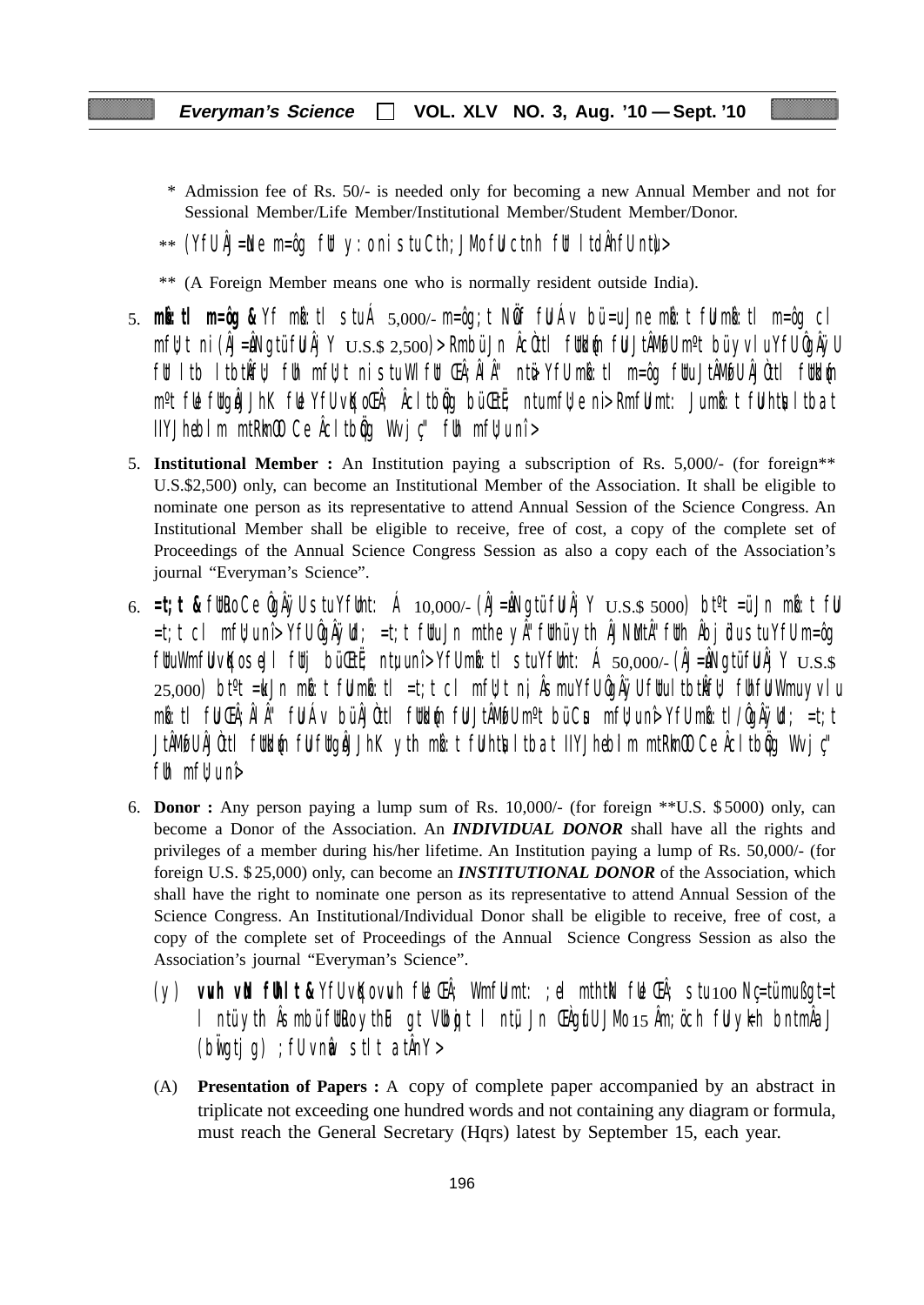\* Admission fee of Rs. 50/- is needed only for becoming a new Annual Member and not for Sessional Member/Life Member/Institutional Member/Student Member/Donor.

\*\* (YfUÂJ=Ne m=ôg fU y:oni stuCth;JMofUctnh fU ltdÂnfUntU>

\*\* (A Foreign Member means one who is normally resident outside India).

5. **mkb:tl m=ôg &** Yf mkb:tl stuÁ 5,000/- m=ôg;t Nüf fUÁv bü=uJne mkb:t fUmkb:tl m=ôg cl mfU;t ni (ÂJ=ÂNgtüfUÂj Y U.S.$ 2,500)> RmbüJn ÂcÔtl fUtkd'ün fUJtÂMfUmºt büyvlu YfUÂgÂÿU fUt ltb ltbtÂfU; fUh mfU;t ni stuWl fUt CtÂ;ÂlÂ" ntü> YfUmkb:tl m=ôg fUu JtÂMfU ÂJÔtl fUtkd'ün mºt fUe fUtgðJtnK fUe YfUvq KoC ÂcltbÛg büÜtË; ntumfU;e ni> RmfUmt: Jumkb:t fUhtÉð ltbat llYJheblm mtRkmOCe Âcltbûg Wvj ç" fUh mfU;unî>

5. **Institutional Member :** An Institution paying a subscription of Rs. 5,000/- (for foreign\*\* U.S.$2,500) only, can become an Institutional Member of the Association. It shall be eligible to nominate one person as its representative to attend Annual Session of the Science Congress. An Institutional Member shall be eligible to receive, free of cost, a copy of the complete set of Proceedings of the Annual Science Congress Session as also a copy each of the Association's journal "Everyman's Science".

6. **=t;t &** fUtRoCe ÛgÂÿU stuYfUbmt: Á 10,000/- (ÂJ=ÂNgtü fUtÂj Y U.S.$ 5000) bt®t =üJn mkb:t fUt =t;t cl mfU;unî> YfUÛgÂÿUd; =t;t fUtuJn mthe yÂ" fUthüyth ÂjNUtÂ" fUth Âbj ûdus stuYfU m=ôg fUtuWmfUvKoseJl fUtj büÜtË; ntu;unî> YfUmkb:tl stuYfUbmt: Á 50,000/- (ÂJ=ÂNgtü fUtÂj Y U.S.$ 25,000) bt®t =kJn mkb:t fUmkb:tl =t;t cl mfU;t ni, ÂsmuYfUÛgÂÿUfUtultbtÂfU; fUhfUWmuyvlu mkb:tl fU CtÂ;ÂlÂ" fUÁv büÂJÔtl fUtkd'ün fUJtÂMfUmºt büCtd mfU;unî> YfUmkb:tl/ÛgÂÿUd; =t;t JtÂMfUÂJÔtl fUtkd'ün fUfUtgðJtnK ythmkb:t fUhtÉð ltbat llYJheblm mtRkmOCe Âcltbûg Wvj ç" fUh mfU;unî>

6. **Donor :** Any person paying a lump sum of Rs. 10,000/- (for foreign \*\*U.S. \$5000) only, can become a Donor of the Association. An ***INDIVIDUAL DONOR*** shall have all the rights and privileges of a member during his/her lifetime. An Institution paying a lump of Rs. 50,000/- (for foreign U.S. \$25,000) only, can become an ***INSTITUTIONAL DONOR*** of the Association, which shall have the right to nominate one person as its representative to attend Annual Session of the Science Congress. An Institutional/Individual Donor shall be eligible to receive, free of cost, a copy of the complete set of Proceedings of the Annual Science Congress Session as also the Association's journal "Everyman's Science".

(y) **vuh vÌ fUtÂlt&** YfUvKovuh fUe CtÂ; WmfUmt: ;el mthtkN fUe CtÂ; stu 100 Nç=tümußgt=t l ntü ythÂsmbü fUtuRoythÏ gt VtbðÛgt l ntü, Jn CtÀgÛfUJMo 15 Âm;öch fUtyk®h bntmÂaJ (bÛgtj g) ;fU vnðp stlt atÂnY>

(A) **Presentation of Papers :** A copy of complete paper accompanied by an abstract in triplicate not exceeding one hundred words and not containing any diagram or formula, must reach the General Secretary (Hqrs) latest by September 15, each year.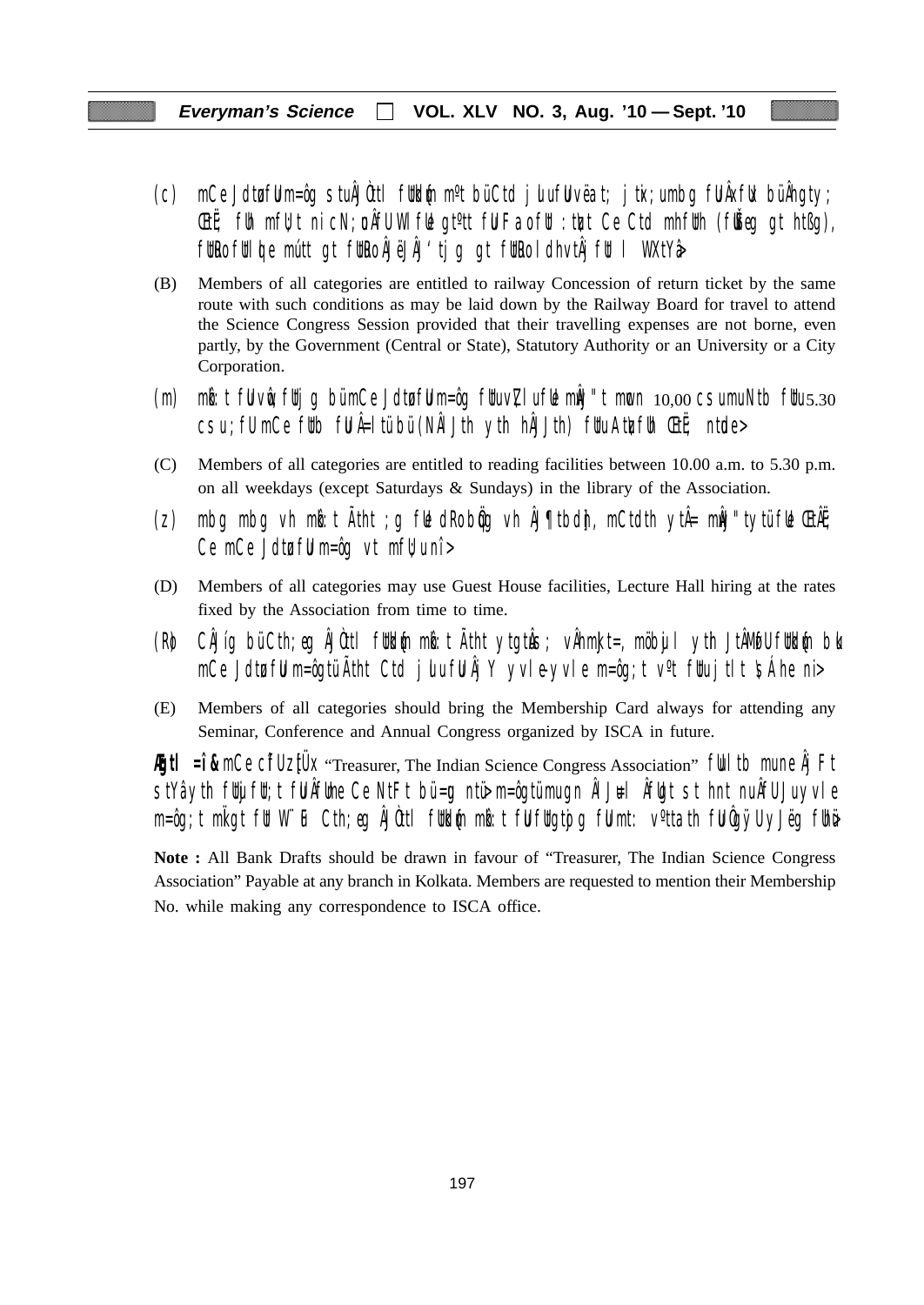(c) mCe JdtøfUm=ôg stuÂjÒttl fUkkd{m mºt büCtd j LufUlvëat; jtix;umbg fUlÂxfUx büÂhgty; ŒtÊ; fUh mfU;t nicN;ÞÂfUWI fUe gtºtt fUlFaofU :tdt Ce Ctd mhfUth (fUÿ eg gt htßg), fUtlotofUl ltu emútt gt fUtlotoÂjëJÂj‘tjg gt fUtlotol dhvtÂj fUl l WXtYa>

(B) Members of all categories are entitled to railway Concession of return ticket by the same route with such conditions as may be laid down by the Railway Board for travel to attend the Science Congress Session provided that their travelling expenses are not borne, even partly, by the Government (Central or State), Statutory Authority or an University or a City Corporation.

(m) mk:t fUlvô;fUtjg bümCe JdtøfUm=ôg fUluvZluflUe mÂj"t mwvn 10,00 csumuNtb fUu5.30 csu;fU mCe fUtb fUlÂ=ltübü (NÂlJth yth hÂjJth) fUluAtuçfUh ŒtÊ; ntdu>

(C) Members of all categories are entitled to reading facilities between 10.00 a.m. to 5.30 p.m. on all weekdays (except Saturdays & Sundays) in the library of the Association.

(z) mbg mbg vh mk:t Ãtht ;g fUe dRobönüg vh Âj¶tbdn, mCtdth ytÂ= mÂj"tytüfUe ŒtÂÊ; Ce mCe JdtøfUm=ôg vt mfU;unî>

(D) Members of all categories may use Guest House facilities, Lecture Hall hiring at the rates fixed by the Association from time to time.

(R) CÂJíg büCth;eg ÂjÒttl fUkkd{m mk:t Ãtht ytgtuÂs; vÂhmk;t=, möbjul yth JtÂMfU fUkkd{m bü mCe JdtøfUm=ôgtüÃtht Ctd jufufUÂjY yvle-yvle m=ôg;t vºt fUluujtlt ȿÁhe ni>

(E) Members of all categories should bring the Membership Card always for attending any Seminar, Conference and Annual Congress organized by ISCA in future.

**Âgtl =î&** mCe cÎfUzÙÜx "Treasurer, The Indian Science Congress Association" fUllt b mune Âj Ft stYâyth fUtuj fU;t fUlÂfUne Ce NtFt bü=g ntü> m=ôgtümugn ÂlJuUl ÂfUgt s thnt nuÂfU Juyvle m=ôg;t mkÅgt fU W¨u Cth;eg ÂjÒttl fUkkd{m mk:t fUlfUtgtþg fUlmt: v ºttath fUlÂgÿUyJëg fUtu>

**Note :** All Bank Drafts should be drawn in favour of "Treasurer, The Indian Science Congress Association" Payable at any branch in Kolkata. Members are requested to mention their Membership No. while making any correspondence to ISCA office.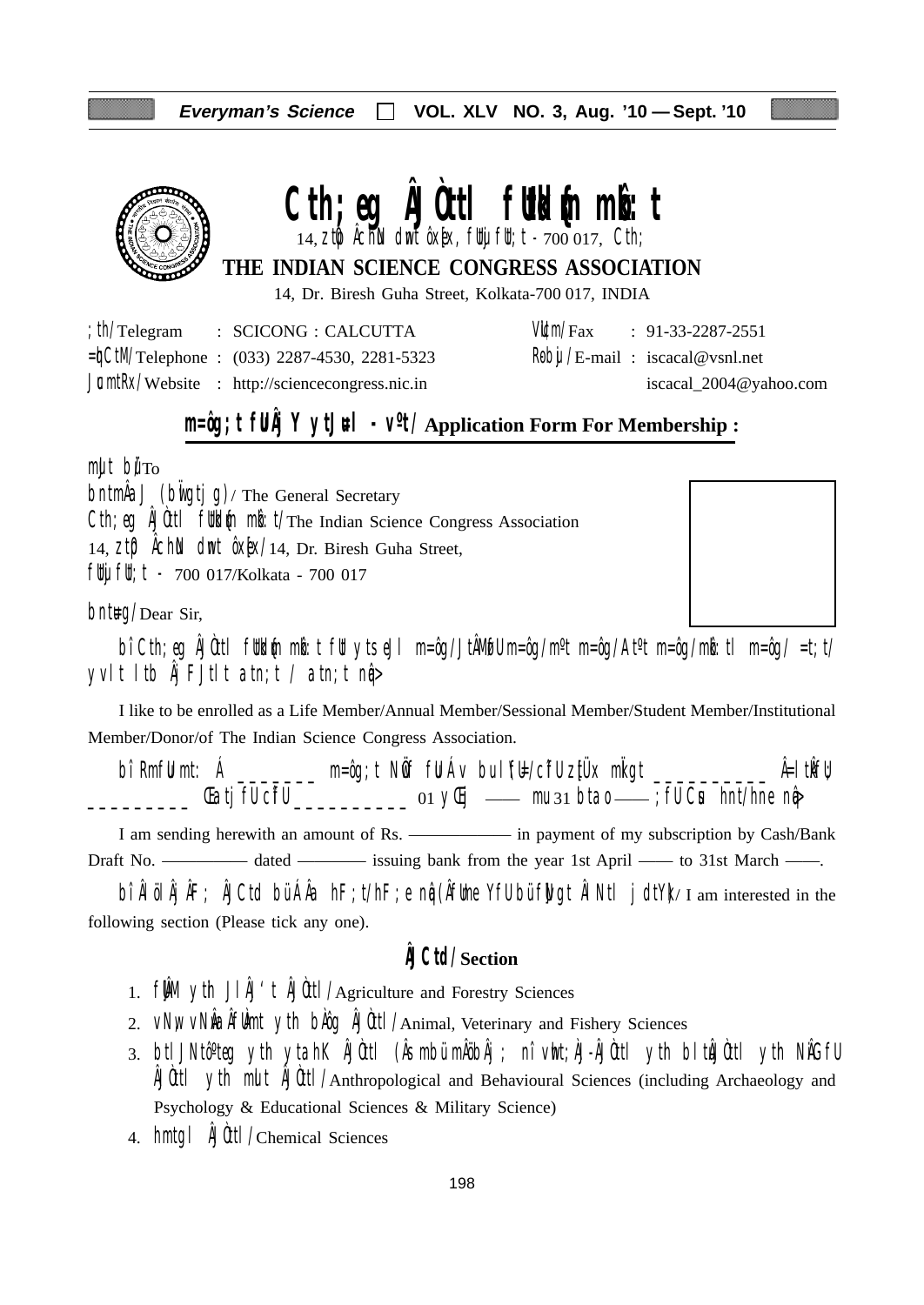# Cth;eg ÂJÒtl fUUkd[n mk: t

14, ztô ÂchN dmt ôxfx, fUtjuft;t - 700 017, Cth;

**THE INDIAN SCIENCE CONGRESS ASSOCIATION**

14, Dr. Biresh Guha Street, Kolkata-700 017, INDIA

| | | | |
|---|---|---|---|
| ;th/Telegram | : SCICONG : CALCUTTA | VUtm/Fax | : 91-33-2287-2551 |
| =bCtM/Telephone | : (033) 2287-4530, 2281-5323 | Robju/E-mail | : iscacal@vsnl.net |
| JuntRx/Website | : http://sciencecongress.nic.in | | iscacal_2004@yahoo.com |

## m=ôg;t fUUÂ Y ytJu!l - v\ºt/ Application Form For Membership :

mJt bü/To

bntmÂa J (bWgtjg)/ The General Secretary

Cth;eg ÂJÒtl fUUkd[n mk: t/The Indian Science Congress Association

14, ztô ÂchN dmt ôxfx/14, Dr. Biresh Guha Street,

fUtjuft;t - 700 017/Kolkata - 700 017

bntu=g/Dear Sir,

bî Cth;eg ÂJÒtl fUUkd[n mk: t fUt ytseJl m=ôg/JtÂMtfU m=ôg/mºt m=ôg/Atºt m=ôg/mk: tl m=ôg/ =t;t/ yvlt ltb ÂFJtlt atn;t / atn;t nqâ>

I like to be enrolled as a Life Member/Annual Member/Sessional Member/Student Member/Institutional Member/Donor/of The Indian Science Congress Association.

bî RmfUu mt: Á _______ m=ôg;t NöfU fUtÁv bulfUt/cîfU zt[Ux mkgt __________ Â=ltkfU/ _________ Gatj fUcîfU __________ 01 yÃj —— mu 31 btao —— ;fU Cus hnt/hne nqâ>

I am sending herewith an amount of Rs. ———— in payment of my subscription by Cash/Bank Draft No. ———— dated ———— issuing bank from the year 1st April —— to 31st March ——.

bî ÂlöÂjÂF; ÂJCtd bü Áa hF;t/hF;e nqâ (ÂfUme YfU bü fUgt Â Ntl jdtYk)/ I am interested in the following section (Please tick any one).

### ÂJCtd/Section

1. fUÂM yth JlÂj' t ÂJÒtl/Agriculture and Forestry Sciences
2. vNw, vNÂa ÂfUÀmt yth bÀôg ÂJÒtl/Animal, Veterinary and Fishery Sciences
3. btlJNtô\ºteg yth ytahK ÂJÒtl (Âs mbü mÂöbÂj; nî vwht;À-ÂJÒtl yth bltuÂJÒtl yth NÂGfU ÂJÒtl yth mlut ÂJÒtl/Anthropological and Behavioural Sciences (including Archaeology and Psychology & Educational Sciences & Military Science)
4. hmtgl ÂJÒtl/Chemical Sciences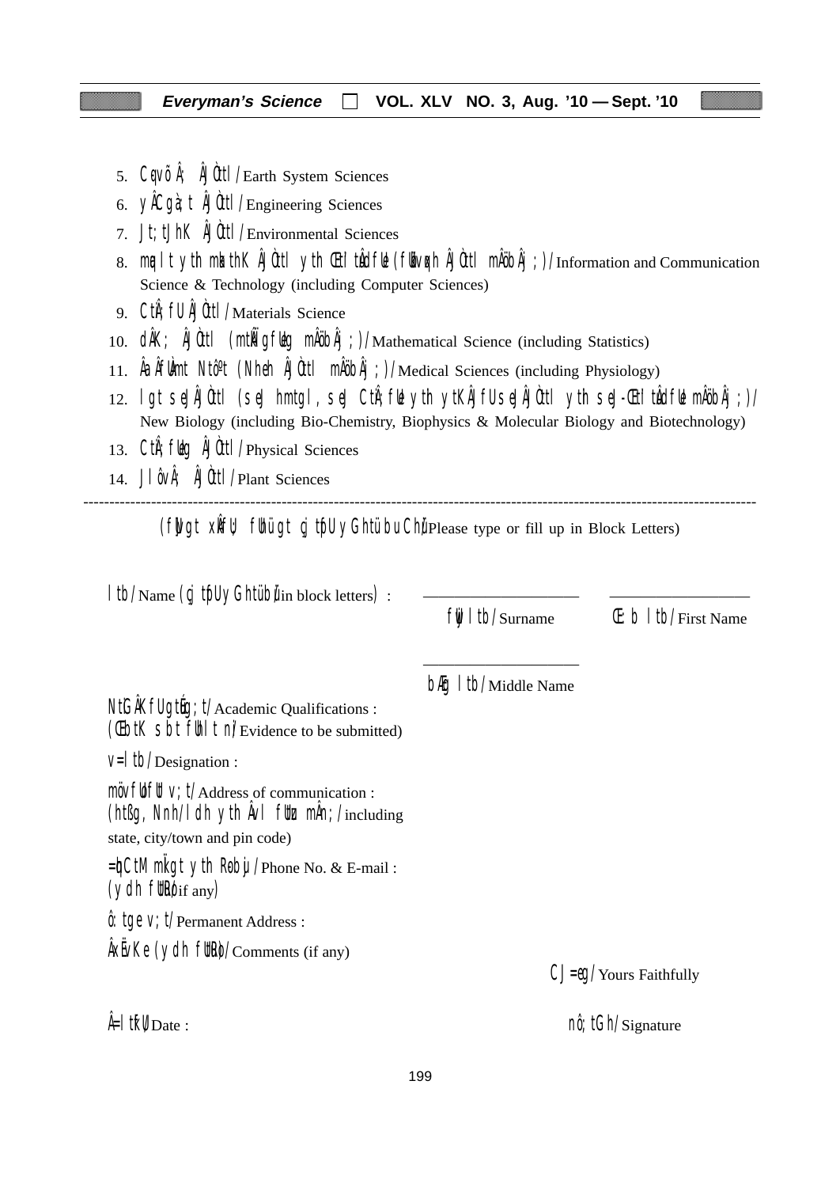5. Cqvõ Â; ÂJÒtl /Earth System Sciences
6. yÂCgà;t ÂJÒtl /Engineering Sciences
7. Jt;tJhK ÂJÒtl /Environmental Sciences
8. mqÚlt ythmkthK ÂJÒtl yth ŒtiãtuÂdfU (fUB…;qxh ÂJÒtl mÂöbÂj;)/Information and Communication Science & Technology (including Computer Sciences)
9. CtÂ;fU ÂJÒtl /Materials Science
10. dÂK; ÂJÒtl (mtkÂ;fUg mÂöbÂj;)/Mathematical Science (including Statistics)
11. ÂaÂfUÀmt Ntô~t (Nheh ÂJÒtl mÂöbÂj;)/Medical Sciences (including Physiology)
12. lgt seJÂJÒtl (seJ hmtgl, seJ CtÂ;fUe yth ytKÂJfU seJÂJÒtl yth seJ-ŒtiãtuÂdfUe mÂöbÂj;)/New Biology (including Bio-Chemistry, Biophysics & Molecular Biology and Biotechnology)
13. CtÂ;fUg ÂJÒtl /Physical Sciences
14. JlôvÂ; ÂJÒtl /Plant Sciences

---

(fÜvgt xtÂRv fUhü gt cæU yGhtüb CÜhü/Please type or fill up in Block Letters)

ltb/Name (cæU yGhtüb/in block letters) : \_\_\_\_\_\_\_\_\_\_\_\_ \_\_\_\_\_\_\_\_\_\_\_\_

fUwj ltb/Surname    Œ:b ltb/First Name

\_\_\_\_\_\_\_\_\_\_\_\_

bÆg ltb/Middle Name

NiGÂKfU gtuÉg;t/Academic Qualifications :
(ŒbtK sbt fUhlt n/Evidence to be submitted)

v=ltb/Designation :

mövfUo fUt v;t/Address of communication :
(htßg, Nnh/ldh yth Âvl fUtuz mÂn;/including state, city/town and pin code)

=uhCtMmkÏgt yth R-bu÷/Phone No. & E-mail :
(ydh fUtuR/if any)

ô:tge v;t/Permanent Address :

ÂxÃvKe (ydh fUtuR/Comments (if any)

CJ=eg/Yours Faithfully

Â=ltkfU/Date :

nô;tGh/Signature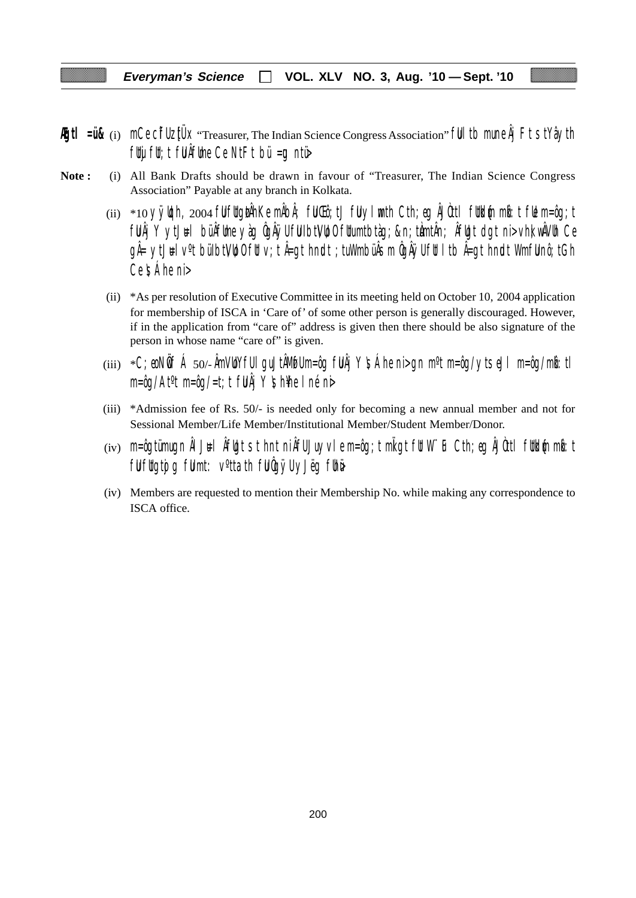**Ægtl =ü&** (i) mCecîUz[Üx "Treasurer, The Indian Science Congress Association" fUl tb muneÂj Ft s tYâyth fUtj fU; t fUÂfUne CeNtFt bü =g ntü>

**Note :** (i) All Bank Drafts should be drawn in favour of "Treasurer, The Indian Science Congress Association" Payable at any branch in Kolkata.

(ii) *10 yÿUcjh, 2004 fUfUtgbtÂhKe mÂbÂ; fUŒô; tJ fUy l mth Cth; eg ÂJ Òttl fUtbtâm mbk: t fUe m=ôg; t fUÂj Y ytJ=l bü ÂfUme yàg ÔgÂÿ UfUlbtVq O fUumtbtàg; &n; tùmtÂn; ÂfUgt dgt ni> vh, wÂVUh Ce gÂ= ytJ=l v¾tbülbtVq O fUv; tÂ=gt hndt; tuWmbüÂs m ÔgÂÿ UfUtlt b Â=gt hndt WmfUnô; tGh Ce ]Áhe ni>

(ii) *As per resolution of Executive Committee in its meeting held on October 10, 2004 application for membership of ISCA in 'Care of' of some other person is generally discouraged. However, if in the application from "care of" address is given then there should be also signature of the person in whose name "care of" is given.

(iii) *C; eoNÜf Á 50/- ÂmVUYfUl guJtÂMfUm=ôg fUÂj Y ]Áhe ni> gn m¾tm=ôg/ytseJl m=ôg/mk: tl m=ôg/At¾tm=ôg/=t; t fUÂj Y ]h¥he l né ni>

(iii) *Admission fee of Rs. 50/- is needed only for becoming a new annual member and not for Sessional Member/Life Member/Institutional Member/Student Member/Donor.

(iv) m=ôgtümugn ÂlJ=l ÂfUgtj s th ntniÂfUJuyvl e m=ôg; t mk[gt fUtW¨ Eu Cth; eg ÂJ Òttl fUtbtâm mbk: t fUfUtgtþg fUmt: v¾ttath fUÔgÿ Uy Jëg fUhü>

(iv) Members are requested to mention their Membership No. while making any correspondence to ISCA office.